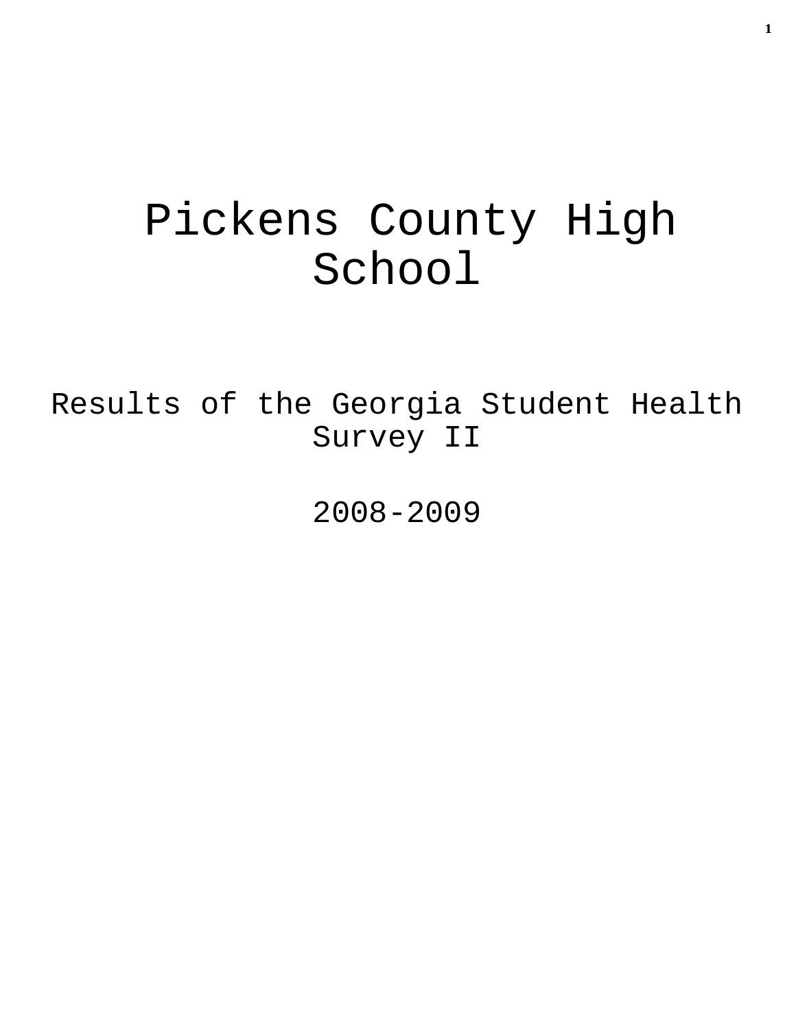# Pickens County High School

Results of the Georgia Student Health Survey II

2008-2009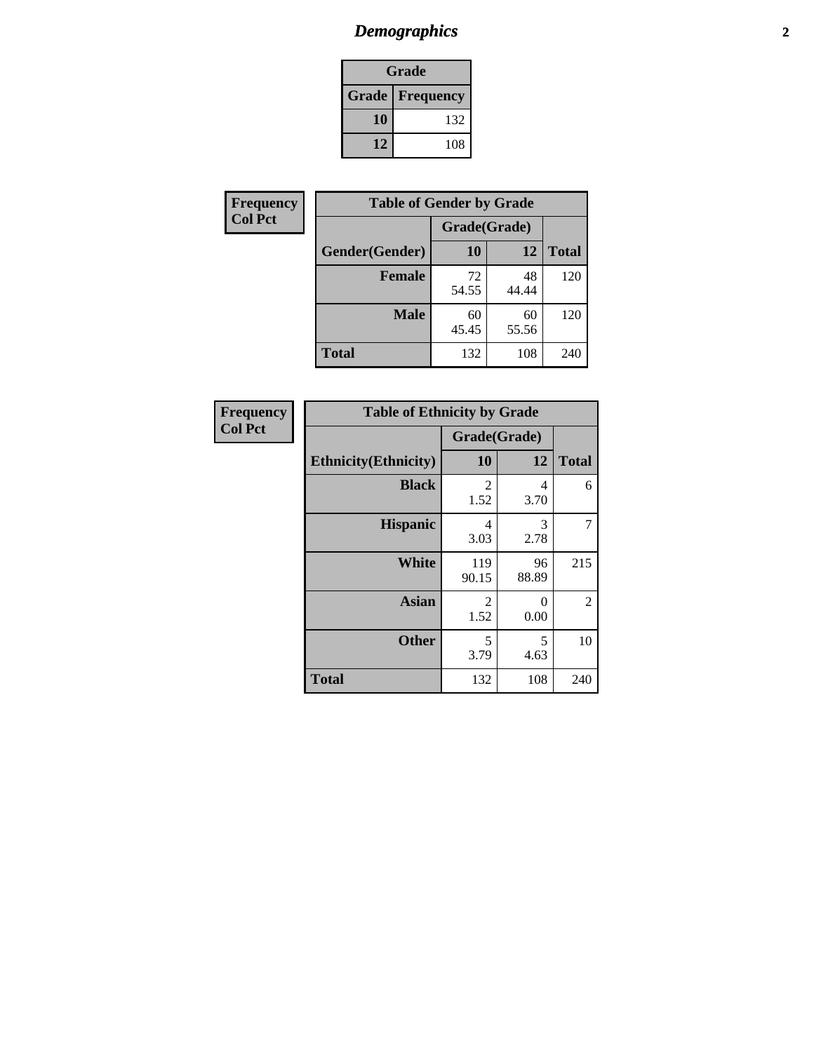# *Demographics*

| Grade | |
|---|---|
| **Grade** | **Frequency** |
| **10** | 132 |
| **12** | 108 |

**Frequency**
**Col Pct**

| Table of Gender by Grade | | | |
|---|---|---|---|
| | Grade(Grade) | | |
| **Gender(Gender)** | **10** | **12** | **Total** |
| **Female** | 72<br>54.55 | 48<br>44.44 | 120 |
| **Male** | 60<br>45.45 | 60<br>55.56 | 120 |
| **Total** | 132 | 108 | 240 |

**Frequency**
**Col Pct**

| Table of Ethnicity by Grade | | | |
|---|---|---|---|
| | Grade(Grade) | | |
| **Ethnicity(Ethnicity)** | **10** | **12** | **Total** |
| **Black** | 2<br>1.52 | 4<br>3.70 | 6 |
| **Hispanic** | 4<br>3.03 | 3<br>2.78 | 7 |
| **White** | 119<br>90.15 | 96<br>88.89 | 215 |
| **Asian** | 2<br>1.52 | 0<br>0.00 | 2 |
| **Other** | 5<br>3.79 | 5<br>4.63 | 10 |
| **Total** | 132 | 108 | 240 |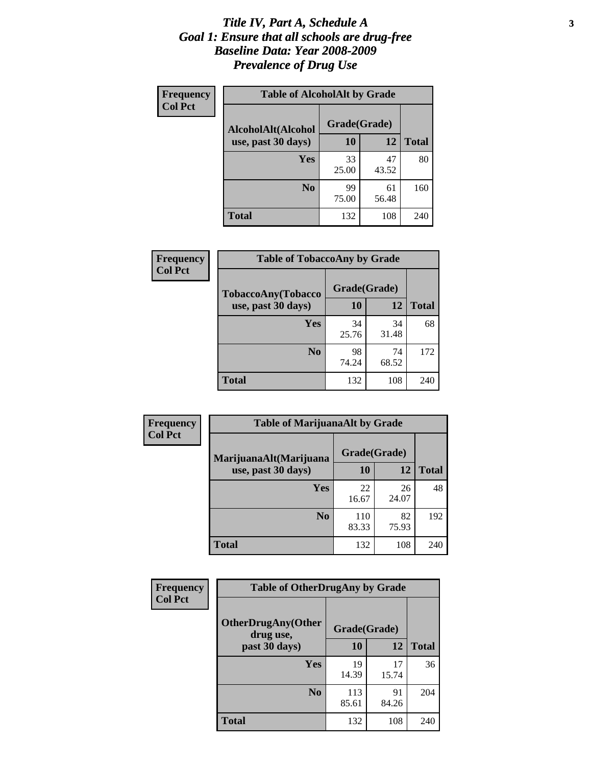# *Title IV, Part A, Schedule A*
# *Goal 1: Ensure that all schools are drug-free*
# *Baseline Data: Year 2008-2009*
# *Prevalence of Drug Use*

**Frequency**
**Col Pct**

| Table of AlcoholAlt by Grade | | | |
|---|---|---|---|
| AlcoholAlt(Alcohol use, past 30 days) | Grade(Grade) | | |
| | 10 | 12 | Total |
| Yes | 33<br>25.00 | 47<br>43.52 | 80 |
| No | 99<br>75.00 | 61<br>56.48 | 160 |
| Total | 132 | 108 | 240 |

**Frequency**
**Col Pct**

| Table of TobaccoAny by Grade | | | |
|---|---|---|---|
| TobaccoAny(Tobacco use, past 30 days) | Grade(Grade) | | |
| | 10 | 12 | Total |
| Yes | 34<br>25.76 | 34<br>31.48 | 68 |
| No | 98<br>74.24 | 74<br>68.52 | 172 |
| Total | 132 | 108 | 240 |

**Frequency**
**Col Pct**

| Table of MarijuanaAlt by Grade | | | |
|---|---|---|---|
| MarijuanaAlt(Marijuana use, past 30 days) | Grade(Grade) | | |
| | 10 | 12 | Total |
| Yes | 22<br>16.67 | 26<br>24.07 | 48 |
| No | 110<br>83.33 | 82<br>75.93 | 192 |
| Total | 132 | 108 | 240 |

**Frequency**
**Col Pct**

| Table of OtherDrugAny by Grade | | | |
|---|---|---|---|
| OtherDrugAny(Other drug use, past 30 days) | Grade(Grade) | | |
| | 10 | 12 | Total |
| Yes | 19<br>14.39 | 17<br>15.74 | 36 |
| No | 113<br>85.61 | 91<br>84.26 | 204 |
| Total | 132 | 108 | 240 |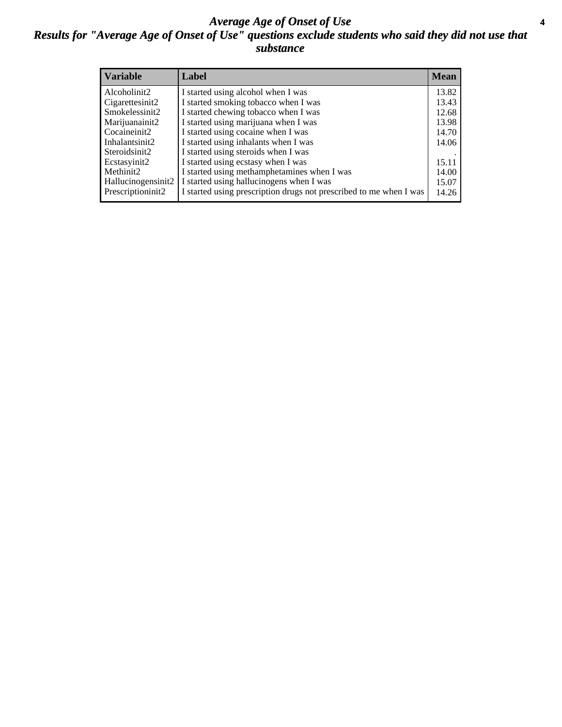# *Average Age of Onset of Use*

## *Results for "Average Age of Onset of Use" questions exclude students who said they did not use that substance*

| Variable | Label | Mean |
|---|---|---|
| Alcoholinit2 | I started using alcohol when I was | 13.82 |
| Cigarettesinit2 | I started smoking tobacco when I was | 13.43 |
| Smokelessinit2 | I started chewing tobacco when I was | 12.68 |
| Marijuanainit2 | I started using marijuana when I was | 13.98 |
| Cocaineinit2 | I started using cocaine when I was | 14.70 |
| Inhalantsinit2 | I started using inhalants when I was | 14.06 |
| Steroidsinit2 | I started using steroids when I was | . |
| Ecstasyinit2 | I started using ecstasy when I was | 15.11 |
| Methinit2 | I started using methamphetamines when I was | 14.00 |
| Hallucinogensinit2 | I started using hallucinogens when I was | 15.07 |
| Prescriptioninit2 | I started using prescription drugs not prescribed to me when I was | 14.26 |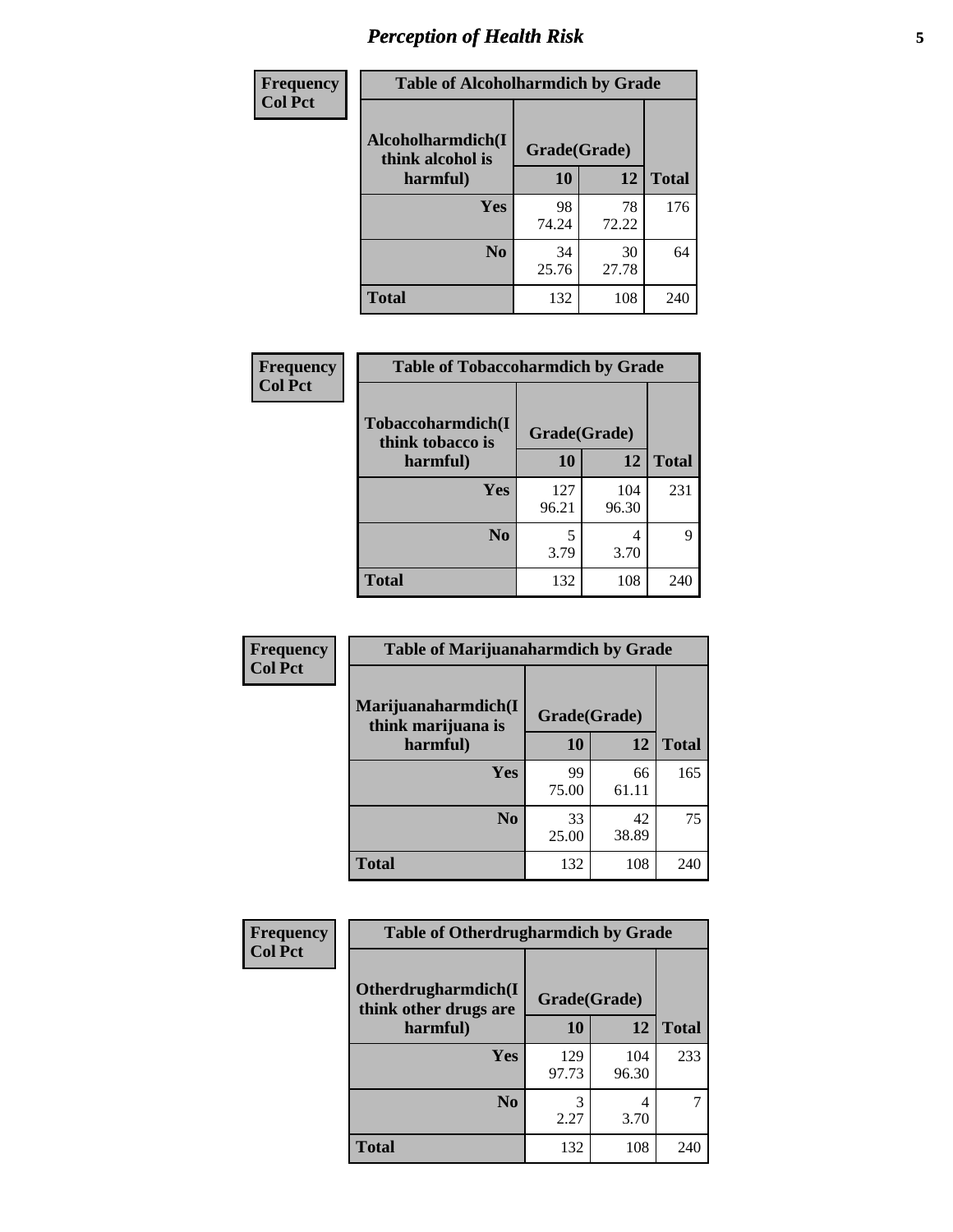| Frequency<br>Col Pct | Table of Alcoholharmdich by Grade | | |
|---|---|---|---|
| Alcoholharmdich(I think alcohol is harmful) | Grade(Grade) | | |
| | 10 | 12 | Total |
| Yes | 98<br>74.24 | 78<br>72.22 | 176 |
| No | 34<br>25.76 | 30<br>27.78 | 64 |
| Total | 132 | 108 | 240 |

| Frequency<br>Col Pct | Table of Tobaccoharmdich by Grade | | |
|---|---|---|---|
| Tobaccoharmdich(I think tobacco is harmful) | Grade(Grade) | | |
| | 10 | 12 | Total |
| Yes | 127<br>96.21 | 104<br>96.30 | 231 |
| No | 5<br>3.79 | 4<br>3.70 | 9 |
| Total | 132 | 108 | 240 |

| Frequency<br>Col Pct | Table of Marijuanaharmdich by Grade | | |
|---|---|---|---|
| Marijuanaharmdich(I think marijuana is harmful) | Grade(Grade) | | |
| | 10 | 12 | Total |
| Yes | 99<br>75.00 | 66<br>61.11 | 165 |
| No | 33<br>25.00 | 42<br>38.89 | 75 |
| Total | 132 | 108 | 240 |

| Frequency<br>Col Pct | Table of Otherdrugharmdich by Grade | | |
|---|---|---|---|
| Otherdrugharmdich(I think other drugs are harmful) | Grade(Grade) | | |
| | 10 | 12 | Total |
| Yes | 129<br>97.73 | 104<br>96.30 | 233 |
| No | 3<br>2.27 | 4<br>3.70 | 7 |
| Total | 132 | 108 | 240 |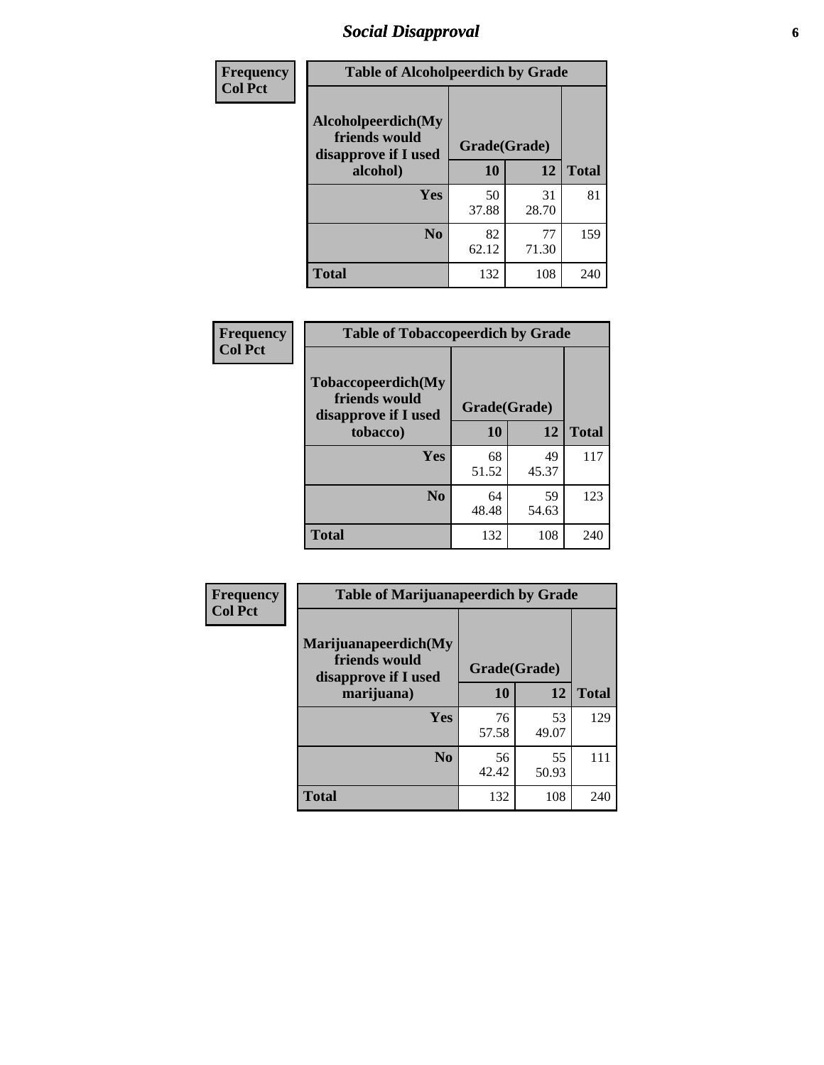## Social Disapproval

**Table of Alcoholpeerdich by Grade**

| Frequency / Col Pct — Alcoholpeerdich(My friends would disapprove if I used alcohol) | Grade(Grade) 10 | 12 | Total |
|---|---|---|---|
| Yes | 50<br>37.88 | 31<br>28.70 | 81 |
| No | 82<br>62.12 | 77<br>71.30 | 159 |
| Total | 132 | 108 | 240 |

**Table of Tobaccopeerdich by Grade**

| Frequency / Col Pct — Tobaccopeerdich(My friends would disapprove if I used tobacco) | Grade(Grade) 10 | 12 | Total |
|---|---|---|---|
| Yes | 68<br>51.52 | 49<br>45.37 | 117 |
| No | 64<br>48.48 | 59<br>54.63 | 123 |
| Total | 132 | 108 | 240 |

**Table of Marijuanapeerdich by Grade**

| Frequency / Col Pct — Marijuanapeerdich(My friends would disapprove if I used marijuana) | Grade(Grade) 10 | 12 | Total |
|---|---|---|---|
| Yes | 76<br>57.58 | 53<br>49.07 | 129 |
| No | 56<br>42.42 | 55<br>50.93 | 111 |
| Total | 132 | 108 | 240 |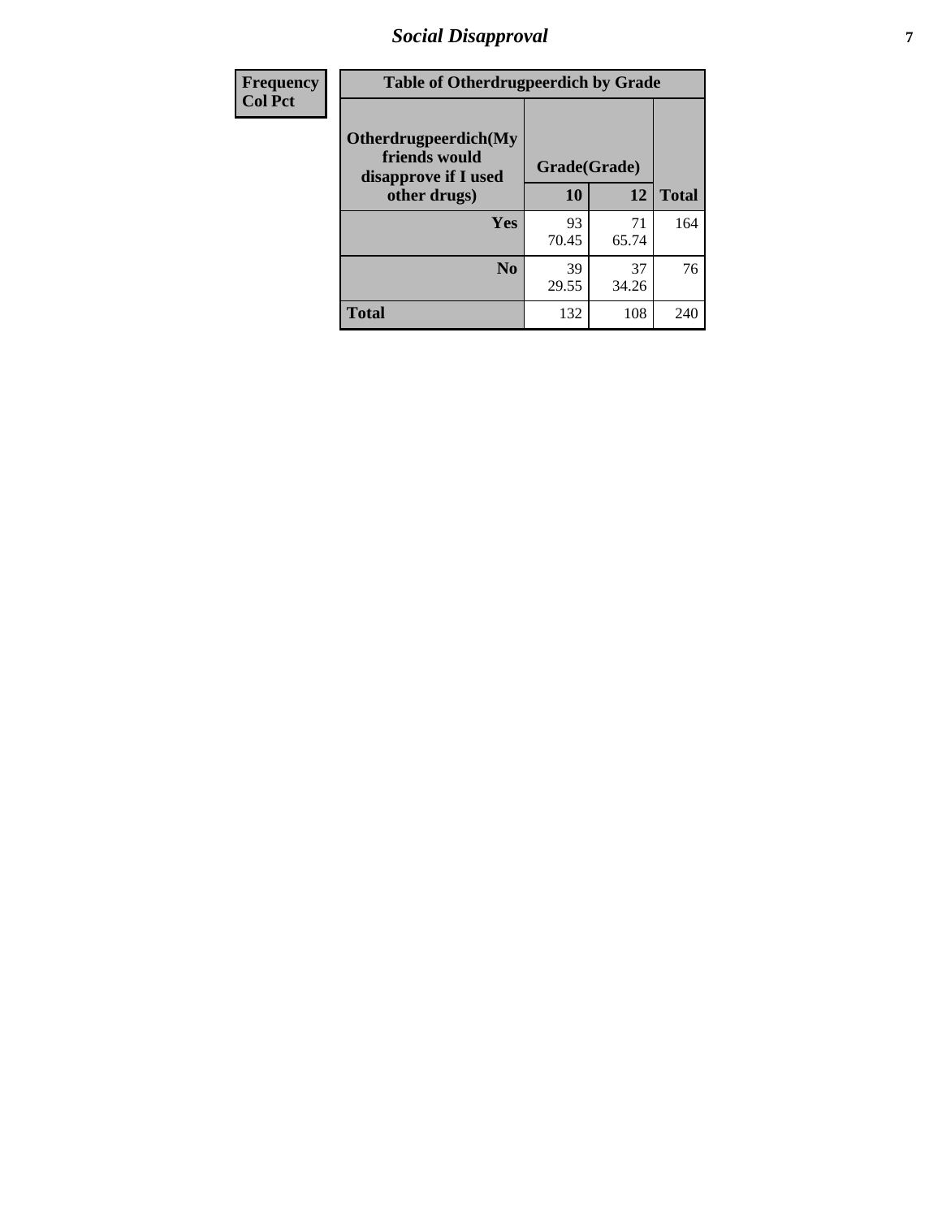| Frequency Col Pct | Table of Otherdrugpeerdich by Grade | | |
|---|---|---|---|
| Otherdrugpeerdich(My friends would disapprove if I used other drugs) | Grade(Grade) | | |
| | 10 | 12 | Total |
| Yes | 93<br>70.45 | 71<br>65.74 | 164 |
| No | 39<br>29.55 | 37<br>34.26 | 76 |
| Total | 132 | 108 | 240 |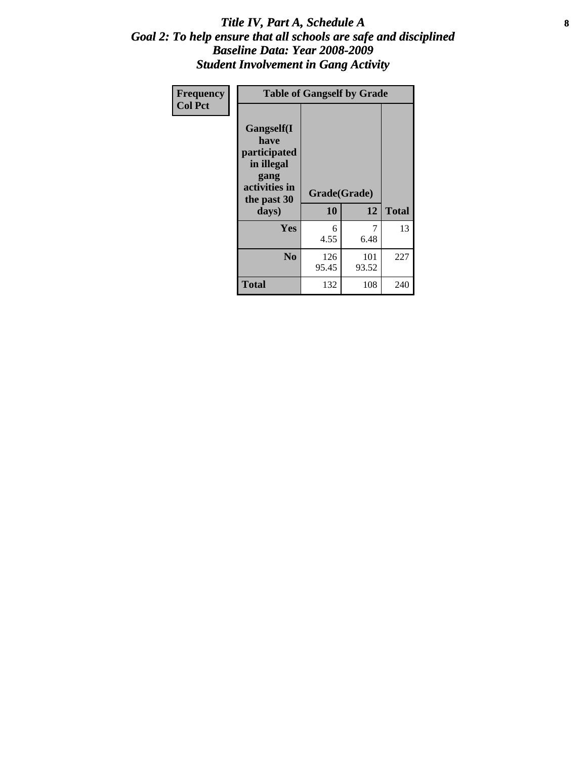# *Title IV, Part A, Schedule A*
## *Goal 2: To help ensure that all schools are safe and disciplined*
## *Baseline Data: Year 2008-2009*
## *Student Involvement in Gang Activity*

| Frequency<br>Col Pct | Table of Gangself by Grade | | |
|---|---|---|---|
| **Gangself(I have participated in illegal gang activities in the past 30 days)** | **Grade(Grade)** | | |
| | **10** | **12** | **Total** |
| **Yes** | 6<br>4.55 | 7<br>6.48 | 13 |
| **No** | 126<br>95.45 | 101<br>93.52 | 227 |
| **Total** | 132 | 108 | 240 |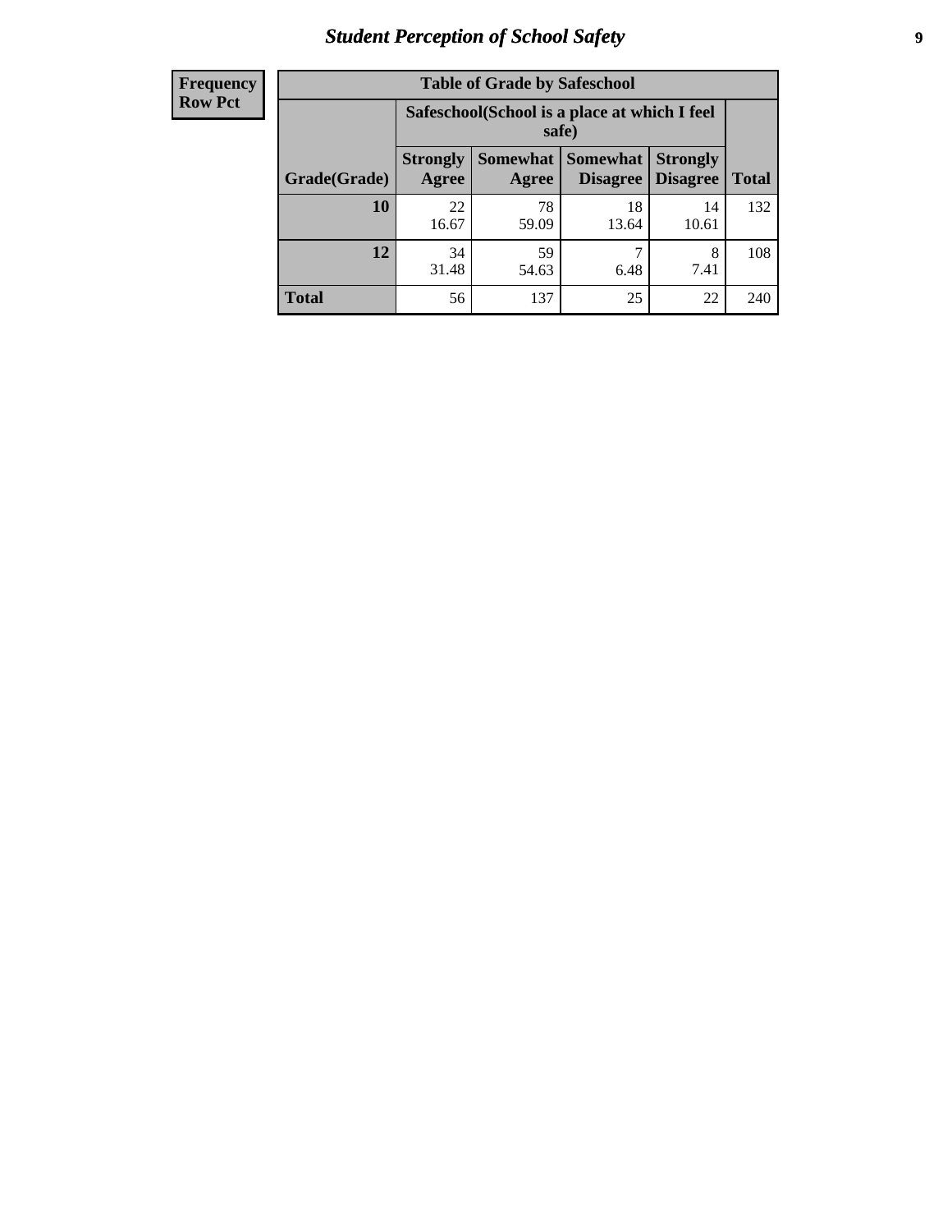# Student Perception of School Safety

| Frequency Row Pct | Table of Grade by Safeschool | | | | |
|---|---|---|---|---|---|
| | Safeschool(School is a place at which I feel safe) | | | | |
| Grade(Grade) | Strongly Agree | Somewhat Agree | Somewhat Disagree | Strongly Disagree | Total |
| 10 | 22<br>16.67 | 78<br>59.09 | 18<br>13.64 | 14<br>10.61 | 132 |
| 12 | 34<br>31.48 | 59<br>54.63 | 7<br>6.48 | 8<br>7.41 | 108 |
| Total | 56 | 137 | 25 | 22 | 240 |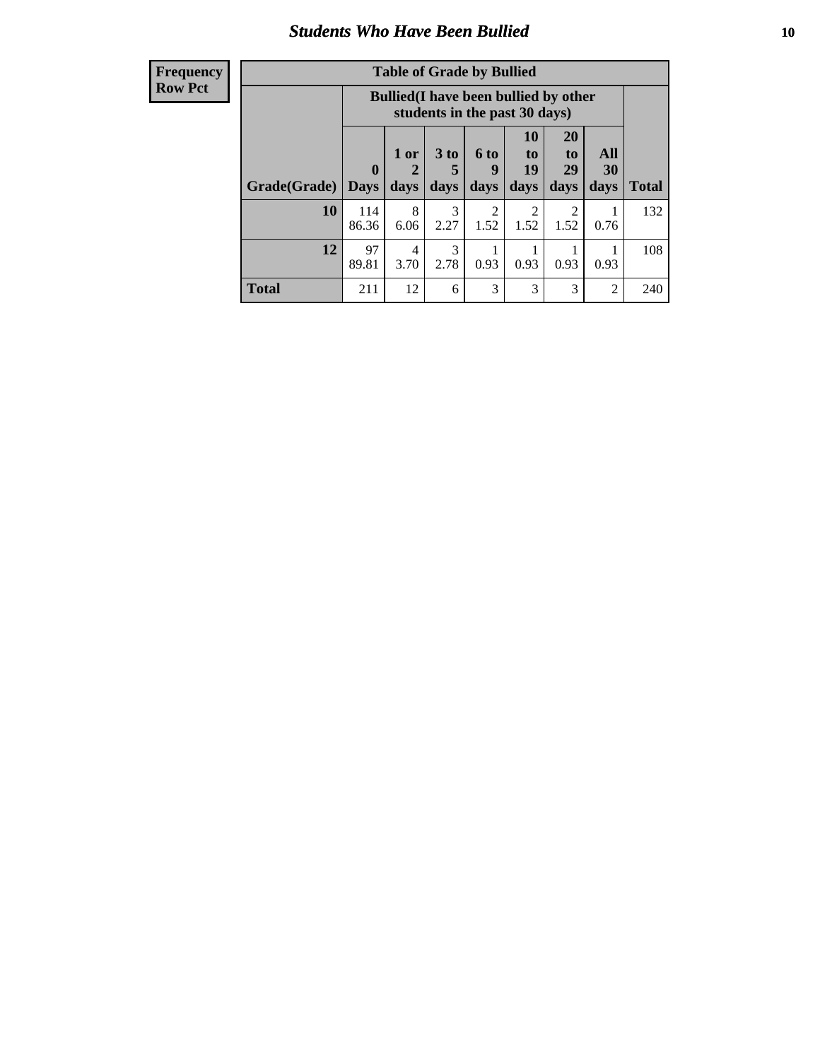# Students Who Have Been Bullied

| Frequency Row Pct |
|---|

**Table of Grade by Bullied**

| Grade(Grade) | Bullied(I have been bullied by other students in the past 30 days) | | | | | | | Total |
|---|---|---|---|---|---|---|---|---|
| | 0 Days | 1 or 2 days | 3 to 5 days | 6 to 9 days | 10 to 19 days | 20 to 29 days | All 30 days | |
| **10** | 114<br>86.36 | 8<br>6.06 | 3<br>2.27 | 2<br>1.52 | 2<br>1.52 | 2<br>1.52 | 1<br>0.76 | 132 |
| **12** | 97<br>89.81 | 4<br>3.70 | 3<br>2.78 | 1<br>0.93 | 1<br>0.93 | 1<br>0.93 | 1<br>0.93 | 108 |
| **Total** | 211 | 12 | 6 | 3 | 3 | 3 | 2 | 240 |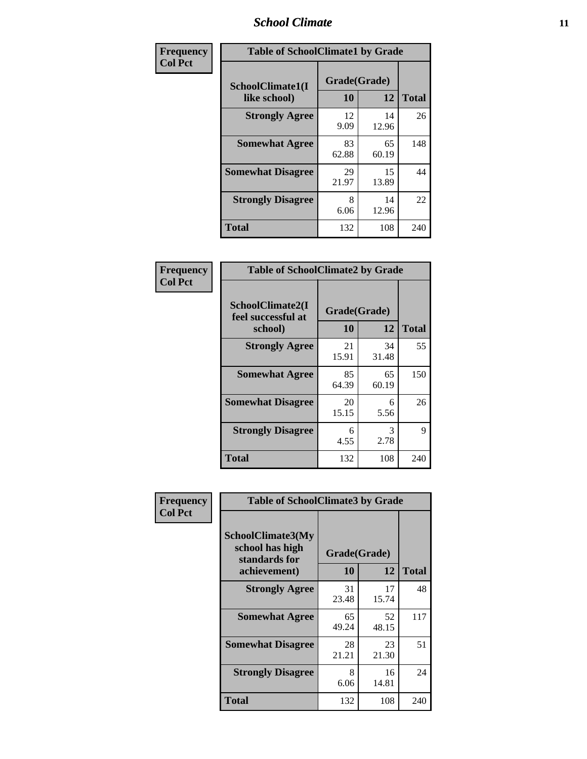| Frequency<br>Col Pct | Table of SchoolClimate1 by Grade | | |
|---|---|---|---|
| SchoolClimate1(I like school) | Grade(Grade) 10 | 12 | Total |
| Strongly Agree | 12<br>9.09 | 14<br>12.96 | 26 |
| Somewhat Agree | 83<br>62.88 | 65<br>60.19 | 148 |
| Somewhat Disagree | 29<br>21.97 | 15<br>13.89 | 44 |
| Strongly Disagree | 8<br>6.06 | 14<br>12.96 | 22 |
| Total | 132 | 108 | 240 |

| Frequency<br>Col Pct | Table of SchoolClimate2 by Grade | | |
|---|---|---|---|
| SchoolClimate2(I feel successful at school) | Grade(Grade) 10 | 12 | Total |
| Strongly Agree | 21<br>15.91 | 34<br>31.48 | 55 |
| Somewhat Agree | 85<br>64.39 | 65<br>60.19 | 150 |
| Somewhat Disagree | 20<br>15.15 | 6<br>5.56 | 26 |
| Strongly Disagree | 6<br>4.55 | 3<br>2.78 | 9 |
| Total | 132 | 108 | 240 |

| Frequency<br>Col Pct | Table of SchoolClimate3 by Grade | | |
|---|---|---|---|
| SchoolClimate3(My school has high standards for achievement) | Grade(Grade) 10 | 12 | Total |
| Strongly Agree | 31<br>23.48 | 17<br>15.74 | 48 |
| Somewhat Agree | 65<br>49.24 | 52<br>48.15 | 117 |
| Somewhat Disagree | 28<br>21.21 | 23<br>21.30 | 51 |
| Strongly Disagree | 8<br>6.06 | 16<br>14.81 | 24 |
| Total | 132 | 108 | 240 |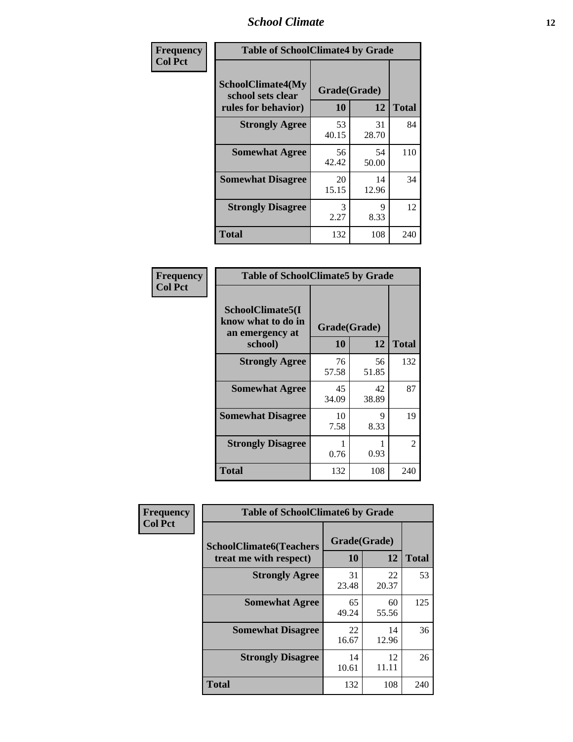## School Climate

| Frequency<br>Col Pct | Table of SchoolClimate4 by Grade | | |
|---|---|---|---|
| SchoolClimate4(My school sets clear rules for behavior) | Grade(Grade) | | |
| | 10 | 12 | Total |
| Strongly Agree | 53<br>40.15 | 31<br>28.70 | 84 |
| Somewhat Agree | 56<br>42.42 | 54<br>50.00 | 110 |
| Somewhat Disagree | 20<br>15.15 | 14<br>12.96 | 34 |
| Strongly Disagree | 3<br>2.27 | 9<br>8.33 | 12 |
| Total | 132 | 108 | 240 |

| Frequency<br>Col Pct | Table of SchoolClimate5 by Grade | | |
|---|---|---|---|
| SchoolClimate5(I know what to do in an emergency at school) | Grade(Grade) | | |
| | 10 | 12 | Total |
| Strongly Agree | 76<br>57.58 | 56<br>51.85 | 132 |
| Somewhat Agree | 45<br>34.09 | 42<br>38.89 | 87 |
| Somewhat Disagree | 10<br>7.58 | 9<br>8.33 | 19 |
| Strongly Disagree | 1<br>0.76 | 1<br>0.93 | 2 |
| Total | 132 | 108 | 240 |

| Frequency<br>Col Pct | Table of SchoolClimate6 by Grade | | |
|---|---|---|---|
| SchoolClimate6(Teachers treat me with respect) | Grade(Grade) | | |
| | 10 | 12 | Total |
| Strongly Agree | 31<br>23.48 | 22<br>20.37 | 53 |
| Somewhat Agree | 65<br>49.24 | 60<br>55.56 | 125 |
| Somewhat Disagree | 22<br>16.67 | 14<br>12.96 | 36 |
| Strongly Disagree | 14<br>10.61 | 12<br>11.11 | 26 |
| Total | 132 | 108 | 240 |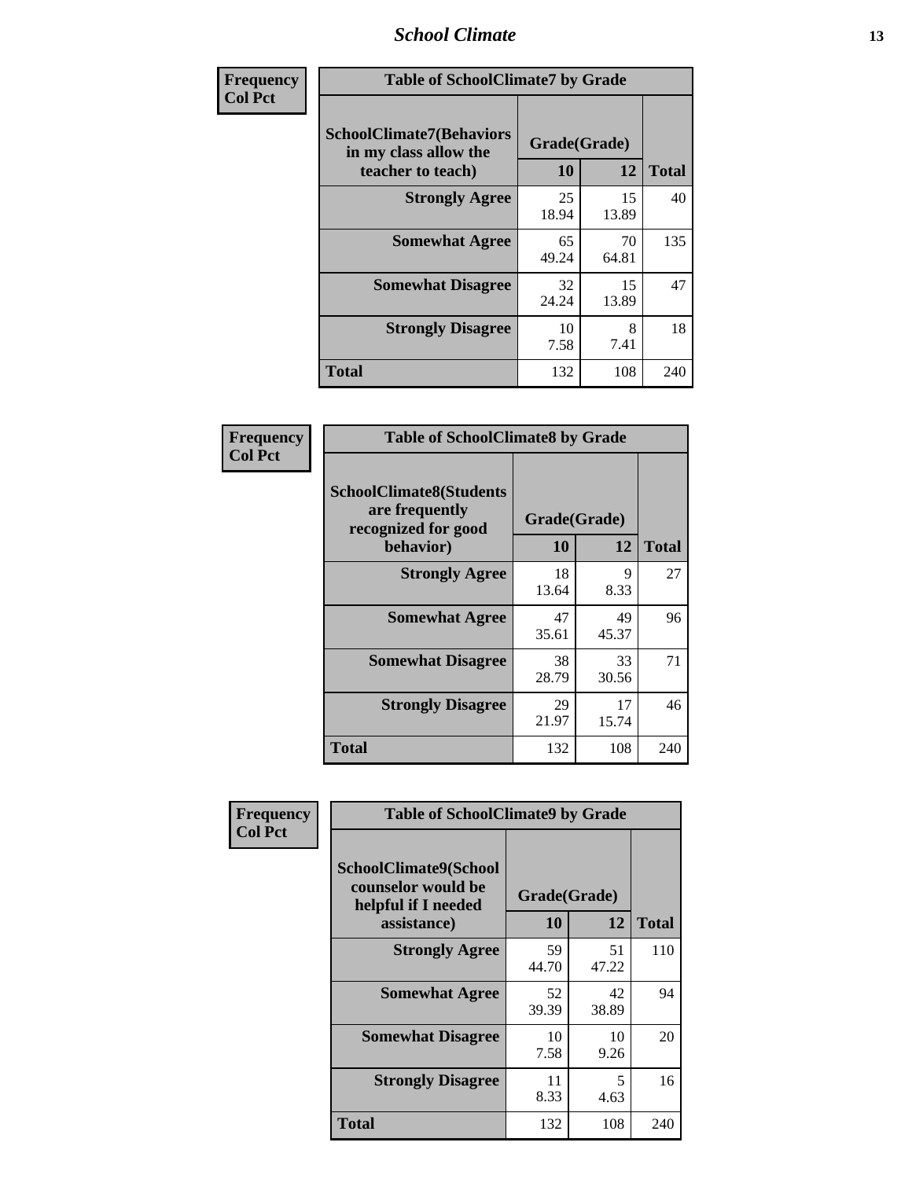| Frequency Col Pct | Table of SchoolClimate7 by Grade | | |
|---|---|---|---|
| SchoolClimate7(Behaviors in my class allow the teacher to teach) | Grade(Grade) | | Total |
| | 10 | 12 | |
| Strongly Agree | 25<br>18.94 | 15<br>13.89 | 40 |
| Somewhat Agree | 65<br>49.24 | 70<br>64.81 | 135 |
| Somewhat Disagree | 32<br>24.24 | 15<br>13.89 | 47 |
| Strongly Disagree | 10<br>7.58 | 8<br>7.41 | 18 |
| Total | 132 | 108 | 240 |

| Frequency Col Pct | Table of SchoolClimate8 by Grade | | |
|---|---|---|---|
| SchoolClimate8(Students are frequently recognized for good behavior) | Grade(Grade) | | Total |
| | 10 | 12 | |
| Strongly Agree | 18<br>13.64 | 9<br>8.33 | 27 |
| Somewhat Agree | 47<br>35.61 | 49<br>45.37 | 96 |
| Somewhat Disagree | 38<br>28.79 | 33<br>30.56 | 71 |
| Strongly Disagree | 29<br>21.97 | 17<br>15.74 | 46 |
| Total | 132 | 108 | 240 |

| Frequency Col Pct | Table of SchoolClimate9 by Grade | | |
|---|---|---|---|
| SchoolClimate9(School counselor would be helpful if I needed assistance) | Grade(Grade) | | Total |
| | 10 | 12 | |
| Strongly Agree | 59<br>44.70 | 51<br>47.22 | 110 |
| Somewhat Agree | 52<br>39.39 | 42<br>38.89 | 94 |
| Somewhat Disagree | 10<br>7.58 | 10<br>9.26 | 20 |
| Strongly Disagree | 11<br>8.33 | 5<br>4.63 | 16 |
| Total | 132 | 108 | 240 |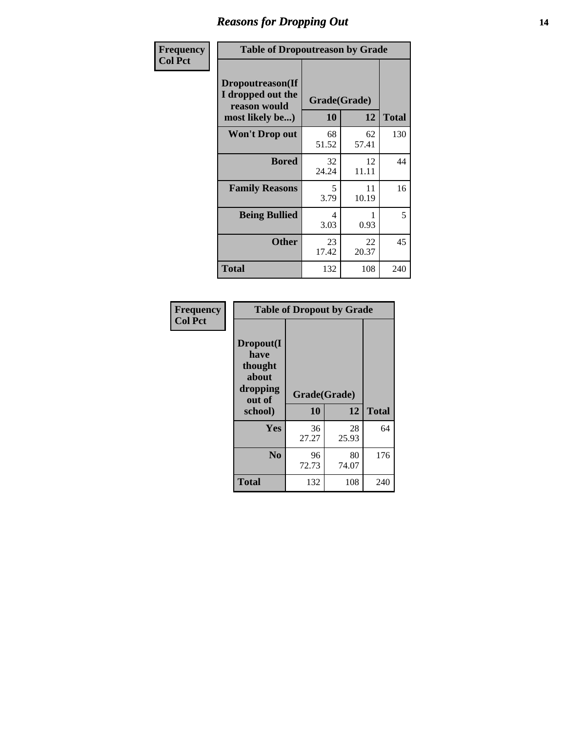# Reasons for Dropping Out

**Frequency**
**Col Pct**

**Table of Dropoutreason by Grade**

| Dropoutreason(If I dropped out the reason would most likely be...) | Grade(Grade) 10 | 12 | Total |
|---|---|---|---|
| **Won't Drop out** | 68<br>51.52 | 62<br>57.41 | 130 |
| **Bored** | 32<br>24.24 | 12<br>11.11 | 44 |
| **Family Reasons** | 5<br>3.79 | 11<br>10.19 | 16 |
| **Being Bullied** | 4<br>3.03 | 1<br>0.93 | 5 |
| **Other** | 23<br>17.42 | 22<br>20.37 | 45 |
| **Total** | 132 | 108 | 240 |

**Frequency**
**Col Pct**

**Table of Dropout by Grade**

| Dropout(I have thought about dropping out of school) | Grade(Grade) 10 | 12 | Total |
|---|---|---|---|
| **Yes** | 36<br>27.27 | 28<br>25.93 | 64 |
| **No** | 96<br>72.73 | 80<br>74.07 | 176 |
| **Total** | 132 | 108 | 240 |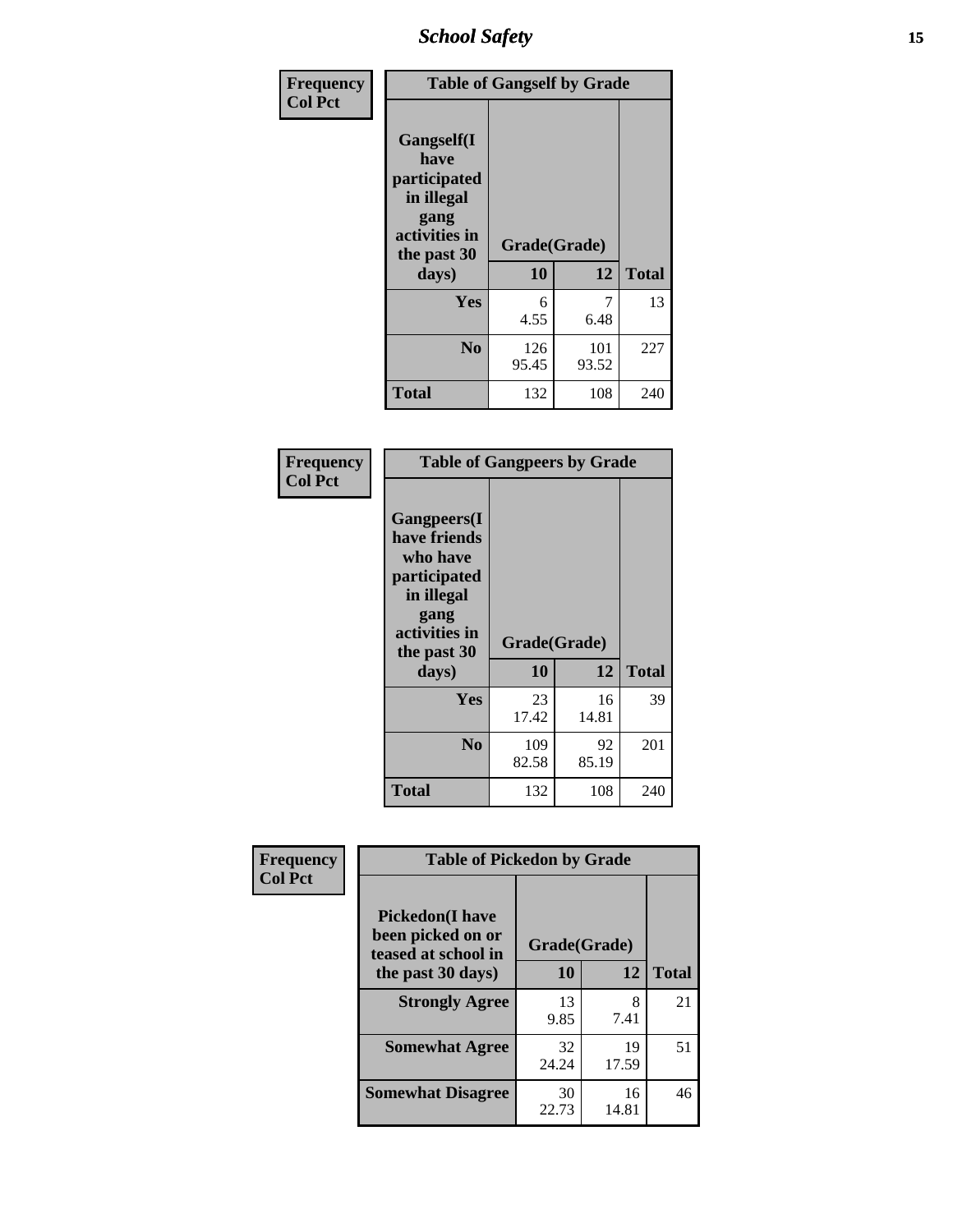| Frequency Col Pct | Table of Gangself by Grade | | |
|---|---|---|---|
| Gangself(I have participated in illegal gang activities in the past 30 days) | Grade(Grade) | | |
| | 10 | 12 | Total |
| Yes | 6<br>4.55 | 7<br>6.48 | 13 |
| No | 126<br>95.45 | 101<br>93.52 | 227 |
| Total | 132 | 108 | 240 |

| Frequency Col Pct | Table of Gangpeers by Grade | | |
|---|---|---|---|
| Gangpeers(I have friends who have participated in illegal gang activities in the past 30 days) | Grade(Grade) | | |
| | 10 | 12 | Total |
| Yes | 23<br>17.42 | 16<br>14.81 | 39 |
| No | 109<br>82.58 | 92<br>85.19 | 201 |
| Total | 132 | 108 | 240 |

| Frequency Col Pct | Table of Pickedon by Grade | | |
|---|---|---|---|
| Pickedon(I have been picked on or teased at school in the past 30 days) | Grade(Grade) | | |
| | 10 | 12 | Total |
| Strongly Agree | 13<br>9.85 | 8<br>7.41 | 21 |
| Somewhat Agree | 32<br>24.24 | 19<br>17.59 | 51 |
| Somewhat Disagree | 30<br>22.73 | 16<br>14.81 | 46 |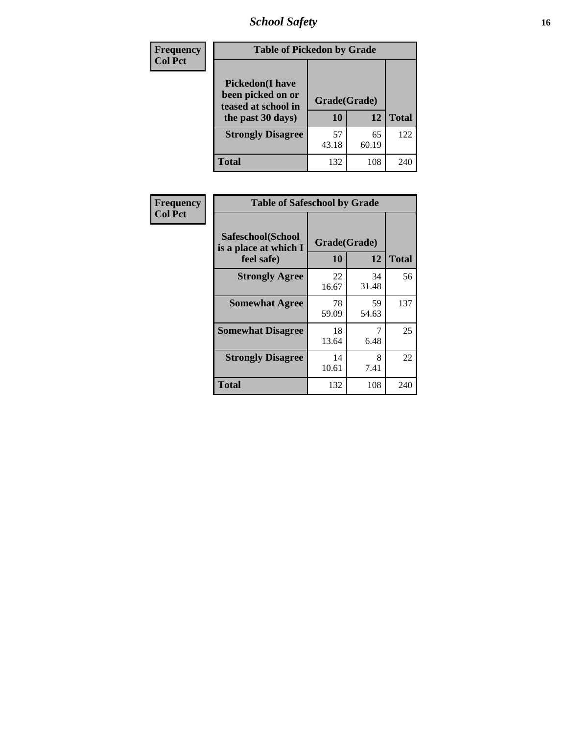| Frequency Col Pct | Table of Pickedon by Grade | | |
|---|---|---|---|
| Pickedon(I have been picked on or teased at school in the past 30 days) | Grade(Grade) | | |
| | 10 | 12 | Total |
| Strongly Disagree | 57<br>43.18 | 65<br>60.19 | 122 |
| Total | 132 | 108 | 240 |

| Frequency Col Pct | Table of Safeschool by Grade | | |
|---|---|---|---|
| Safeschool(School is a place at which I feel safe) | Grade(Grade) | | |
| | 10 | 12 | Total |
| Strongly Agree | 22<br>16.67 | 34<br>31.48 | 56 |
| Somewhat Agree | 78<br>59.09 | 59<br>54.63 | 137 |
| Somewhat Disagree | 18<br>13.64 | 7<br>6.48 | 25 |
| Strongly Disagree | 14<br>10.61 | 8<br>7.41 | 22 |
| Total | 132 | 108 | 240 |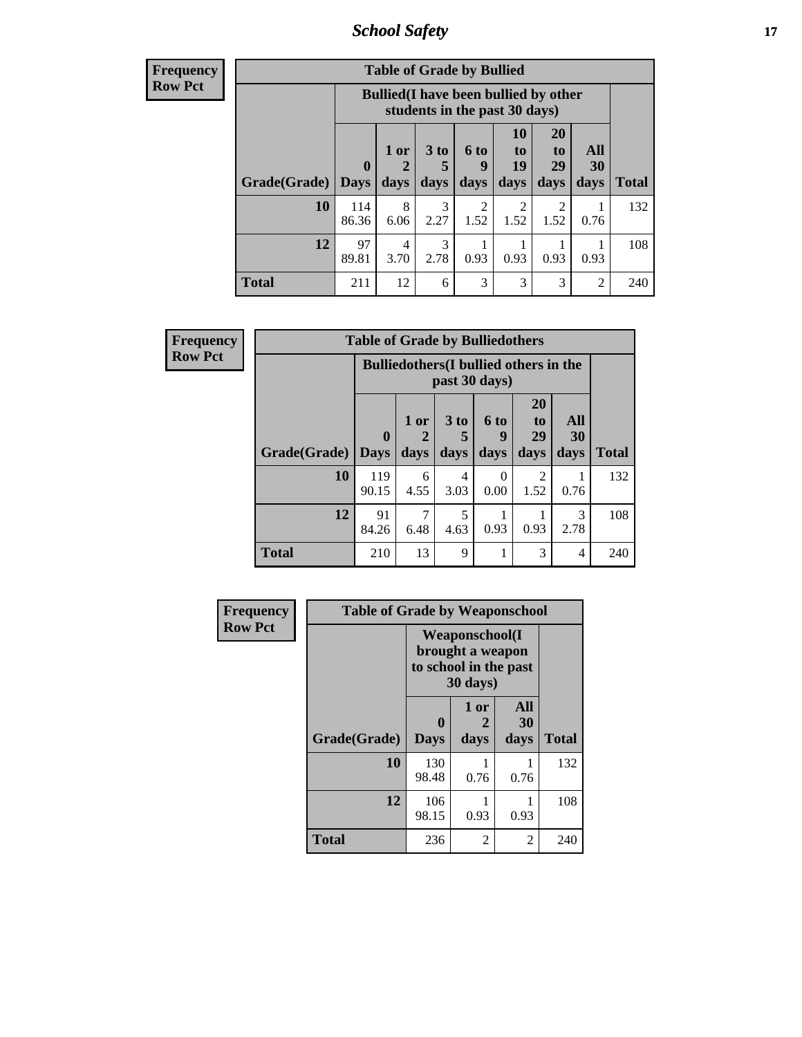| Frequency Row Pct | Table of Grade by Bullied | | | | | | | |
|---|---|---|---|---|---|---|---|---|
| | Bullied(I have been bullied by other students in the past 30 days) | | | | | | | |
| Grade(Grade) | 0 Days | 1 or 2 days | 3 to 5 days | 6 to 9 days | 10 to 19 days | 20 to 29 days | All 30 days | Total |
| 10 | 114 86.36 | 8 6.06 | 3 2.27 | 2 1.52 | 2 1.52 | 2 1.52 | 1 0.76 | 132 |
| 12 | 97 89.81 | 4 3.70 | 3 2.78 | 1 0.93 | 1 0.93 | 1 0.93 | 1 0.93 | 108 |
| Total | 211 | 12 | 6 | 3 | 3 | 3 | 2 | 240 |

| Frequency Row Pct | Table of Grade by Bulliedothers | | | | | | |
|---|---|---|---|---|---|---|---|
| | Bulliedothers(I bullied others in the past 30 days) | | | | | | |
| Grade(Grade) | 0 Days | 1 or 2 days | 3 to 5 days | 6 to 9 days | 20 to 29 days | All 30 days | Total |
| 10 | 119 90.15 | 6 4.55 | 4 3.03 | 0 0.00 | 2 1.52 | 1 0.76 | 132 |
| 12 | 91 84.26 | 7 6.48 | 5 4.63 | 1 0.93 | 1 0.93 | 3 2.78 | 108 |
| Total | 210 | 13 | 9 | 1 | 3 | 4 | 240 |

| Frequency Row Pct | Table of Grade by Weaponschool | | | |
|---|---|---|---|---|
| | Weaponschool(I brought a weapon to school in the past 30 days) | | | |
| Grade(Grade) | 0 Days | 1 or 2 days | All 30 days | Total |
| 10 | 130 98.48 | 1 0.76 | 1 0.76 | 132 |
| 12 | 106 98.15 | 1 0.93 | 1 0.93 | 108 |
| Total | 236 | 2 | 2 | 240 |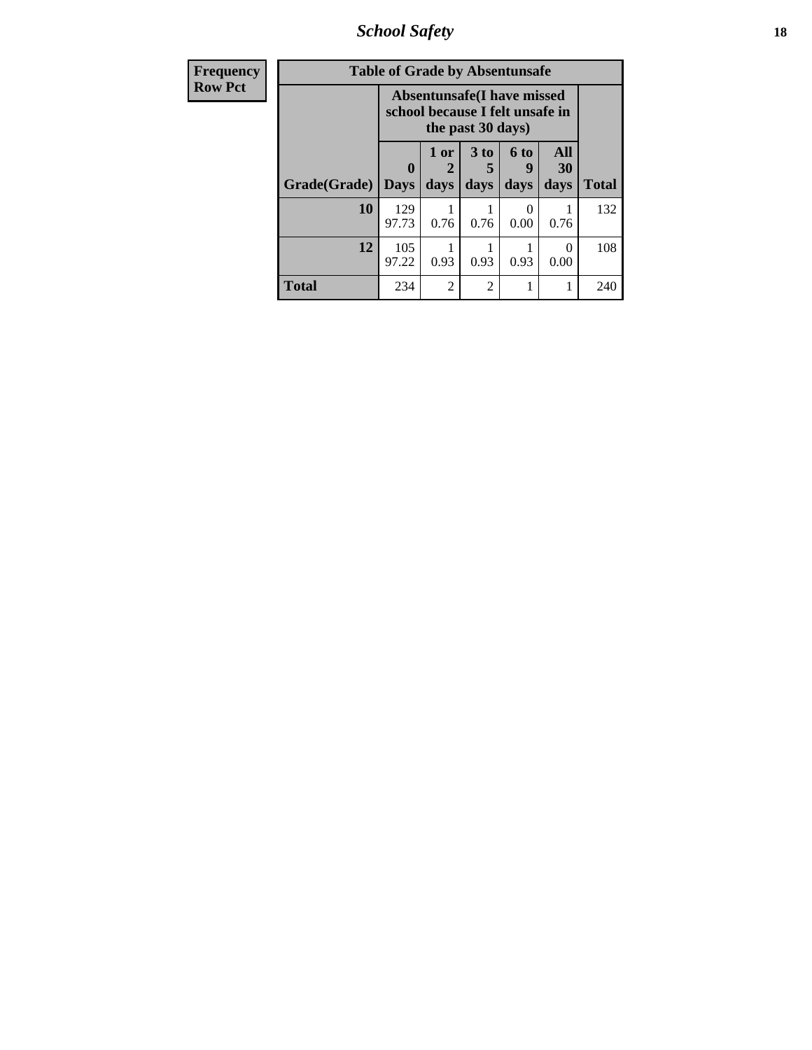| Frequency Row Pct |
|---|

| Table of Grade by Absentunsafe | | | | | | |
|---|---|---|---|---|---|---|
| | Absentunsafe(I have missed school because I felt unsafe in the past 30 days) | | | | | |
| Grade(Grade) | 0 Days | 1 or 2 days | 3 to 5 days | 6 to 9 days | All 30 days | Total |
| 10 | 129<br>97.73 | 1<br>0.76 | 1<br>0.76 | 0<br>0.00 | 1<br>0.76 | 132 |
| 12 | 105<br>97.22 | 1<br>0.93 | 1<br>0.93 | 1<br>0.93 | 0<br>0.00 | 108 |
| Total | 234 | 2 | 2 | 1 | 1 | 240 |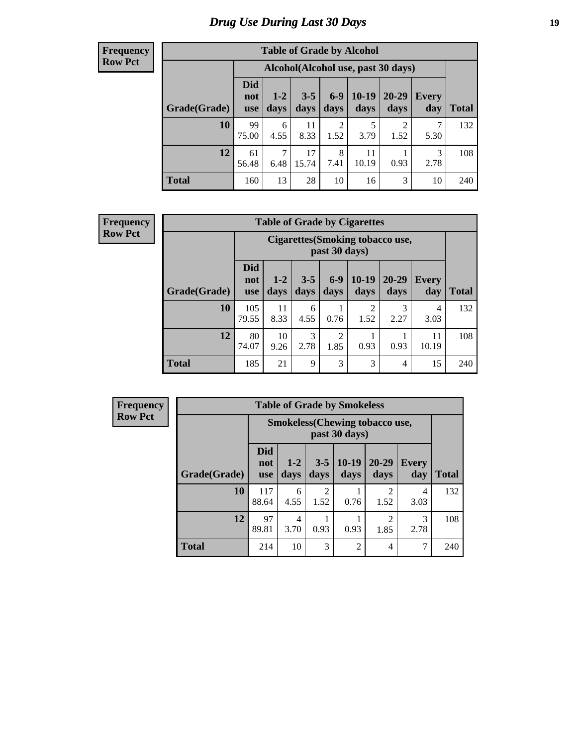# Drug Use During Last 30 Days

**Frequency**
**Row Pct**

| Table of Grade by Alcohol | | | | | | | | |
|---|---|---|---|---|---|---|---|---|
| | Alcohol(Alcohol use, past 30 days) | | | | | | | |
| Grade(Grade) | Did not use | 1-2 days | 3-5 days | 6-9 days | 10-19 days | 20-29 days | Every day | Total |
| 10 | 99<br>75.00 | 6<br>4.55 | 11<br>8.33 | 2<br>1.52 | 5<br>3.79 | 2<br>1.52 | 7<br>5.30 | 132 |
| 12 | 61<br>56.48 | 7<br>6.48 | 17<br>15.74 | 8<br>7.41 | 11<br>10.19 | 1<br>0.93 | 3<br>2.78 | 108 |
| Total | 160 | 13 | 28 | 10 | 16 | 3 | 10 | 240 |

**Frequency**
**Row Pct**

| Table of Grade by Cigarettes | | | | | | | | |
|---|---|---|---|---|---|---|---|---|
| | Cigarettes(Smoking tobacco use, past 30 days) | | | | | | | |
| Grade(Grade) | Did not use | 1-2 days | 3-5 days | 6-9 days | 10-19 days | 20-29 days | Every day | Total |
| 10 | 105<br>79.55 | 11<br>8.33 | 6<br>4.55 | 1<br>0.76 | 2<br>1.52 | 3<br>2.27 | 4<br>3.03 | 132 |
| 12 | 80<br>74.07 | 10<br>9.26 | 3<br>2.78 | 2<br>1.85 | 1<br>0.93 | 1<br>0.93 | 11<br>10.19 | 108 |
| Total | 185 | 21 | 9 | 3 | 3 | 4 | 15 | 240 |

**Frequency**
**Row Pct**

| Table of Grade by Smokeless | | | | | | | |
|---|---|---|---|---|---|---|---|
| | Smokeless(Chewing tobacco use, past 30 days) | | | | | | |
| Grade(Grade) | Did not use | 1-2 days | 3-5 days | 10-19 days | 20-29 days | Every day | Total |
| 10 | 117<br>88.64 | 6<br>4.55 | 2<br>1.52 | 1<br>0.76 | 2<br>1.52 | 4<br>3.03 | 132 |
| 12 | 97<br>89.81 | 4<br>3.70 | 1<br>0.93 | 1<br>0.93 | 2<br>1.85 | 3<br>2.78 | 108 |
| Total | 214 | 10 | 3 | 2 | 4 | 7 | 240 |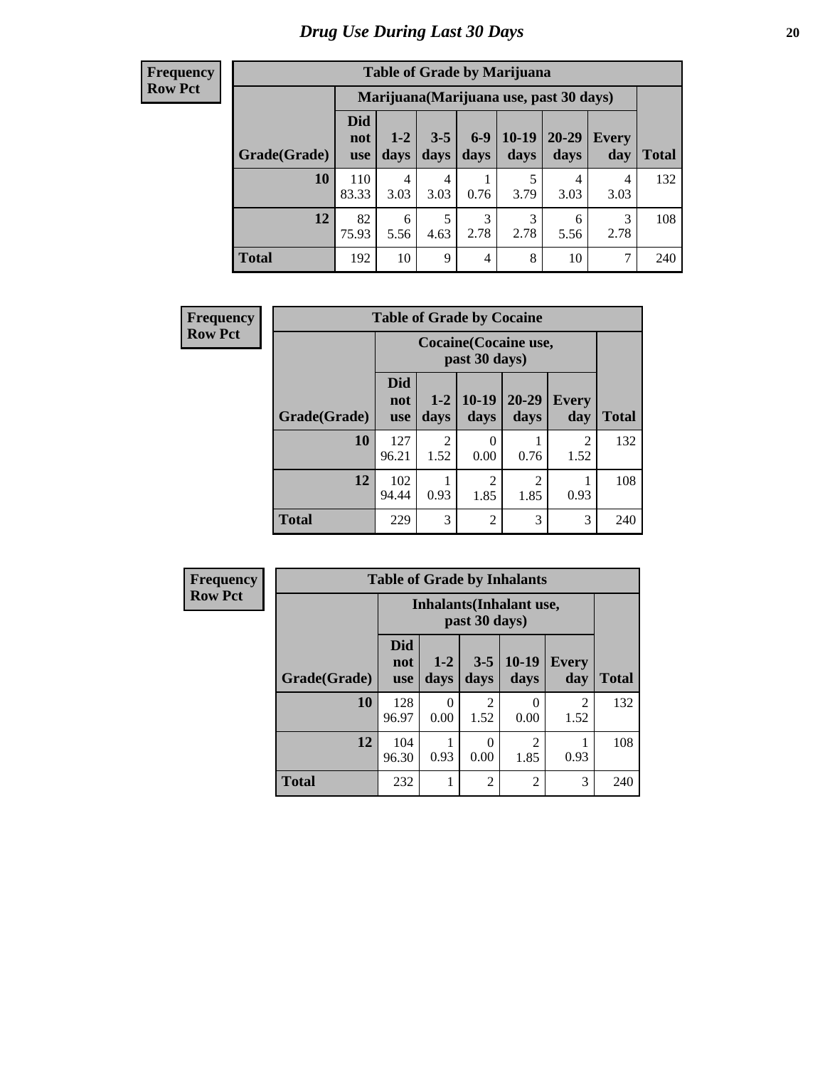# Drug Use During Last 30 Days

**Frequency**
**Row Pct**

| Table of Grade by Marijuana | | | | | | | | |
|---|---|---|---|---|---|---|---|---|
| | Marijuana(Marijuana use, past 30 days) | | | | | | | |
| Grade(Grade) | Did not use | 1-2 days | 3-5 days | 6-9 days | 10-19 days | 20-29 days | Every day | Total |
| 10 | 110<br>83.33 | 4<br>3.03 | 4<br>3.03 | 1<br>0.76 | 5<br>3.79 | 4<br>3.03 | 4<br>3.03 | 132 |
| 12 | 82<br>75.93 | 6<br>5.56 | 5<br>4.63 | 3<br>2.78 | 3<br>2.78 | 6<br>5.56 | 3<br>2.78 | 108 |
| Total | 192 | 10 | 9 | 4 | 8 | 10 | 7 | 240 |

**Frequency**
**Row Pct**

| Table of Grade by Cocaine | | | | | | |
|---|---|---|---|---|---|---|
| | Cocaine(Cocaine use, past 30 days) | | | | | |
| Grade(Grade) | Did not use | 1-2 days | 10-19 days | 20-29 days | Every day | Total |
| 10 | 127<br>96.21 | 2<br>1.52 | 0<br>0.00 | 1<br>0.76 | 2<br>1.52 | 132 |
| 12 | 102<br>94.44 | 1<br>0.93 | 2<br>1.85 | 2<br>1.85 | 1<br>0.93 | 108 |
| Total | 229 | 3 | 2 | 3 | 3 | 240 |

**Frequency**
**Row Pct**

| Table of Grade by Inhalants | | | | | | |
|---|---|---|---|---|---|---|
| | Inhalants(Inhalant use, past 30 days) | | | | | |
| Grade(Grade) | Did not use | 1-2 days | 3-5 days | 10-19 days | Every day | Total |
| 10 | 128<br>96.97 | 0<br>0.00 | 2<br>1.52 | 0<br>0.00 | 2<br>1.52 | 132 |
| 12 | 104<br>96.30 | 1<br>0.93 | 0<br>0.00 | 2<br>1.85 | 1<br>0.93 | 108 |
| Total | 232 | 1 | 2 | 2 | 3 | 240 |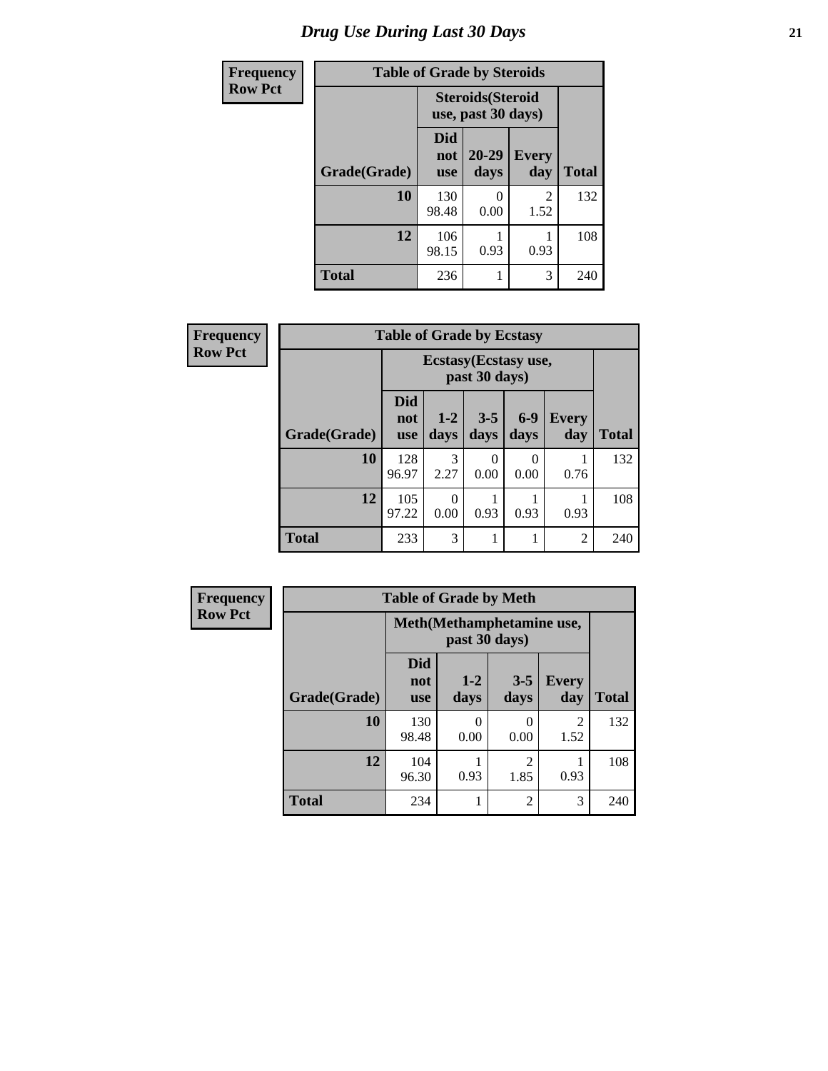# Drug Use During Last 30 Days

| Frequency Row Pct | | | | |
|---|---|---|---|---|
| **Table of Grade by Steroids** | | | | |
| | **Steroids(Steroid use, past 30 days)** | | | |
| **Grade(Grade)** | **Did not use** | **20-29 days** | **Every day** | **Total** |
| **10** | 130<br>98.48 | 0<br>0.00 | 2<br>1.52 | 132 |
| **12** | 106<br>98.15 | 1<br>0.93 | 1<br>0.93 | 108 |
| **Total** | 236 | 1 | 3 | 240 |

| Frequency Row Pct | | | | | | |
|---|---|---|---|---|---|---|
| **Table of Grade by Ecstasy** | | | | | | |
| | **Ecstasy(Ecstasy use, past 30 days)** | | | | | |
| **Grade(Grade)** | **Did not use** | **1-2 days** | **3-5 days** | **6-9 days** | **Every day** | **Total** |
| **10** | 128<br>96.97 | 3<br>2.27 | 0<br>0.00 | 0<br>0.00 | 1<br>0.76 | 132 |
| **12** | 105<br>97.22 | 0<br>0.00 | 1<br>0.93 | 1<br>0.93 | 1<br>0.93 | 108 |
| **Total** | 233 | 3 | 1 | 1 | 2 | 240 |

| Frequency Row Pct | | | | | |
|---|---|---|---|---|---|
| **Table of Grade by Meth** | | | | | |
| | **Meth(Methamphetamine use, past 30 days)** | | | | |
| **Grade(Grade)** | **Did not use** | **1-2 days** | **3-5 days** | **Every day** | **Total** |
| **10** | 130<br>98.48 | 0<br>0.00 | 0<br>0.00 | 2<br>1.52 | 132 |
| **12** | 104<br>96.30 | 1<br>0.93 | 2<br>1.85 | 1<br>0.93 | 108 |
| **Total** | 234 | 1 | 2 | 3 | 240 |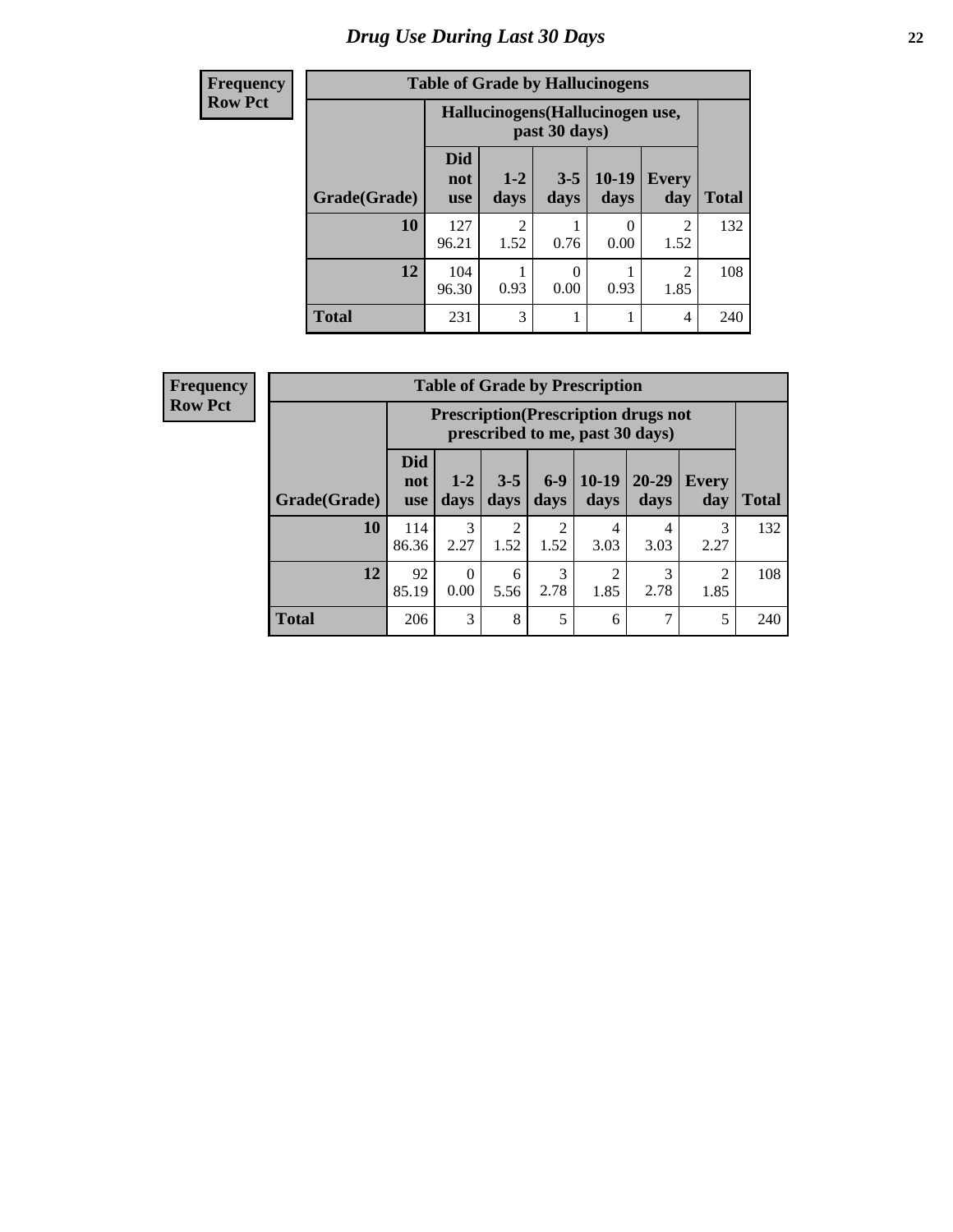# Drug Use During Last 30 Days

**Frequency**
**Row Pct**

**Table of Grade by Hallucinogens**

| Grade(Grade) | Hallucinogens(Hallucinogen use, past 30 days) | | | | | Total |
|---|---|---|---|---|---|---|
| | Did not use | 1-2 days | 3-5 days | 10-19 days | Every day | |
| **10** | 127<br>96.21 | 2<br>1.52 | 1<br>0.76 | 0<br>0.00 | 2<br>1.52 | 132 |
| **12** | 104<br>96.30 | 1<br>0.93 | 0<br>0.00 | 1<br>0.93 | 2<br>1.85 | 108 |
| **Total** | 231 | 3 | 1 | 1 | 4 | 240 |

**Frequency**
**Row Pct**

**Table of Grade by Prescription**

| Grade(Grade) | Prescription(Prescription drugs not prescribed to me, past 30 days) | | | | | | | Total |
|---|---|---|---|---|---|---|---|---|
| | Did not use | 1-2 days | 3-5 days | 6-9 days | 10-19 days | 20-29 days | Every day | |
| **10** | 114<br>86.36 | 3<br>2.27 | 2<br>1.52 | 2<br>1.52 | 4<br>3.03 | 4<br>3.03 | 3<br>2.27 | 132 |
| **12** | 92<br>85.19 | 0<br>0.00 | 6<br>5.56 | 3<br>2.78 | 2<br>1.85 | 3<br>2.78 | 2<br>1.85 | 108 |
| **Total** | 206 | 3 | 8 | 5 | 6 | 7 | 5 | 240 |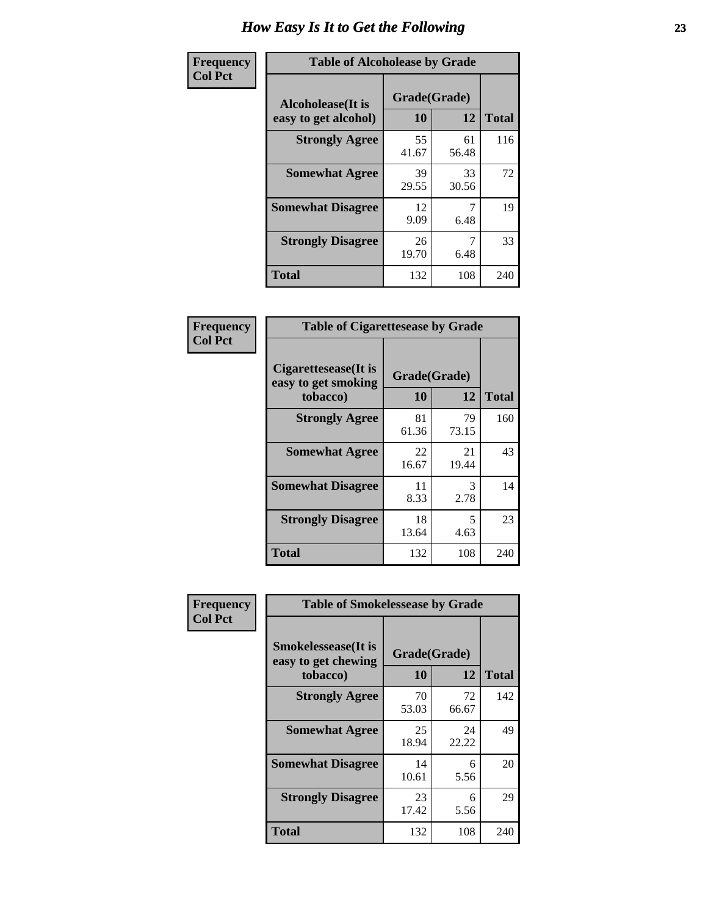# How Easy Is It to Get the Following

**Frequency**
**Col Pct**

**Table of Alcoholease by Grade**

| Alcoholease(It is easy to get alcohol) | Grade(Grade) 10 | 12 | Total |
|---|---|---|---|
| **Strongly Agree** | 55<br>41.67 | 61<br>56.48 | 116 |
| **Somewhat Agree** | 39<br>29.55 | 33<br>30.56 | 72 |
| **Somewhat Disagree** | 12<br>9.09 | 7<br>6.48 | 19 |
| **Strongly Disagree** | 26<br>19.70 | 7<br>6.48 | 33 |
| **Total** | 132 | 108 | 240 |

**Frequency**
**Col Pct**

**Table of Cigarettesease by Grade**

| Cigarettesease(It is easy to get smoking tobacco) | Grade(Grade) 10 | 12 | Total |
|---|---|---|---|
| **Strongly Agree** | 81<br>61.36 | 79<br>73.15 | 160 |
| **Somewhat Agree** | 22<br>16.67 | 21<br>19.44 | 43 |
| **Somewhat Disagree** | 11<br>8.33 | 3<br>2.78 | 14 |
| **Strongly Disagree** | 18<br>13.64 | 5<br>4.63 | 23 |
| **Total** | 132 | 108 | 240 |

**Frequency**
**Col Pct**

**Table of Smokelessease by Grade**

| Smokelessease(It is easy to get chewing tobacco) | Grade(Grade) 10 | 12 | Total |
|---|---|---|---|
| **Strongly Agree** | 70<br>53.03 | 72<br>66.67 | 142 |
| **Somewhat Agree** | 25<br>18.94 | 24<br>22.22 | 49 |
| **Somewhat Disagree** | 14<br>10.61 | 6<br>5.56 | 20 |
| **Strongly Disagree** | 23<br>17.42 | 6<br>5.56 | 29 |
| **Total** | 132 | 108 | 240 |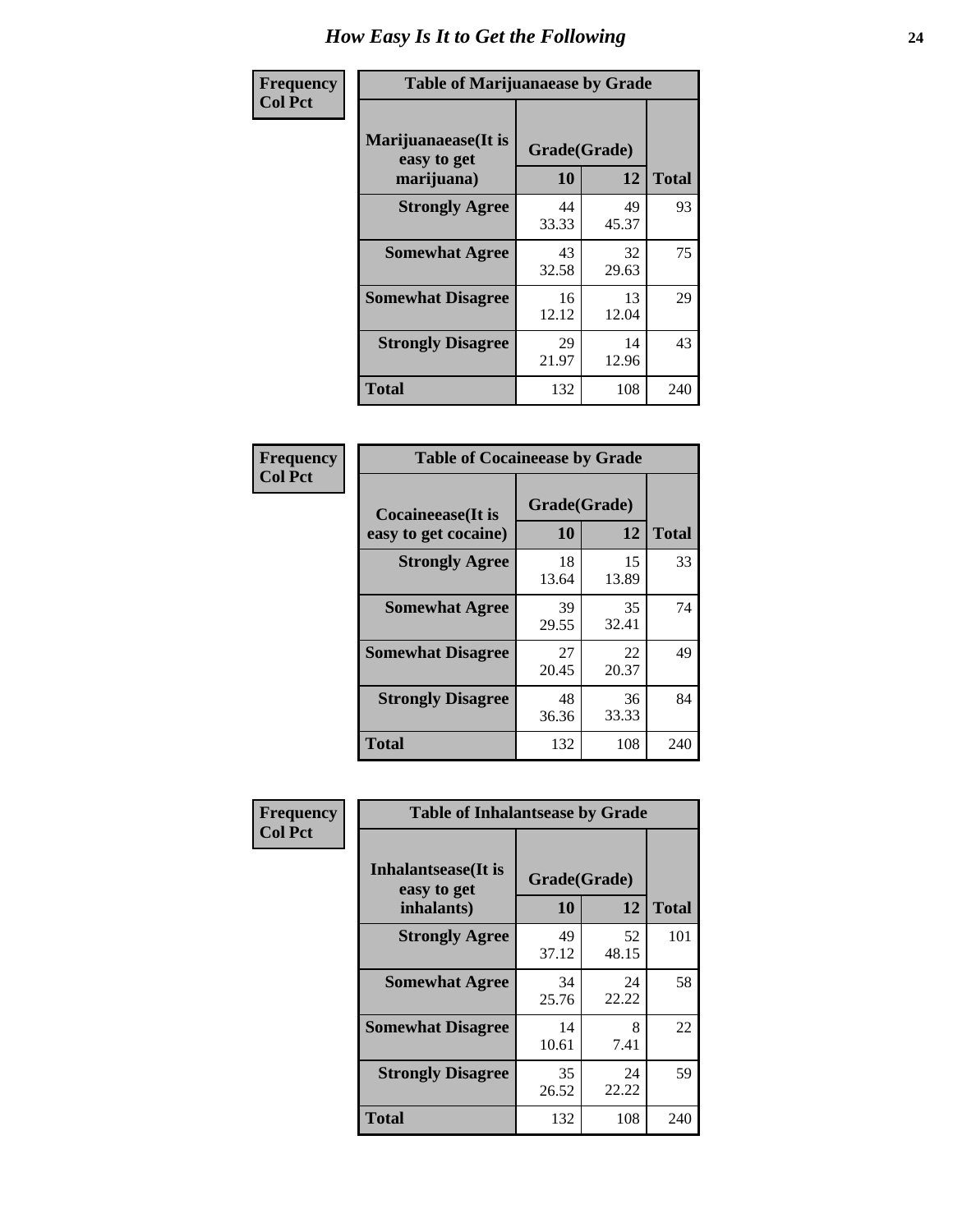# How Easy Is It to Get the Following

**Frequency**
**Col Pct**

| Table of Marijuanaease by Grade | | | |
|---|---|---|---|
| **Marijuanaease(It is easy to get marijuana)** | **Grade(Grade)** | | **Total** |
| | **10** | **12** | |
| **Strongly Agree** | 44<br>33.33 | 49<br>45.37 | 93 |
| **Somewhat Agree** | 43<br>32.58 | 32<br>29.63 | 75 |
| **Somewhat Disagree** | 16<br>12.12 | 13<br>12.04 | 29 |
| **Strongly Disagree** | 29<br>21.97 | 14<br>12.96 | 43 |
| **Total** | 132 | 108 | 240 |

**Frequency**
**Col Pct**

| Table of Cocaineease by Grade | | | |
|---|---|---|---|
| **Cocaineease(It is easy to get cocaine)** | **Grade(Grade)** | | **Total** |
| | **10** | **12** | |
| **Strongly Agree** | 18<br>13.64 | 15<br>13.89 | 33 |
| **Somewhat Agree** | 39<br>29.55 | 35<br>32.41 | 74 |
| **Somewhat Disagree** | 27<br>20.45 | 22<br>20.37 | 49 |
| **Strongly Disagree** | 48<br>36.36 | 36<br>33.33 | 84 |
| **Total** | 132 | 108 | 240 |

**Frequency**
**Col Pct**

| Table of Inhalantsease by Grade | | | |
|---|---|---|---|
| **Inhalantsease(It is easy to get inhalants)** | **Grade(Grade)** | | **Total** |
| | **10** | **12** | |
| **Strongly Agree** | 49<br>37.12 | 52<br>48.15 | 101 |
| **Somewhat Agree** | 34<br>25.76 | 24<br>22.22 | 58 |
| **Somewhat Disagree** | 14<br>10.61 | 8<br>7.41 | 22 |
| **Strongly Disagree** | 35<br>26.52 | 24<br>22.22 | 59 |
| **Total** | 132 | 108 | 240 |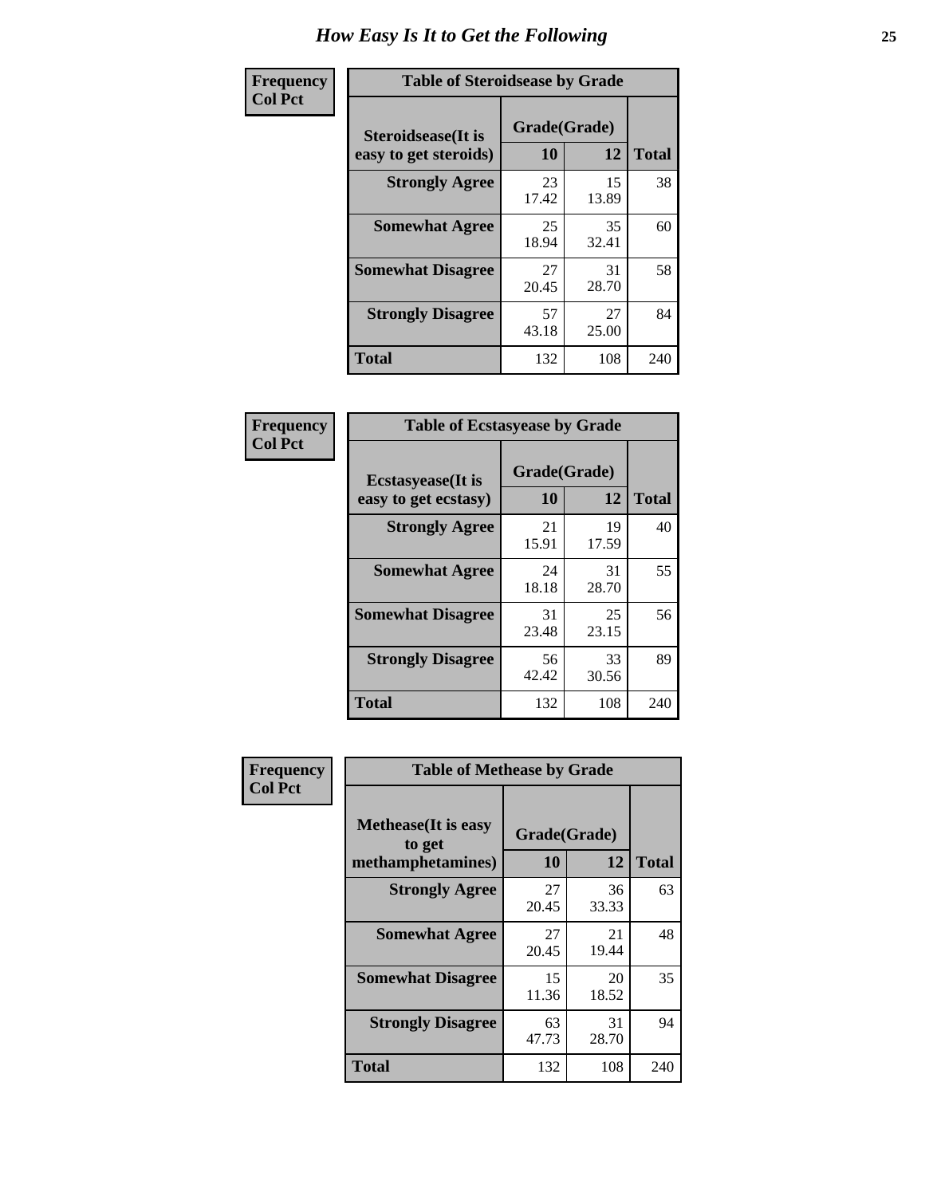# How Easy Is It to Get the Following

**Frequency**
**Col Pct**

**Table of Steroidsease by Grade**

| Steroidsease(It is easy to get steroids) | Grade(Grade) 10 | 12 | Total |
|---|---|---|---|
| **Strongly Agree** | 23<br>17.42 | 15<br>13.89 | 38 |
| **Somewhat Agree** | 25<br>18.94 | 35<br>32.41 | 60 |
| **Somewhat Disagree** | 27<br>20.45 | 31<br>28.70 | 58 |
| **Strongly Disagree** | 57<br>43.18 | 27<br>25.00 | 84 |
| **Total** | 132 | 108 | 240 |

**Frequency**
**Col Pct**

**Table of Ecstasyease by Grade**

| Ecstasyease(It is easy to get ecstasy) | Grade(Grade) 10 | 12 | Total |
|---|---|---|---|
| **Strongly Agree** | 21<br>15.91 | 19<br>17.59 | 40 |
| **Somewhat Agree** | 24<br>18.18 | 31<br>28.70 | 55 |
| **Somewhat Disagree** | 31<br>23.48 | 25<br>23.15 | 56 |
| **Strongly Disagree** | 56<br>42.42 | 33<br>30.56 | 89 |
| **Total** | 132 | 108 | 240 |

**Frequency**
**Col Pct**

**Table of Methease by Grade**

| Methease(It is easy to get methamphetamines) | Grade(Grade) 10 | 12 | Total |
|---|---|---|---|
| **Strongly Agree** | 27<br>20.45 | 36<br>33.33 | 63 |
| **Somewhat Agree** | 27<br>20.45 | 21<br>19.44 | 48 |
| **Somewhat Disagree** | 15<br>11.36 | 20<br>18.52 | 35 |
| **Strongly Disagree** | 63<br>47.73 | 31<br>28.70 | 94 |
| **Total** | 132 | 108 | 240 |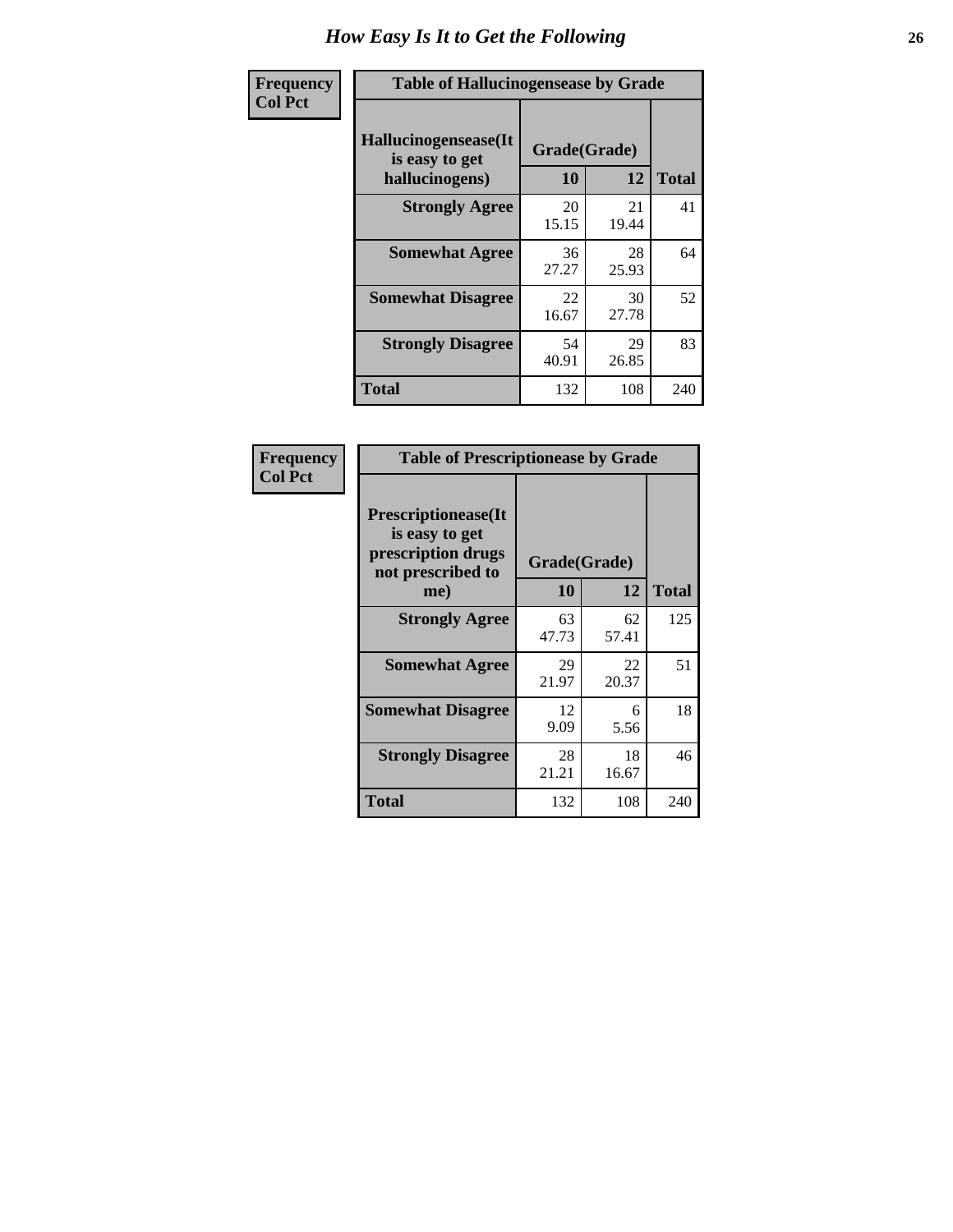# How Easy Is It to Get the Following

**Frequency**
**Col Pct**

| Table of Hallucinogensease by Grade | | | |
|---|---|---|---|
| **Hallucinogensease(It is easy to get hallucinogens)** | **Grade(Grade)** | | |
| | **10** | **12** | **Total** |
| **Strongly Agree** | 20<br>15.15 | 21<br>19.44 | 41 |
| **Somewhat Agree** | 36<br>27.27 | 28<br>25.93 | 64 |
| **Somewhat Disagree** | 22<br>16.67 | 30<br>27.78 | 52 |
| **Strongly Disagree** | 54<br>40.91 | 29<br>26.85 | 83 |
| **Total** | 132 | 108 | 240 |

**Frequency**
**Col Pct**

| Table of Prescriptionease by Grade | | | |
|---|---|---|---|
| **Prescriptionease(It is easy to get prescription drugs not prescribed to me)** | **Grade(Grade)** | | |
| | **10** | **12** | **Total** |
| **Strongly Agree** | 63<br>47.73 | 62<br>57.41 | 125 |
| **Somewhat Agree** | 29<br>21.97 | 22<br>20.37 | 51 |
| **Somewhat Disagree** | 12<br>9.09 | 6<br>5.56 | 18 |
| **Strongly Disagree** | 28<br>21.21 | 18<br>16.67 | 46 |
| **Total** | 132 | 108 | 240 |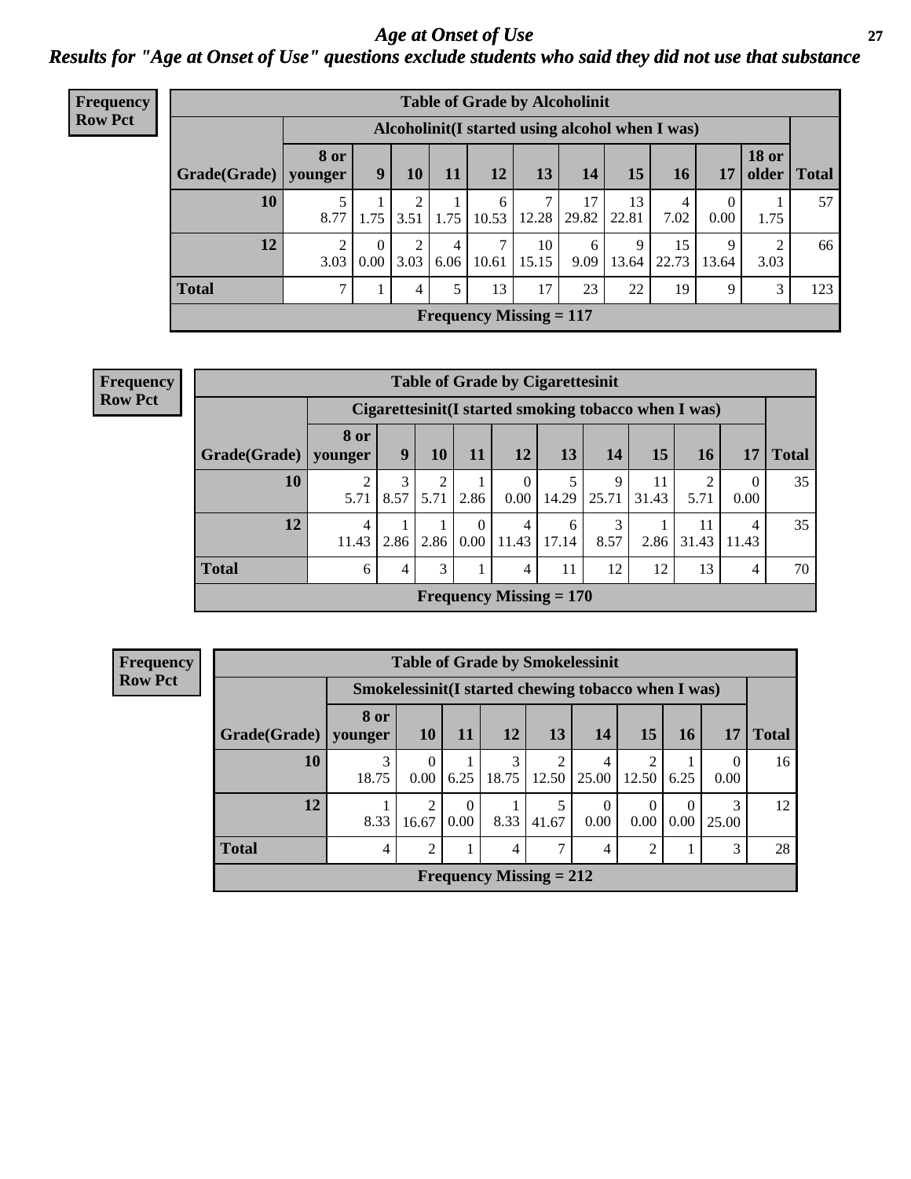# *Age at Onset of Use*

***Results for "Age at Onset of Use" questions exclude students who said they did not use that substance***

**Frequency**
**Row Pct**

| Table of Grade by Alcoholinit | | | | | | | | | | | | |
|---|---|---|---|---|---|---|---|---|---|---|---|---|
| | Alcoholinit(I started using alcohol when I was) | | | | | | | | | | | |
| Grade(Grade) | 8 or younger | 9 | 10 | 11 | 12 | 13 | 14 | 15 | 16 | 17 | 18 or older | Total |
| 10 | 5<br>8.77 | 1<br>1.75 | 2<br>3.51 | 1<br>1.75 | 6<br>10.53 | 7<br>12.28 | 17<br>29.82 | 13<br>22.81 | 4<br>7.02 | 0<br>0.00 | 1<br>1.75 | 57 |
| 12 | 2<br>3.03 | 0<br>0.00 | 2<br>3.03 | 4<br>6.06 | 7<br>10.61 | 10<br>15.15 | 6<br>9.09 | 9<br>13.64 | 15<br>22.73 | 9<br>13.64 | 2<br>3.03 | 66 |
| Total | 7 | 1 | 4 | 5 | 13 | 17 | 23 | 22 | 19 | 9 | 3 | 123 |
| Frequency Missing = 117 | | | | | | | | | | | | |

**Frequency**
**Row Pct**

| Table of Grade by Cigarettesinit | | | | | | | | | | | |
|---|---|---|---|---|---|---|---|---|---|---|---|
| | Cigarettesinit(I started smoking tobacco when I was) | | | | | | | | | | |
| Grade(Grade) | 8 or younger | 9 | 10 | 11 | 12 | 13 | 14 | 15 | 16 | 17 | Total |
| 10 | 2<br>5.71 | 3<br>8.57 | 2<br>5.71 | 1<br>2.86 | 0<br>0.00 | 5<br>14.29 | 9<br>25.71 | 11<br>31.43 | 2<br>5.71 | 0<br>0.00 | 35 |
| 12 | 4<br>11.43 | 1<br>2.86 | 1<br>2.86 | 0<br>0.00 | 4<br>11.43 | 6<br>17.14 | 3<br>8.57 | 1<br>2.86 | 11<br>31.43 | 4<br>11.43 | 35 |
| Total | 6 | 4 | 3 | 1 | 4 | 11 | 12 | 12 | 13 | 4 | 70 |
| Frequency Missing = 170 | | | | | | | | | | | |

**Frequency**
**Row Pct**

| Table of Grade by Smokelessinit | | | | | | | | | | |
|---|---|---|---|---|---|---|---|---|---|---|
| | Smokelessinit(I started chewing tobacco when I was) | | | | | | | | | |
| Grade(Grade) | 8 or younger | 10 | 11 | 12 | 13 | 14 | 15 | 16 | 17 | Total |
| 10 | 3<br>18.75 | 0<br>0.00 | 1<br>6.25 | 3<br>18.75 | 2<br>12.50 | 4<br>25.00 | 2<br>12.50 | 1<br>6.25 | 0<br>0.00 | 16 |
| 12 | 1<br>8.33 | 2<br>16.67 | 0<br>0.00 | 1<br>8.33 | 5<br>41.67 | 0<br>0.00 | 0<br>0.00 | 0<br>0.00 | 3<br>25.00 | 12 |
| Total | 4 | 2 | 1 | 4 | 7 | 4 | 2 | 1 | 3 | 28 |
| Frequency Missing = 212 | | | | | | | | | | |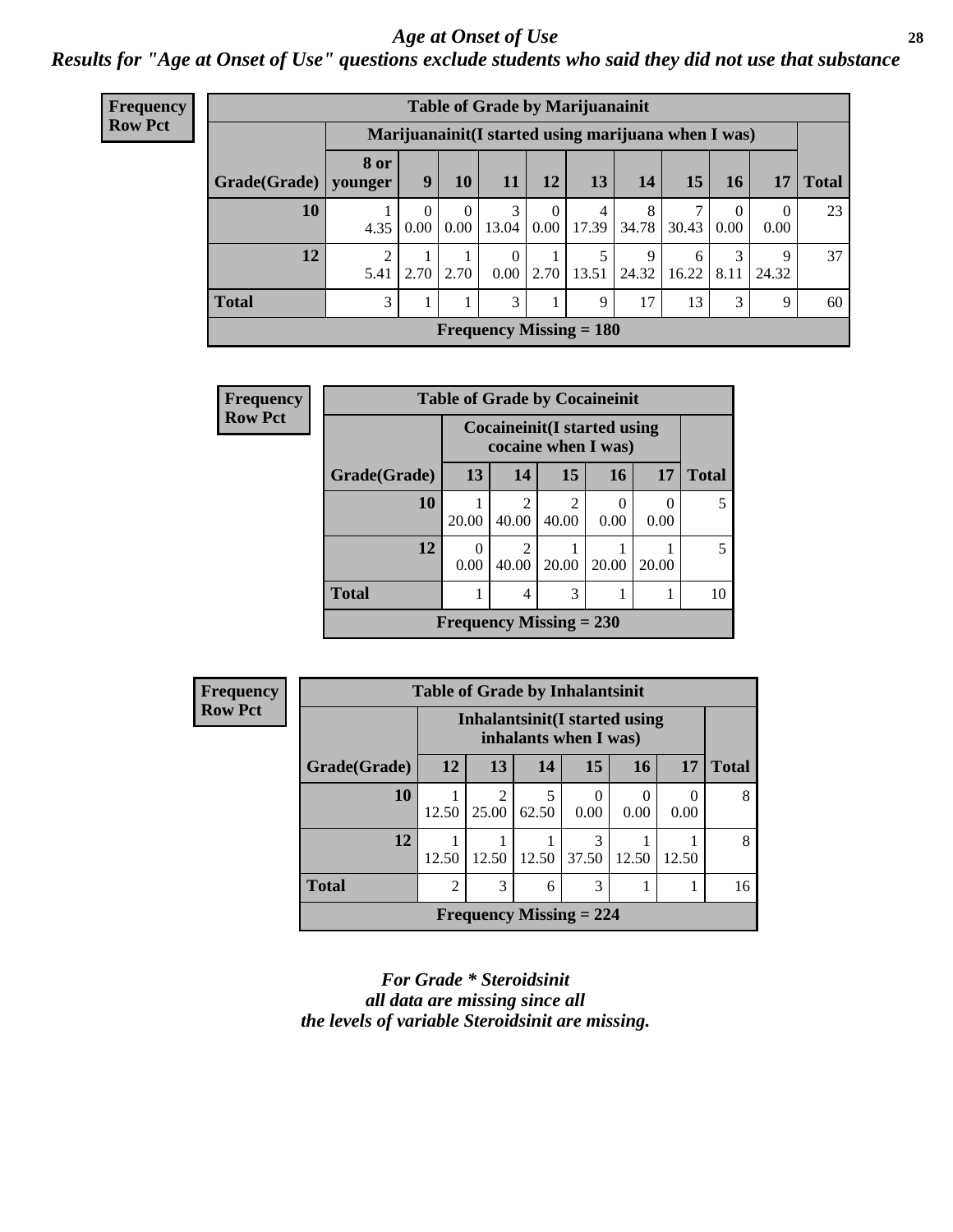## Age at Onset of Use

***Results for "Age at Onset of Use" questions exclude students who said they did not use that substance***

**Frequency Row Pct**

**Table of Grade by Marijuanainit**

| Grade(Grade) | Marijuanainit(I started using marijuana when I was) | | | | | | | | | | Total |
|---|---|---|---|---|---|---|---|---|---|---|---|
| | 8 or younger | 9 | 10 | 11 | 12 | 13 | 14 | 15 | 16 | 17 | |
| **10** | 1<br>4.35 | 0<br>0.00 | 0<br>0.00 | 3<br>13.04 | 0<br>0.00 | 4<br>17.39 | 8<br>34.78 | 7<br>30.43 | 0<br>0.00 | 0<br>0.00 | 23 |
| **12** | 2<br>5.41 | 1<br>2.70 | 1<br>2.70 | 0<br>0.00 | 1<br>2.70 | 5<br>13.51 | 9<br>24.32 | 6<br>16.22 | 3<br>8.11 | 9<br>24.32 | 37 |
| **Total** | 3 | 1 | 1 | 3 | 1 | 9 | 17 | 13 | 3 | 9 | 60 |

**Frequency Missing = 180**

**Frequency Row Pct**

**Table of Grade by Cocaineinit**

| Grade(Grade) | Cocaineinit(I started using cocaine when I was) | | | | | Total |
|---|---|---|---|---|---|---|
| | 13 | 14 | 15 | 16 | 17 | |
| **10** | 1<br>20.00 | 2<br>40.00 | 2<br>40.00 | 0<br>0.00 | 0<br>0.00 | 5 |
| **12** | 0<br>0.00 | 2<br>40.00 | 1<br>20.00 | 1<br>20.00 | 1<br>20.00 | 5 |
| **Total** | 1 | 4 | 3 | 1 | 1 | 10 |

**Frequency Missing = 230**

**Frequency Row Pct**

**Table of Grade by Inhalantsinit**

| Grade(Grade) | Inhalantsinit(I started using inhalants when I was) | | | | | | Total |
|---|---|---|---|---|---|---|---|
| | 12 | 13 | 14 | 15 | 16 | 17 | |
| **10** | 1<br>12.50 | 2<br>25.00 | 5<br>62.50 | 0<br>0.00 | 0<br>0.00 | 0<br>0.00 | 8 |
| **12** | 1<br>12.50 | 1<br>12.50 | 1<br>12.50 | 3<br>37.50 | 1<br>12.50 | 1<br>12.50 | 8 |
| **Total** | 2 | 3 | 6 | 3 | 1 | 1 | 16 |

**Frequency Missing = 224**

***For Grade * Steroidsinit all data are missing since all the levels of variable Steroidsinit are missing.***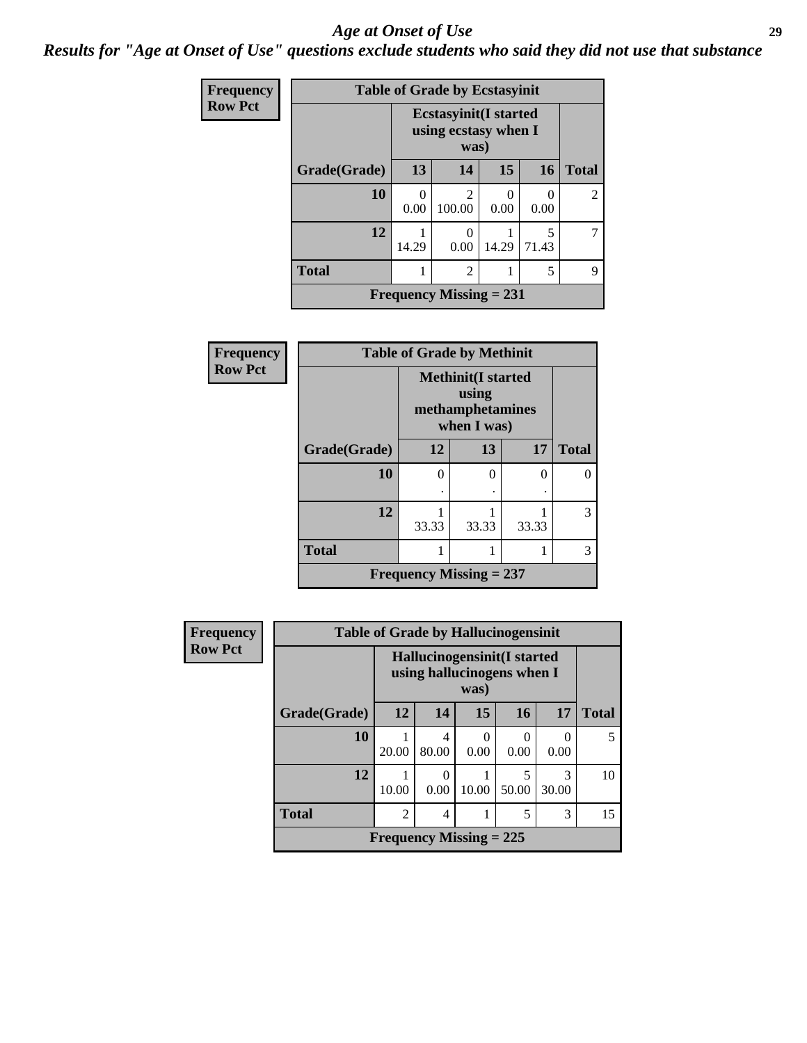# *Age at Onset of Use*

***Results for "Age at Onset of Use" questions exclude students who said they did not use that substance***

**Frequency**
**Row Pct**

| Table of Grade by Ecstasyinit | | | | | |
|---|---|---|---|---|---|
| | Ecstasyinit(I started using ecstasy when I was) | | | | |
| Grade(Grade) | 13 | 14 | 15 | 16 | Total |
| 10 | 0<br>0.00 | 2<br>100.00 | 0<br>0.00 | 0<br>0.00 | 2 |
| 12 | 1<br>14.29 | 0<br>0.00 | 1<br>14.29 | 5<br>71.43 | 7 |
| Total | 1 | 2 | 1 | 5 | 9 |
| Frequency Missing = 231 | | | | | |

**Frequency**
**Row Pct**

| Table of Grade by Methinit | | | | |
|---|---|---|---|---|
| | Methinit(I started using methamphetamines when I was) | | | |
| Grade(Grade) | 12 | 13 | 17 | Total |
| 10 | 0<br>. | 0<br>. | 0<br>. | 0 |
| 12 | 1<br>33.33 | 1<br>33.33 | 1<br>33.33 | 3 |
| Total | 1 | 1 | 1 | 3 |
| Frequency Missing = 237 | | | | |

**Frequency**
**Row Pct**

| Table of Grade by Hallucinogensinit | | | | | | |
|---|---|---|---|---|---|---|
| | Hallucinogensinit(I started using hallucinogens when I was) | | | | | |
| Grade(Grade) | 12 | 14 | 15 | 16 | 17 | Total |
| 10 | 1<br>20.00 | 4<br>80.00 | 0<br>0.00 | 0<br>0.00 | 0<br>0.00 | 5 |
| 12 | 1<br>10.00 | 0<br>0.00 | 1<br>10.00 | 5<br>50.00 | 3<br>30.00 | 10 |
| Total | 2 | 4 | 1 | 5 | 3 | 15 |
| Frequency Missing = 225 | | | | | | |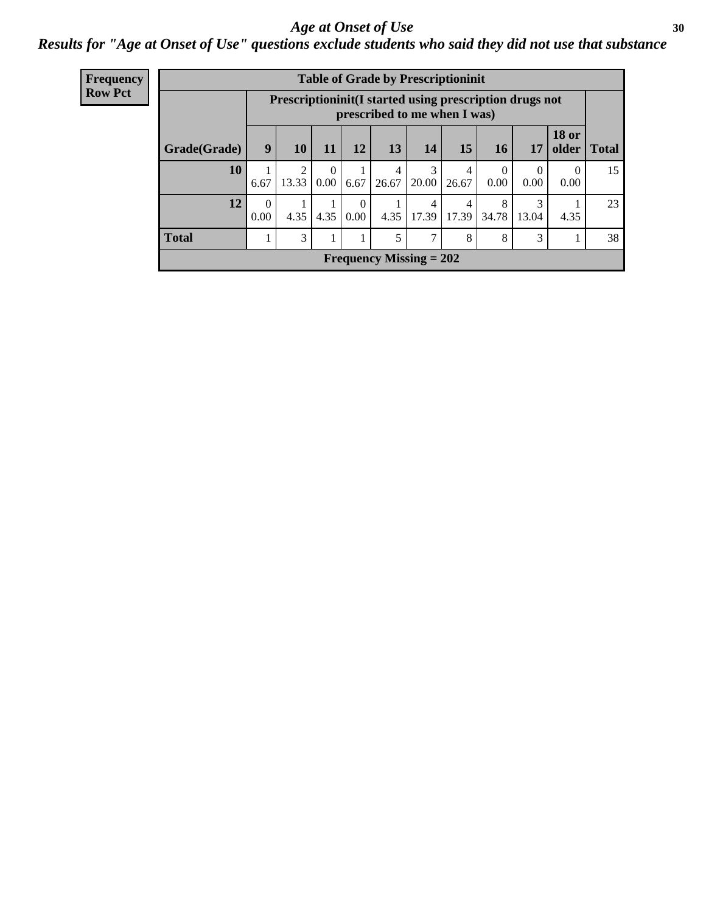# *Age at Onset of Use*

***Results for "Age at Onset of Use" questions exclude students who said they did not use that substance***

**Frequency**
**Row Pct**

| Table of Grade by Prescriptioninit | | | | | | | | | | | |
|---|---|---|---|---|---|---|---|---|---|---|---|
| | Prescriptioninit(I started using prescription drugs not prescribed to me when I was) | | | | | | | | | | |
| Grade(Grade) | 9 | 10 | 11 | 12 | 13 | 14 | 15 | 16 | 17 | 18 or older | Total |
| 10 | 1<br>6.67 | 2<br>13.33 | 0<br>0.00 | 1<br>6.67 | 4<br>26.67 | 3<br>20.00 | 4<br>26.67 | 0<br>0.00 | 0<br>0.00 | 0<br>0.00 | 15 |
| 12 | 0<br>0.00 | 1<br>4.35 | 1<br>4.35 | 0<br>0.00 | 1<br>4.35 | 4<br>17.39 | 4<br>17.39 | 8<br>34.78 | 3<br>13.04 | 1<br>4.35 | 23 |
| Total | 1 | 3 | 1 | 1 | 5 | 7 | 8 | 8 | 3 | 1 | 38 |
| Frequency Missing = 202 | | | | | | | | | | | |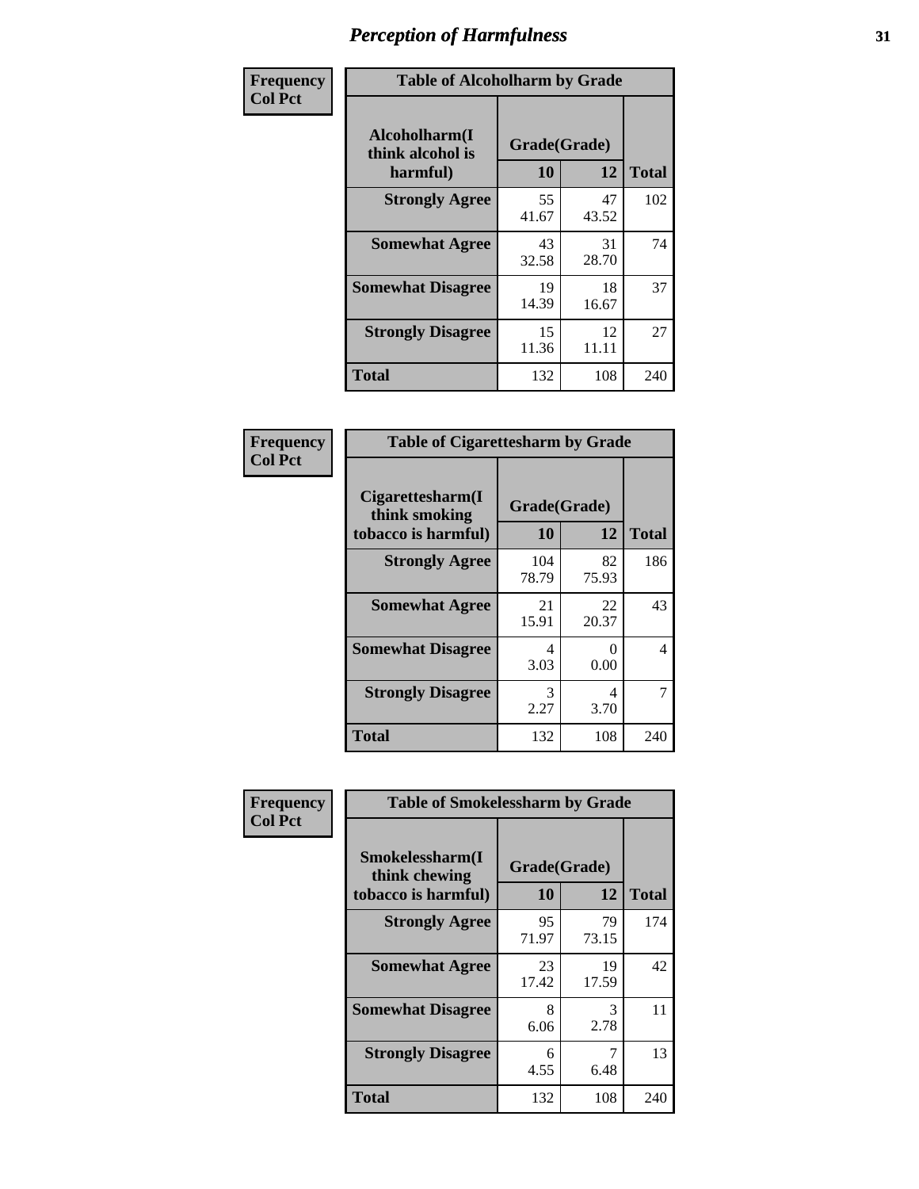# Perception of Harmfulness

| Frequency<br>Col Pct | Table of Alcoholharm by Grade | | |
|---|---|---|---|
| Alcoholharm(I think alcohol is harmful) | Grade(Grade) | | |
| | 10 | 12 | Total |
| Strongly Agree | 55<br>41.67 | 47<br>43.52 | 102 |
| Somewhat Agree | 43<br>32.58 | 31<br>28.70 | 74 |
| Somewhat Disagree | 19<br>14.39 | 18<br>16.67 | 37 |
| Strongly Disagree | 15<br>11.36 | 12<br>11.11 | 27 |
| Total | 132 | 108 | 240 |

| Frequency<br>Col Pct | Table of Cigarettesharm by Grade | | |
|---|---|---|---|
| Cigarettesharm(I think smoking tobacco is harmful) | Grade(Grade) | | |
| | 10 | 12 | Total |
| Strongly Agree | 104<br>78.79 | 82<br>75.93 | 186 |
| Somewhat Agree | 21<br>15.91 | 22<br>20.37 | 43 |
| Somewhat Disagree | 4<br>3.03 | 0<br>0.00 | 4 |
| Strongly Disagree | 3<br>2.27 | 4<br>3.70 | 7 |
| Total | 132 | 108 | 240 |

| Frequency<br>Col Pct | Table of Smokelessharm by Grade | | |
|---|---|---|---|
| Smokelessharm(I think chewing tobacco is harmful) | Grade(Grade) | | |
| | 10 | 12 | Total |
| Strongly Agree | 95<br>71.97 | 79<br>73.15 | 174 |
| Somewhat Agree | 23<br>17.42 | 19<br>17.59 | 42 |
| Somewhat Disagree | 8<br>6.06 | 3<br>2.78 | 11 |
| Strongly Disagree | 6<br>4.55 | 7<br>6.48 | 13 |
| Total | 132 | 108 | 240 |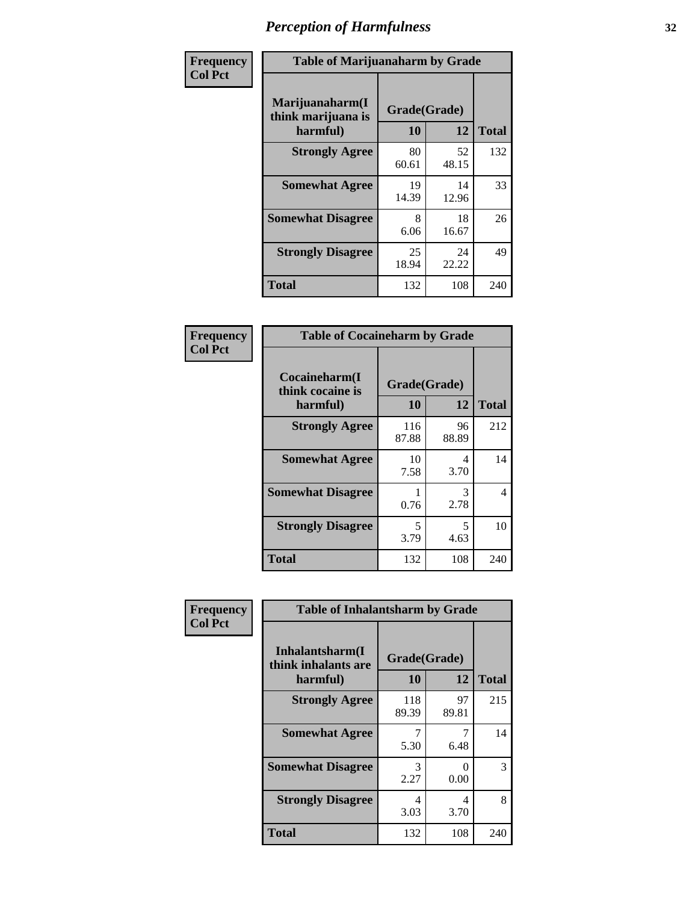# Perception of Harmfulness

| Frequency<br>Col Pct | Table of Marijuanaharm by Grade | | |
|---|---|---|---|
| Marijuanaharm(I think marijuana is harmful) | Grade(Grade) | | |
| | 10 | 12 | Total |
| Strongly Agree | 80<br>60.61 | 52<br>48.15 | 132 |
| Somewhat Agree | 19<br>14.39 | 14<br>12.96 | 33 |
| Somewhat Disagree | 8<br>6.06 | 18<br>16.67 | 26 |
| Strongly Disagree | 25<br>18.94 | 24<br>22.22 | 49 |
| Total | 132 | 108 | 240 |

| Frequency<br>Col Pct | Table of Cocaineharm by Grade | | |
|---|---|---|---|
| Cocaineharm(I think cocaine is harmful) | Grade(Grade) | | |
| | 10 | 12 | Total |
| Strongly Agree | 116<br>87.88 | 96<br>88.89 | 212 |
| Somewhat Agree | 10<br>7.58 | 4<br>3.70 | 14 |
| Somewhat Disagree | 1<br>0.76 | 3<br>2.78 | 4 |
| Strongly Disagree | 5<br>3.79 | 5<br>4.63 | 10 |
| Total | 132 | 108 | 240 |

| Frequency<br>Col Pct | Table of Inhalantsharm by Grade | | |
|---|---|---|---|
| Inhalantsharm(I think inhalants are harmful) | Grade(Grade) | | |
| | 10 | 12 | Total |
| Strongly Agree | 118<br>89.39 | 97<br>89.81 | 215 |
| Somewhat Agree | 7<br>5.30 | 7<br>6.48 | 14 |
| Somewhat Disagree | 3<br>2.27 | 0<br>0.00 | 3 |
| Strongly Disagree | 4<br>3.03 | 4<br>3.70 | 8 |
| Total | 132 | 108 | 240 |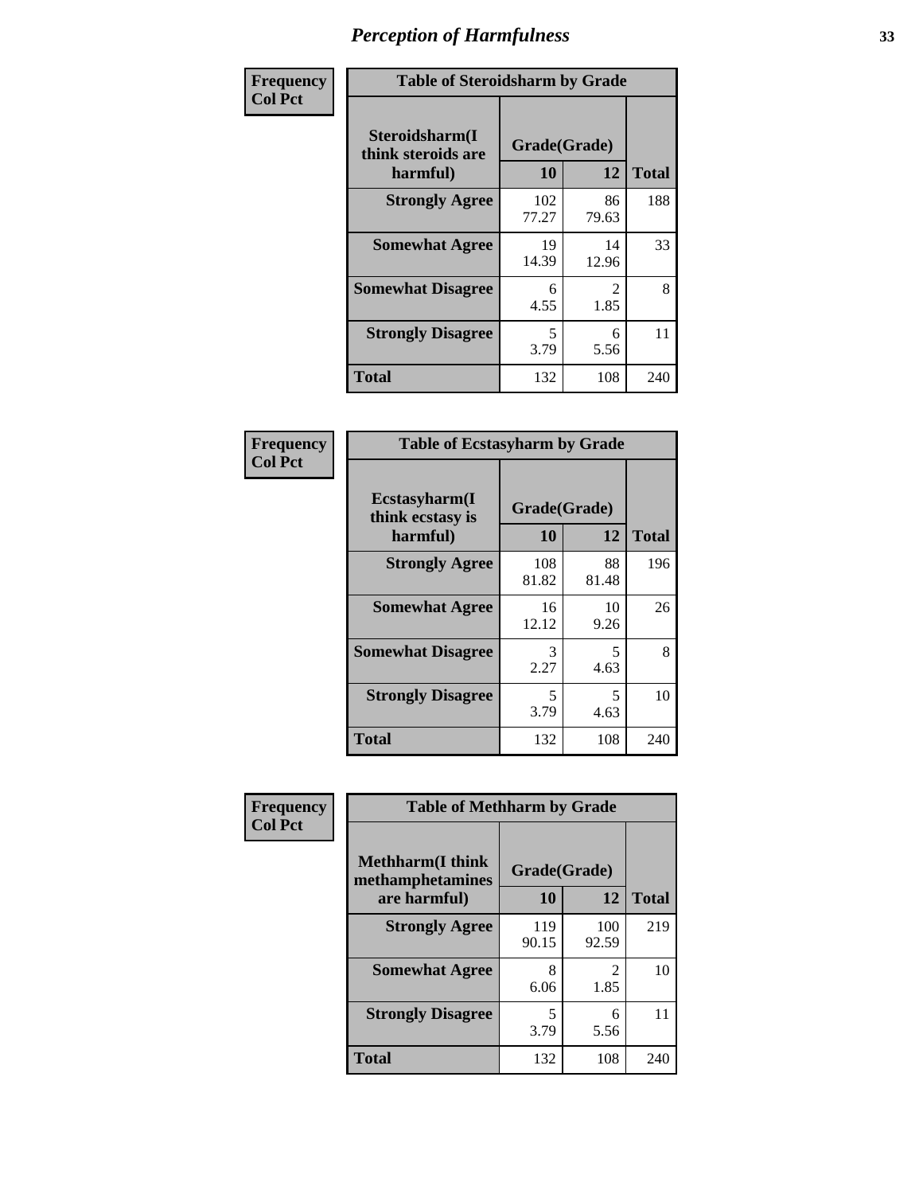| Frequency<br>Col Pct |
|---|

**Table of Steroidsharm by Grade**

| Steroidsharm(I think steroids are harmful) | Grade(Grade) 10 | 12 | Total |
|---|---|---|---|
| Strongly Agree | 102<br>77.27 | 86<br>79.63 | 188 |
| Somewhat Agree | 19<br>14.39 | 14<br>12.96 | 33 |
| Somewhat Disagree | 6<br>4.55 | 2<br>1.85 | 8 |
| Strongly Disagree | 5<br>3.79 | 6<br>5.56 | 11 |
| Total | 132 | 108 | 240 |

| Frequency<br>Col Pct |
|---|

**Table of Ecstasyharm by Grade**

| Ecstasyharm(I think ecstasy is harmful) | Grade(Grade) 10 | 12 | Total |
|---|---|---|---|
| Strongly Agree | 108<br>81.82 | 88<br>81.48 | 196 |
| Somewhat Agree | 16<br>12.12 | 10<br>9.26 | 26 |
| Somewhat Disagree | 3<br>2.27 | 5<br>4.63 | 8 |
| Strongly Disagree | 5<br>3.79 | 5<br>4.63 | 10 |
| Total | 132 | 108 | 240 |

| Frequency<br>Col Pct |
|---|

**Table of Methharm by Grade**

| Methharm(I think methamphetamines are harmful) | Grade(Grade) 10 | 12 | Total |
|---|---|---|---|
| Strongly Agree | 119<br>90.15 | 100<br>92.59 | 219 |
| Somewhat Agree | 8<br>6.06 | 2<br>1.85 | 10 |
| Strongly Disagree | 5<br>3.79 | 6<br>5.56 | 11 |
| Total | 132 | 108 | 240 |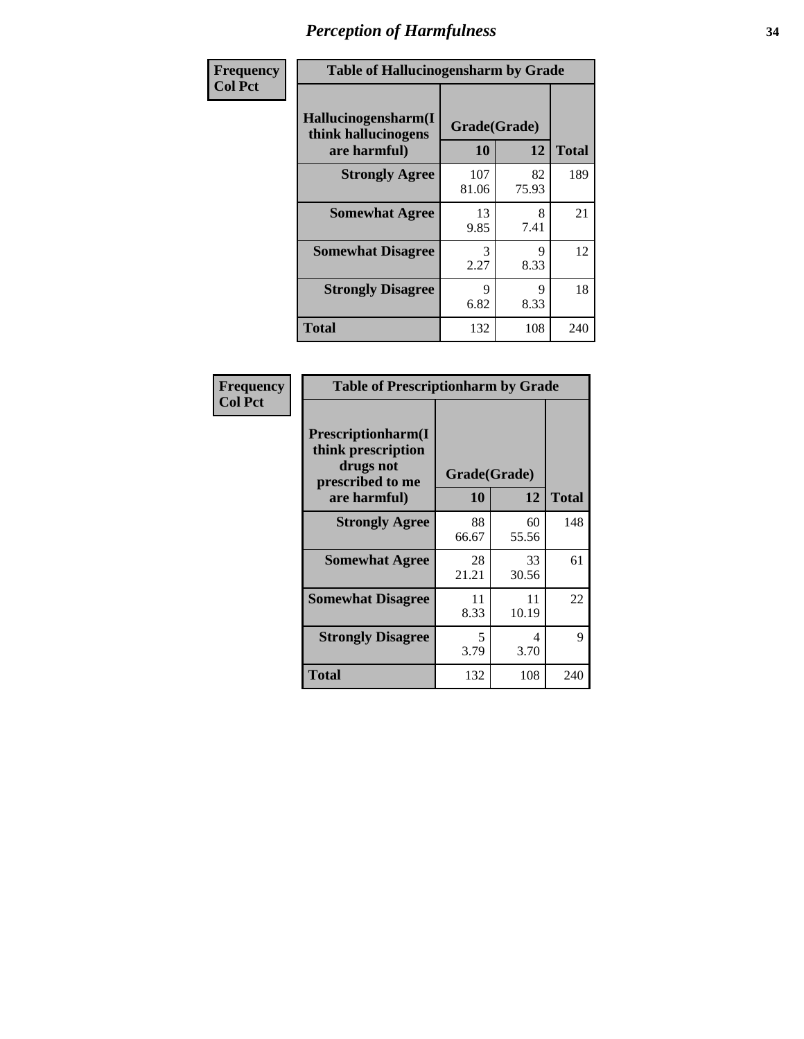# Perception of Harmfulness

| Frequency Col Pct | Table of Hallucinogensharm by Grade | | |
|---|---|---|---|
| Hallucinogensharm(I think hallucinogens are harmful) | Grade(Grade) | | |
| | 10 | 12 | Total |
| Strongly Agree | 107<br>81.06 | 82<br>75.93 | 189 |
| Somewhat Agree | 13<br>9.85 | 8<br>7.41 | 21 |
| Somewhat Disagree | 3<br>2.27 | 9<br>8.33 | 12 |
| Strongly Disagree | 9<br>6.82 | 9<br>8.33 | 18 |
| Total | 132 | 108 | 240 |

| Frequency Col Pct | Table of Prescriptionharm by Grade | | |
|---|---|---|---|
| Prescriptionharm(I think prescription drugs not prescribed to me are harmful) | Grade(Grade) | | |
| | 10 | 12 | Total |
| Strongly Agree | 88<br>66.67 | 60<br>55.56 | 148 |
| Somewhat Agree | 28<br>21.21 | 33<br>30.56 | 61 |
| Somewhat Disagree | 11<br>8.33 | 11<br>10.19 | 22 |
| Strongly Disagree | 5<br>3.79 | 4<br>3.70 | 9 |
| Total | 132 | 108 | 240 |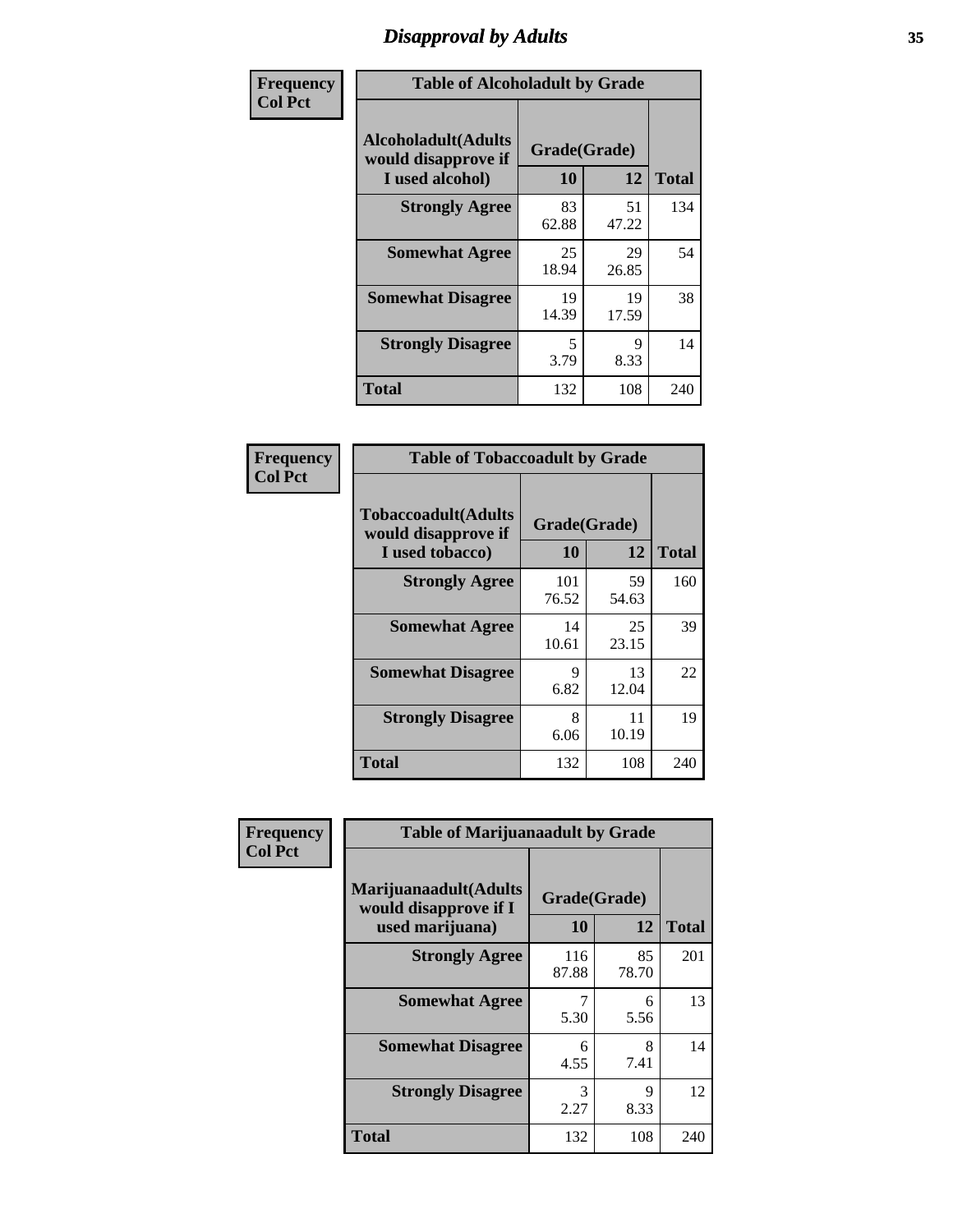# Disapproval by Adults

| Frequency Col Pct |
|---|

**Table of Alcoholadult by Grade**

| Alcoholadult(Adults would disapprove if I used alcohol) | Grade(Grade) 10 | 12 | Total |
|---|---|---|---|
| Strongly Agree | 83 62.88 | 51 47.22 | 134 |
| Somewhat Agree | 25 18.94 | 29 26.85 | 54 |
| Somewhat Disagree | 19 14.39 | 19 17.59 | 38 |
| Strongly Disagree | 5 3.79 | 9 8.33 | 14 |
| Total | 132 | 108 | 240 |

| Frequency Col Pct |
|---|

**Table of Tobaccoadult by Grade**

| Tobaccoadult(Adults would disapprove if I used tobacco) | Grade(Grade) 10 | 12 | Total |
|---|---|---|---|
| Strongly Agree | 101 76.52 | 59 54.63 | 160 |
| Somewhat Agree | 14 10.61 | 25 23.15 | 39 |
| Somewhat Disagree | 9 6.82 | 13 12.04 | 22 |
| Strongly Disagree | 8 6.06 | 11 10.19 | 19 |
| Total | 132 | 108 | 240 |

| Frequency Col Pct |
|---|

**Table of Marijuanaadult by Grade**

| Marijuanaadult(Adults would disapprove if I used marijuana) | Grade(Grade) 10 | 12 | Total |
|---|---|---|---|
| Strongly Agree | 116 87.88 | 85 78.70 | 201 |
| Somewhat Agree | 7 5.30 | 6 5.56 | 13 |
| Somewhat Disagree | 6 4.55 | 8 7.41 | 14 |
| Strongly Disagree | 3 2.27 | 9 8.33 | 12 |
| Total | 132 | 108 | 240 |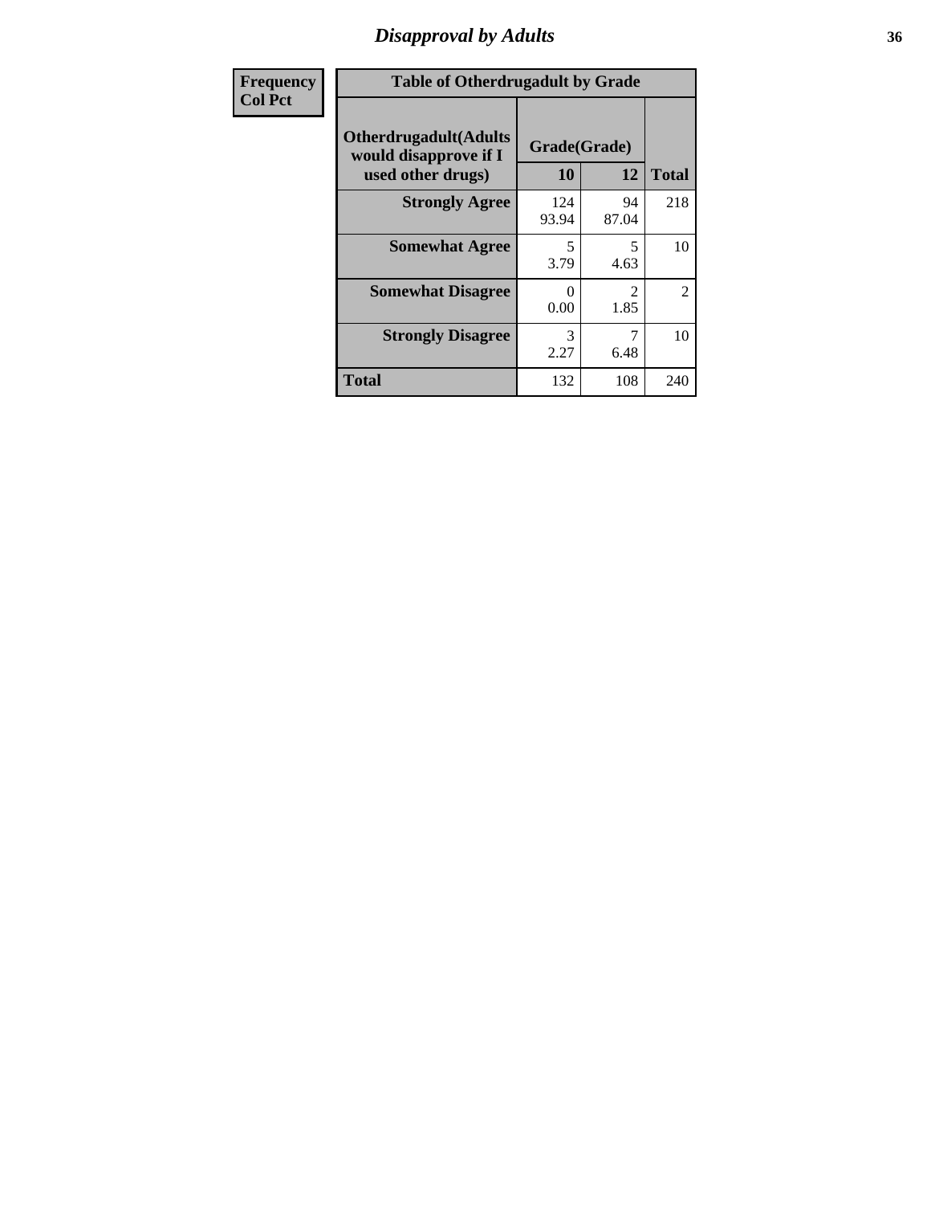| Frequency<br>Col Pct | Table of Otherdrugadult by Grade | | | |
|---|---|---|---|---|
| | Otherdrugadult(Adults would disapprove if I used other drugs) | Grade(Grade) | | |
| | | 10 | 12 | Total |
| | **Strongly Agree** | 124<br>93.94 | 94<br>87.04 | 218 |
| | **Somewhat Agree** | 5<br>3.79 | 5<br>4.63 | 10 |
| | **Somewhat Disagree** | 0<br>0.00 | 2<br>1.85 | 2 |
| | **Strongly Disagree** | 3<br>2.27 | 7<br>6.48 | 10 |
| | **Total** | 132 | 108 | 240 |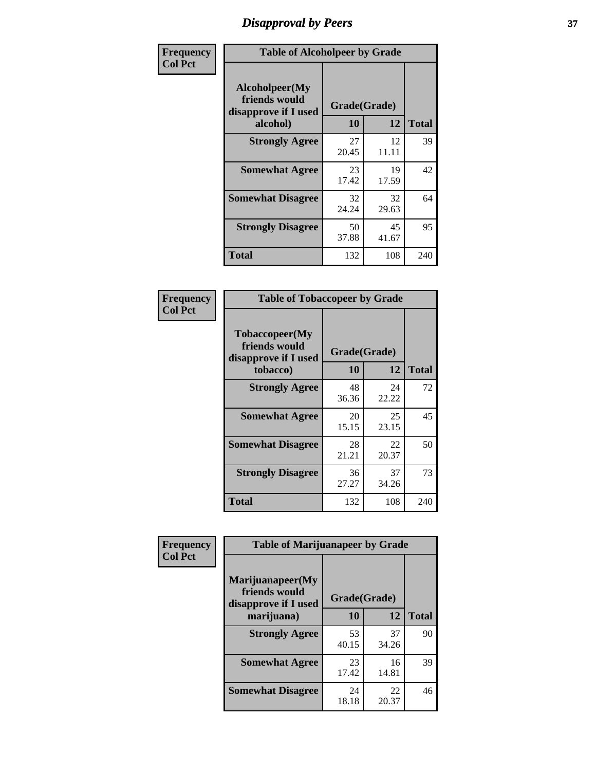# Disapproval by Peers

**Frequency / Col Pct**

**Table of Alcoholpeer by Grade**

| Alcoholpeer(My friends would disapprove if I used alcohol) | Grade(Grade) | | Total |
|---|---|---|---|
| | 10 | 12 | |
| **Strongly Agree** | 27<br>20.45 | 12<br>11.11 | 39 |
| **Somewhat Agree** | 23<br>17.42 | 19<br>17.59 | 42 |
| **Somewhat Disagree** | 32<br>24.24 | 32<br>29.63 | 64 |
| **Strongly Disagree** | 50<br>37.88 | 45<br>41.67 | 95 |
| **Total** | 132 | 108 | 240 |

**Frequency / Col Pct**

**Table of Tobaccopeer by Grade**

| Tobaccopeer(My friends would disapprove if I used tobacco) | Grade(Grade) | | Total |
|---|---|---|---|
| | 10 | 12 | |
| **Strongly Agree** | 48<br>36.36 | 24<br>22.22 | 72 |
| **Somewhat Agree** | 20<br>15.15 | 25<br>23.15 | 45 |
| **Somewhat Disagree** | 28<br>21.21 | 22<br>20.37 | 50 |
| **Strongly Disagree** | 36<br>27.27 | 37<br>34.26 | 73 |
| **Total** | 132 | 108 | 240 |

**Frequency / Col Pct**

**Table of Marijuanapeer by Grade**

| Marijuanapeer(My friends would disapprove if I used marijuana) | Grade(Grade) | | Total |
|---|---|---|---|
| | 10 | 12 | |
| **Strongly Agree** | 53<br>40.15 | 37<br>34.26 | 90 |
| **Somewhat Agree** | 23<br>17.42 | 16<br>14.81 | 39 |
| **Somewhat Disagree** | 24<br>18.18 | 22<br>20.37 | 46 |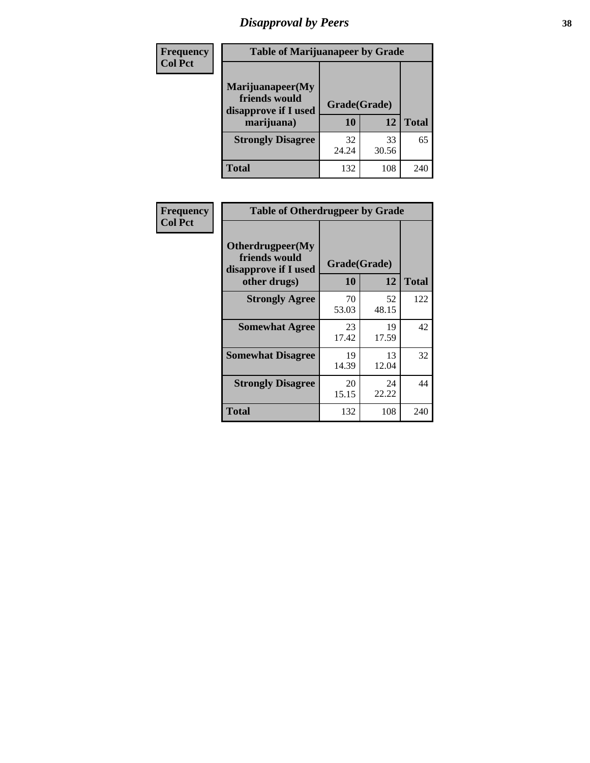| Frequency<br>Col Pct | Table of Marijuanapeer by Grade | | |
|---|---|---|---|
| Marijuanapeer(My friends would disapprove if I used marijuana) | Grade(Grade) | | |
| | 10 | 12 | Total |
| Strongly Disagree | 32<br>24.24 | 33<br>30.56 | 65 |
| Total | 132 | 108 | 240 |

| Frequency<br>Col Pct | Table of Otherdrugpeer by Grade | | |
|---|---|---|---|
| Otherdrugpeer(My friends would disapprove if I used other drugs) | Grade(Grade) | | |
| | 10 | 12 | Total |
| Strongly Agree | 70<br>53.03 | 52<br>48.15 | 122 |
| Somewhat Agree | 23<br>17.42 | 19<br>17.59 | 42 |
| Somewhat Disagree | 19<br>14.39 | 13<br>12.04 | 32 |
| Strongly Disagree | 20<br>15.15 | 24<br>22.22 | 44 |
| Total | 132 | 108 | 240 |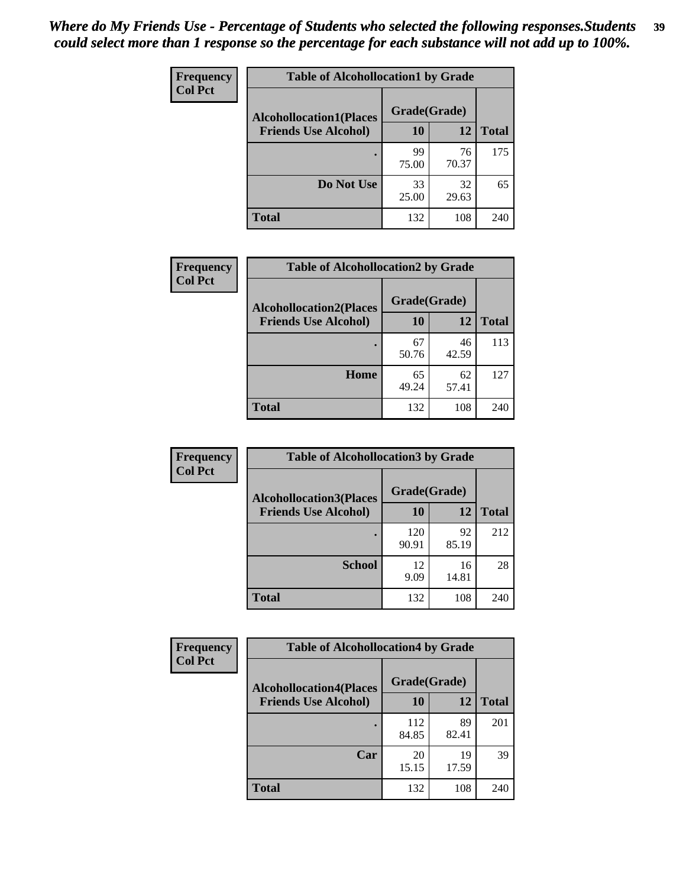*Where do My Friends Use - Percentage of Students who selected the following responses.Students could select more than 1 response so the percentage for each substance will not add up to 100%.*

| Frequency<br>Col Pct | Table of Alcohollocation1 by Grade | | |
|---|---|---|---|
| Alcohollocation1(Places Friends Use Alcohol) | Grade(Grade) | | |
| | 10 | 12 | Total |
| . | 99<br>75.00 | 76<br>70.37 | 175 |
| Do Not Use | 33<br>25.00 | 32<br>29.63 | 65 |
| Total | 132 | 108 | 240 |

| Frequency<br>Col Pct | Table of Alcohollocation2 by Grade | | |
|---|---|---|---|
| Alcohollocation2(Places Friends Use Alcohol) | Grade(Grade) | | |
| | 10 | 12 | Total |
| . | 67<br>50.76 | 46<br>42.59 | 113 |
| Home | 65<br>49.24 | 62<br>57.41 | 127 |
| Total | 132 | 108 | 240 |

| Frequency<br>Col Pct | Table of Alcohollocation3 by Grade | | |
|---|---|---|---|
| Alcohollocation3(Places Friends Use Alcohol) | Grade(Grade) | | |
| | 10 | 12 | Total |
| . | 120<br>90.91 | 92<br>85.19 | 212 |
| School | 12<br>9.09 | 16<br>14.81 | 28 |
| Total | 132 | 108 | 240 |

| Frequency<br>Col Pct | Table of Alcohollocation4 by Grade | | |
|---|---|---|---|
| Alcohollocation4(Places Friends Use Alcohol) | Grade(Grade) | | |
| | 10 | 12 | Total |
| . | 112<br>84.85 | 89<br>82.41 | 201 |
| Car | 20<br>15.15 | 19<br>17.59 | 39 |
| Total | 132 | 108 | 240 |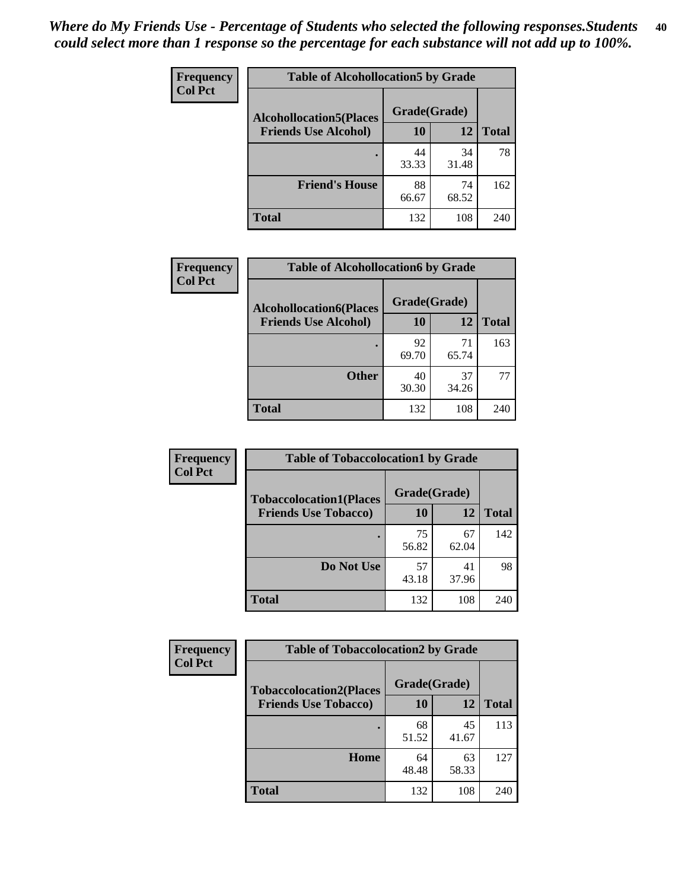*Where do My Friends Use - Percentage of Students who selected the following responses.Students could select more than 1 response so the percentage for each substance will not add up to 100%.*

**Table of Alcohollocation5 by Grade**

| Frequency / Col Pct | | | |
|---|---|---|---|
| Alcohollocation5(Places Friends Use Alcohol) | Grade(Grade) | | |
| | 10 | 12 | Total |
| . | 44<br>33.33 | 34<br>31.48 | 78 |
| Friend's House | 88<br>66.67 | 74<br>68.52 | 162 |
| Total | 132 | 108 | 240 |

**Table of Alcohollocation6 by Grade**

| Frequency / Col Pct | | | |
|---|---|---|---|
| Alcohollocation6(Places Friends Use Alcohol) | Grade(Grade) | | |
| | 10 | 12 | Total |
| . | 92<br>69.70 | 71<br>65.74 | 163 |
| Other | 40<br>30.30 | 37<br>34.26 | 77 |
| Total | 132 | 108 | 240 |

**Table of Tobaccolocation1 by Grade**

| Frequency / Col Pct | | | |
|---|---|---|---|
| Tobaccolocation1(Places Friends Use Tobacco) | Grade(Grade) | | |
| | 10 | 12 | Total |
| . | 75<br>56.82 | 67<br>62.04 | 142 |
| Do Not Use | 57<br>43.18 | 41<br>37.96 | 98 |
| Total | 132 | 108 | 240 |

**Table of Tobaccolocation2 by Grade**

| Frequency / Col Pct | | | |
|---|---|---|---|
| Tobaccolocation2(Places Friends Use Tobacco) | Grade(Grade) | | |
| | 10 | 12 | Total |
| . | 68<br>51.52 | 45<br>41.67 | 113 |
| Home | 64<br>48.48 | 63<br>58.33 | 127 |
| Total | 132 | 108 | 240 |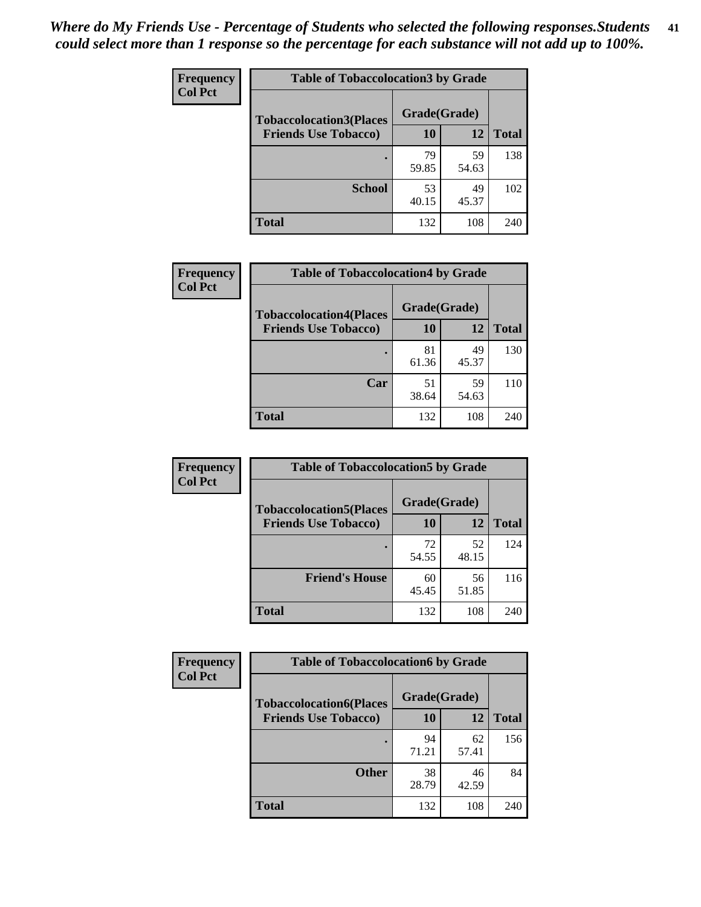*Where do My Friends Use - Percentage of Students who selected the following responses.Students could select more than 1 response so the percentage for each substance will not add up to 100%.*

**Frequency**
**Col Pct**

| Table of Tobaccolocation3 by Grade | | | |
|---|---|---|---|
| **Tobaccolocation3(Places Friends Use Tobacco)** | **Grade(Grade)** | | **Total** |
| | **10** | **12** | |
| **.** | 79<br>59.85 | 59<br>54.63 | 138 |
| **School** | 53<br>40.15 | 49<br>45.37 | 102 |
| **Total** | 132 | 108 | 240 |

**Frequency**
**Col Pct**

| Table of Tobaccolocation4 by Grade | | | |
|---|---|---|---|
| **Tobaccolocation4(Places Friends Use Tobacco)** | **Grade(Grade)** | | **Total** |
| | **10** | **12** | |
| **.** | 81<br>61.36 | 49<br>45.37 | 130 |
| **Car** | 51<br>38.64 | 59<br>54.63 | 110 |
| **Total** | 132 | 108 | 240 |

**Frequency**
**Col Pct**

| Table of Tobaccolocation5 by Grade | | | |
|---|---|---|---|
| **Tobaccolocation5(Places Friends Use Tobacco)** | **Grade(Grade)** | | **Total** |
| | **10** | **12** | |
| **.** | 72<br>54.55 | 52<br>48.15 | 124 |
| **Friend's House** | 60<br>45.45 | 56<br>51.85 | 116 |
| **Total** | 132 | 108 | 240 |

**Frequency**
**Col Pct**

| Table of Tobaccolocation6 by Grade | | | |
|---|---|---|---|
| **Tobaccolocation6(Places Friends Use Tobacco)** | **Grade(Grade)** | | **Total** |
| | **10** | **12** | |
| **.** | 94<br>71.21 | 62<br>57.41 | 156 |
| **Other** | 38<br>28.79 | 46<br>42.59 | 84 |
| **Total** | 132 | 108 | 240 |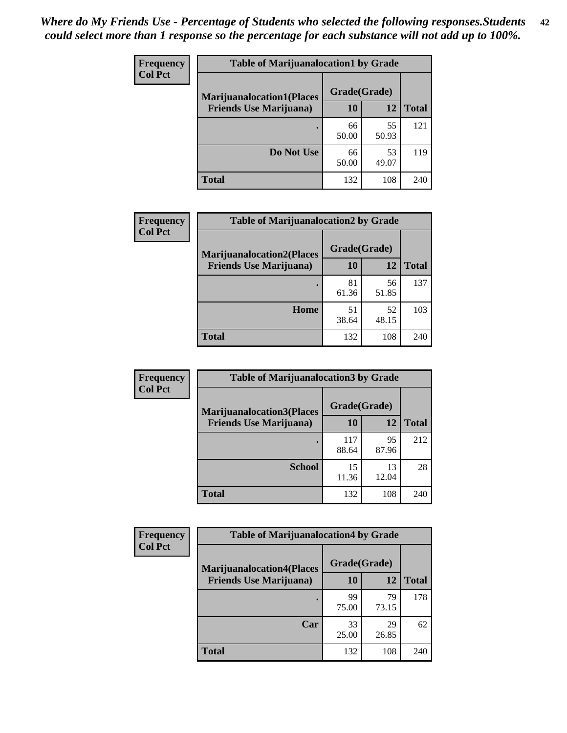*Where do My Friends Use - Percentage of Students who selected the following responses.Students could select more than 1 response so the percentage for each substance will not add up to 100%.*

**Frequency**
**Col Pct**

**Table of Marijuanalocation1 by Grade**

| Marijuanalocation1(Places Friends Use Marijuana) | Grade(Grade) 10 | 12 | Total |
|---|---|---|---|
| . | 66<br>50.00 | 55<br>50.93 | 121 |
| Do Not Use | 66<br>50.00 | 53<br>49.07 | 119 |
| Total | 132 | 108 | 240 |

**Frequency**
**Col Pct**

**Table of Marijuanalocation2 by Grade**

| Marijuanalocation2(Places Friends Use Marijuana) | Grade(Grade) 10 | 12 | Total |
|---|---|---|---|
| . | 81<br>61.36 | 56<br>51.85 | 137 |
| Home | 51<br>38.64 | 52<br>48.15 | 103 |
| Total | 132 | 108 | 240 |

**Frequency**
**Col Pct**

**Table of Marijuanalocation3 by Grade**

| Marijuanalocation3(Places Friends Use Marijuana) | Grade(Grade) 10 | 12 | Total |
|---|---|---|---|
| . | 117<br>88.64 | 95<br>87.96 | 212 |
| School | 15<br>11.36 | 13<br>12.04 | 28 |
| Total | 132 | 108 | 240 |

**Frequency**
**Col Pct**

**Table of Marijuanalocation4 by Grade**

| Marijuanalocation4(Places Friends Use Marijuana) | Grade(Grade) 10 | 12 | Total |
|---|---|---|---|
| . | 99<br>75.00 | 79<br>73.15 | 178 |
| Car | 33<br>25.00 | 29<br>26.85 | 62 |
| Total | 132 | 108 | 240 |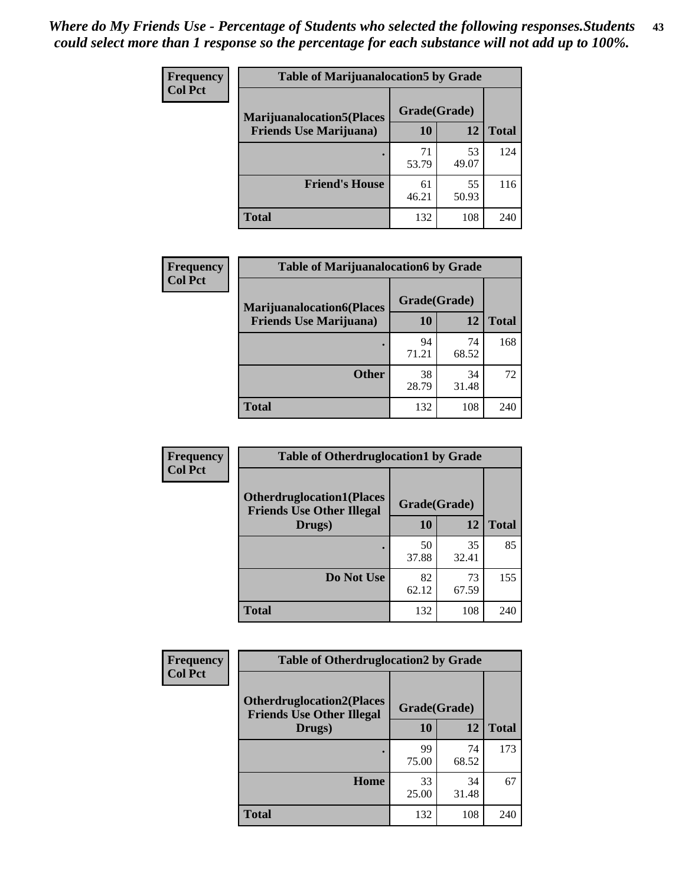*Where do My Friends Use - Percentage of Students who selected the following responses.Students could select more than 1 response so the percentage for each substance will not add up to 100%.*

**Frequency**
**Col Pct**

| Table of Marijuanalocation5 by Grade | | | |
|---|---|---|---|
| **Marijuanalocation5(Places Friends Use Marijuana)** | **Grade(Grade)** | | **Total** |
| | **10** | **12** | |
| **.** | 71<br>53.79 | 53<br>49.07 | 124 |
| **Friend's House** | 61<br>46.21 | 55<br>50.93 | 116 |
| **Total** | 132 | 108 | 240 |

**Frequency**
**Col Pct**

| Table of Marijuanalocation6 by Grade | | | |
|---|---|---|---|
| **Marijuanalocation6(Places Friends Use Marijuana)** | **Grade(Grade)** | | **Total** |
| | **10** | **12** | |
| **.** | 94<br>71.21 | 74<br>68.52 | 168 |
| **Other** | 38<br>28.79 | 34<br>31.48 | 72 |
| **Total** | 132 | 108 | 240 |

**Frequency**
**Col Pct**

| Table of Otherdruglocation1 by Grade | | | |
|---|---|---|---|
| **Otherdruglocation1(Places Friends Use Other Illegal Drugs)** | **Grade(Grade)** | | **Total** |
| | **10** | **12** | |
| **.** | 50<br>37.88 | 35<br>32.41 | 85 |
| **Do Not Use** | 82<br>62.12 | 73<br>67.59 | 155 |
| **Total** | 132 | 108 | 240 |

**Frequency**
**Col Pct**

| Table of Otherdruglocation2 by Grade | | | |
|---|---|---|---|
| **Otherdruglocation2(Places Friends Use Other Illegal Drugs)** | **Grade(Grade)** | | **Total** |
| | **10** | **12** | |
| **.** | 99<br>75.00 | 74<br>68.52 | 173 |
| **Home** | 33<br>25.00 | 34<br>31.48 | 67 |
| **Total** | 132 | 108 | 240 |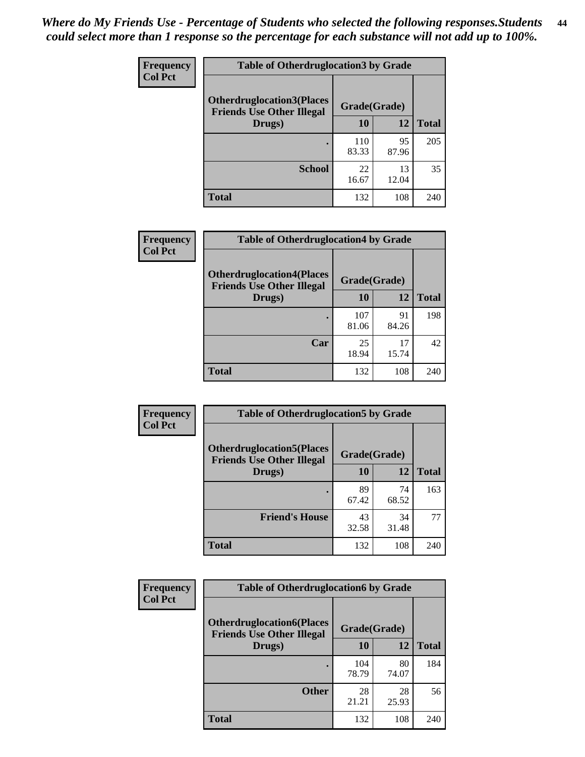*Where do My Friends Use - Percentage of Students who selected the following responses.Students could select more than 1 response so the percentage for each substance will not add up to 100%.*

**Frequency**
**Col Pct**

| Table of Otherdruglocation3 by Grade | | | |
|---|---|---|---|
| **Otherdruglocation3(Places Friends Use Other Illegal Drugs)** | **Grade(Grade)** | | |
| | **10** | **12** | **Total** |
| **.** | 110<br>83.33 | 95<br>87.96 | 205 |
| **School** | 22<br>16.67 | 13<br>12.04 | 35 |
| **Total** | 132 | 108 | 240 |

**Frequency**
**Col Pct**

| Table of Otherdruglocation4 by Grade | | | |
|---|---|---|---|
| **Otherdruglocation4(Places Friends Use Other Illegal Drugs)** | **Grade(Grade)** | | |
| | **10** | **12** | **Total** |
| **.** | 107<br>81.06 | 91<br>84.26 | 198 |
| **Car** | 25<br>18.94 | 17<br>15.74 | 42 |
| **Total** | 132 | 108 | 240 |

**Frequency**
**Col Pct**

| Table of Otherdruglocation5 by Grade | | | |
|---|---|---|---|
| **Otherdruglocation5(Places Friends Use Other Illegal Drugs)** | **Grade(Grade)** | | |
| | **10** | **12** | **Total** |
| **.** | 89<br>67.42 | 74<br>68.52 | 163 |
| **Friend's House** | 43<br>32.58 | 34<br>31.48 | 77 |
| **Total** | 132 | 108 | 240 |

**Frequency**
**Col Pct**

| Table of Otherdruglocation6 by Grade | | | |
|---|---|---|---|
| **Otherdruglocation6(Places Friends Use Other Illegal Drugs)** | **Grade(Grade)** | | |
| | **10** | **12** | **Total** |
| **.** | 104<br>78.79 | 80<br>74.07 | 184 |
| **Other** | 28<br>21.21 | 28<br>25.93 | 56 |
| **Total** | 132 | 108 | 240 |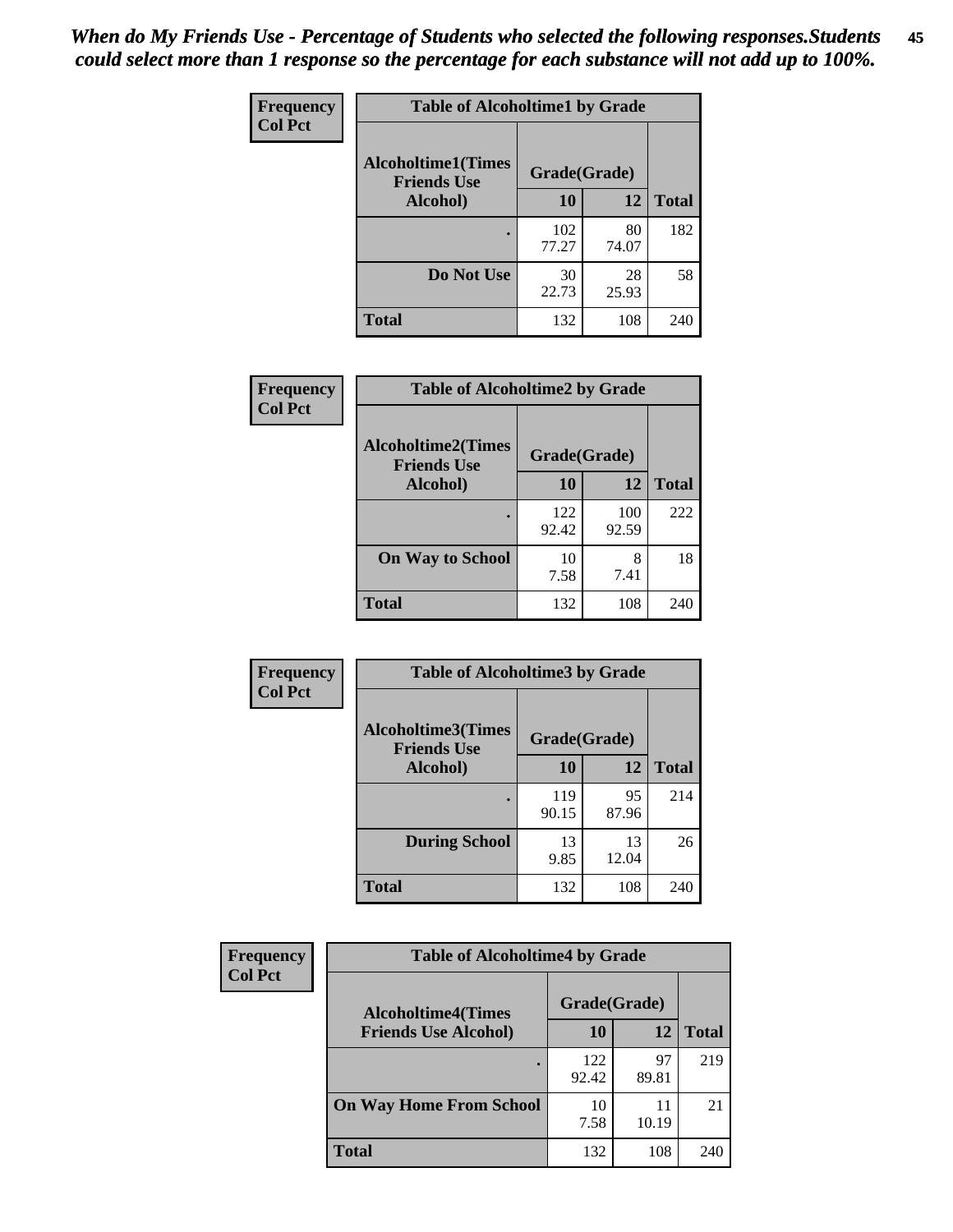*When do My Friends Use - Percentage of Students who selected the following responses.Students could select more than 1 response so the percentage for each substance will not add up to 100%.*

**Frequency**
**Col Pct**

| Table of Alcoholtime1 by Grade | | | |
|---|---|---|---|
| Alcoholtime1(Times Friends Use Alcohol) | Grade(Grade) | | Total |
| | 10 | 12 | |
| . | 102<br>77.27 | 80<br>74.07 | 182 |
| Do Not Use | 30<br>22.73 | 28<br>25.93 | 58 |
| Total | 132 | 108 | 240 |

**Frequency**
**Col Pct**

| Table of Alcoholtime2 by Grade | | | |
|---|---|---|---|
| Alcoholtime2(Times Friends Use Alcohol) | Grade(Grade) | | Total |
| | 10 | 12 | |
| . | 122<br>92.42 | 100<br>92.59 | 222 |
| On Way to School | 10<br>7.58 | 8<br>7.41 | 18 |
| Total | 132 | 108 | 240 |

**Frequency**
**Col Pct**

| Table of Alcoholtime3 by Grade | | | |
|---|---|---|---|
| Alcoholtime3(Times Friends Use Alcohol) | Grade(Grade) | | Total |
| | 10 | 12 | |
| . | 119<br>90.15 | 95<br>87.96 | 214 |
| During School | 13<br>9.85 | 13<br>12.04 | 26 |
| Total | 132 | 108 | 240 |

**Frequency**
**Col Pct**

| Table of Alcoholtime4 by Grade | | | |
|---|---|---|---|
| Alcoholtime4(Times Friends Use Alcohol) | Grade(Grade) | | Total |
| | 10 | 12 | |
| . | 122<br>92.42 | 97<br>89.81 | 219 |
| On Way Home From School | 10<br>7.58 | 11<br>10.19 | 21 |
| Total | 132 | 108 | 240 |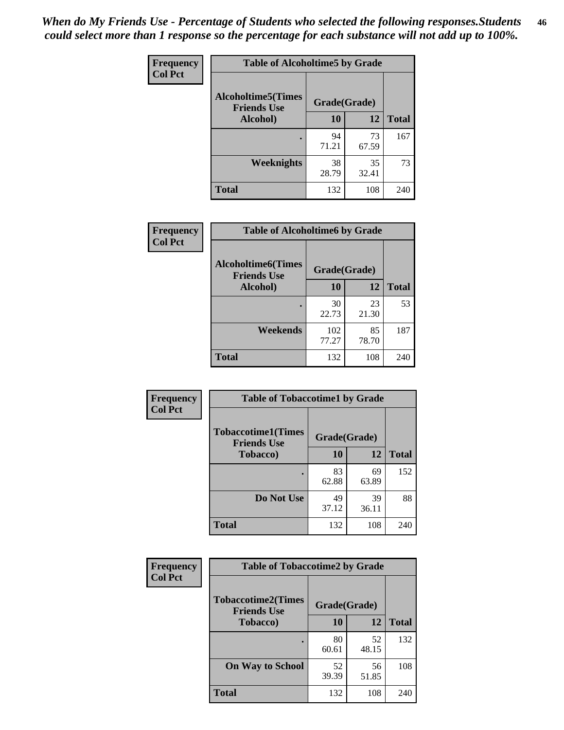*When do My Friends Use - Percentage of Students who selected the following responses.Students could select more than 1 response so the percentage for each substance will not add up to 100%.*

**Frequency**
**Col Pct**

| Table of Alcoholtime5 by Grade | | | |
|---|---|---|---|
| Alcoholtime5(Times Friends Use Alcohol) | Grade(Grade) | | Total |
| | 10 | 12 | |
| . | 94<br>71.21 | 73<br>67.59 | 167 |
| Weeknights | 38<br>28.79 | 35<br>32.41 | 73 |
| Total | 132 | 108 | 240 |

**Frequency**
**Col Pct**

| Table of Alcoholtime6 by Grade | | | |
|---|---|---|---|
| Alcoholtime6(Times Friends Use Alcohol) | Grade(Grade) | | Total |
| | 10 | 12 | |
| . | 30<br>22.73 | 23<br>21.30 | 53 |
| Weekends | 102<br>77.27 | 85<br>78.70 | 187 |
| Total | 132 | 108 | 240 |

**Frequency**
**Col Pct**

| Table of Tobaccotime1 by Grade | | | |
|---|---|---|---|
| Tobaccotime1(Times Friends Use Tobacco) | Grade(Grade) | | Total |
| | 10 | 12 | |
| . | 83<br>62.88 | 69<br>63.89 | 152 |
| Do Not Use | 49<br>37.12 | 39<br>36.11 | 88 |
| Total | 132 | 108 | 240 |

**Frequency**
**Col Pct**

| Table of Tobaccotime2 by Grade | | | |
|---|---|---|---|
| Tobaccotime2(Times Friends Use Tobacco) | Grade(Grade) | | Total |
| | 10 | 12 | |
| . | 80<br>60.61 | 52<br>48.15 | 132 |
| On Way to School | 52<br>39.39 | 56<br>51.85 | 108 |
| Total | 132 | 108 | 240 |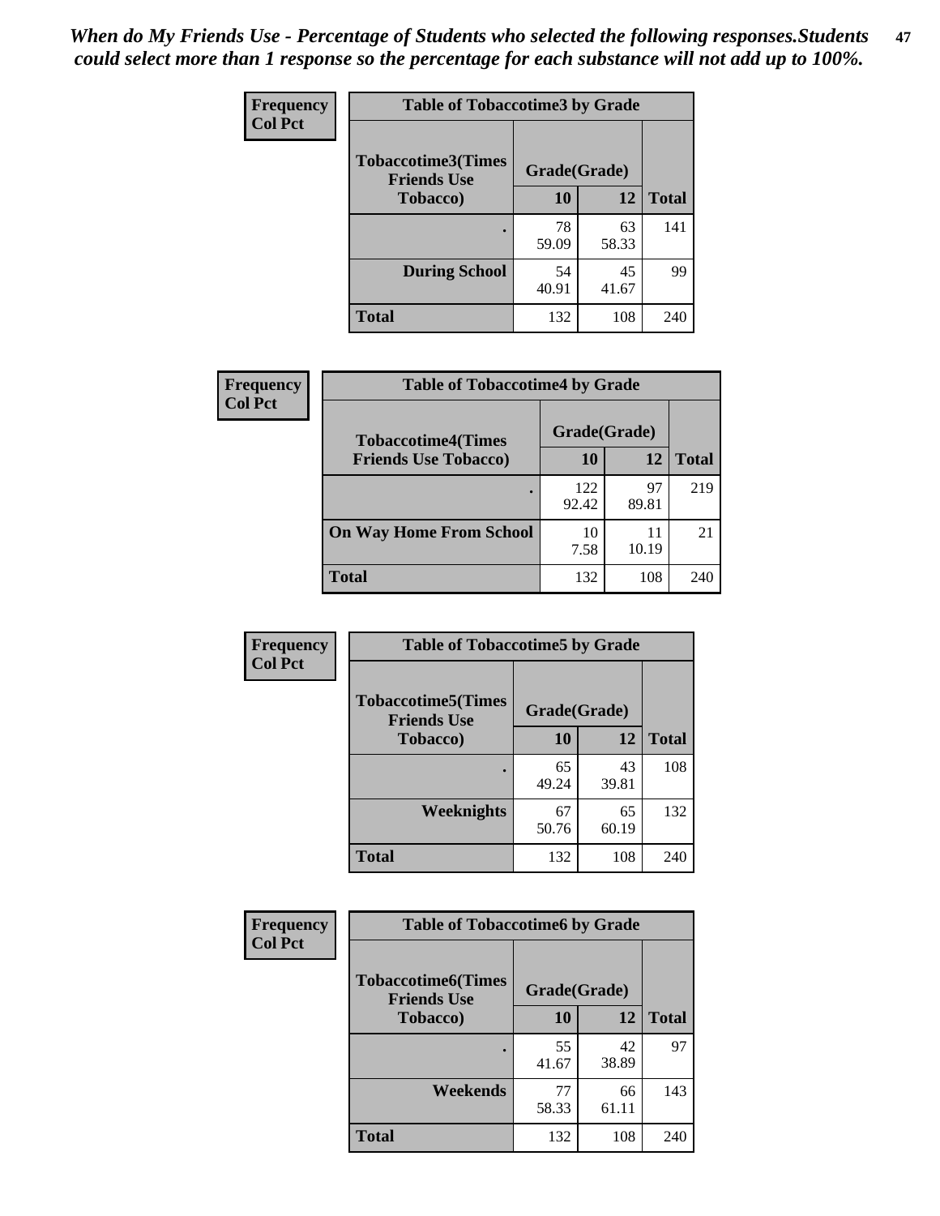*When do My Friends Use - Percentage of Students who selected the following responses.Students could select more than 1 response so the percentage for each substance will not add up to 100%.*

**Frequency**
**Col Pct**

| Table of Tobaccotime3 by Grade | | | |
|---|---|---|---|
| **Tobaccotime3(Times Friends Use Tobacco)** | **Grade(Grade)** | | **Total** |
| | **10** | **12** | |
| **.** | 78<br>59.09 | 63<br>58.33 | 141 |
| **During School** | 54<br>40.91 | 45<br>41.67 | 99 |
| **Total** | 132 | 108 | 240 |

**Frequency**
**Col Pct**

| Table of Tobaccotime4 by Grade | | | |
|---|---|---|---|
| **Tobaccotime4(Times Friends Use Tobacco)** | **Grade(Grade)** | | **Total** |
| | **10** | **12** | |
| **.** | 122<br>92.42 | 97<br>89.81 | 219 |
| **On Way Home From School** | 10<br>7.58 | 11<br>10.19 | 21 |
| **Total** | 132 | 108 | 240 |

**Frequency**
**Col Pct**

| Table of Tobaccotime5 by Grade | | | |
|---|---|---|---|
| **Tobaccotime5(Times Friends Use Tobacco)** | **Grade(Grade)** | | **Total** |
| | **10** | **12** | |
| **.** | 65<br>49.24 | 43<br>39.81 | 108 |
| **Weeknights** | 67<br>50.76 | 65<br>60.19 | 132 |
| **Total** | 132 | 108 | 240 |

**Frequency**
**Col Pct**

| Table of Tobaccotime6 by Grade | | | |
|---|---|---|---|
| **Tobaccotime6(Times Friends Use Tobacco)** | **Grade(Grade)** | | **Total** |
| | **10** | **12** | |
| **.** | 55<br>41.67 | 42<br>38.89 | 97 |
| **Weekends** | 77<br>58.33 | 66<br>61.11 | 143 |
| **Total** | 132 | 108 | 240 |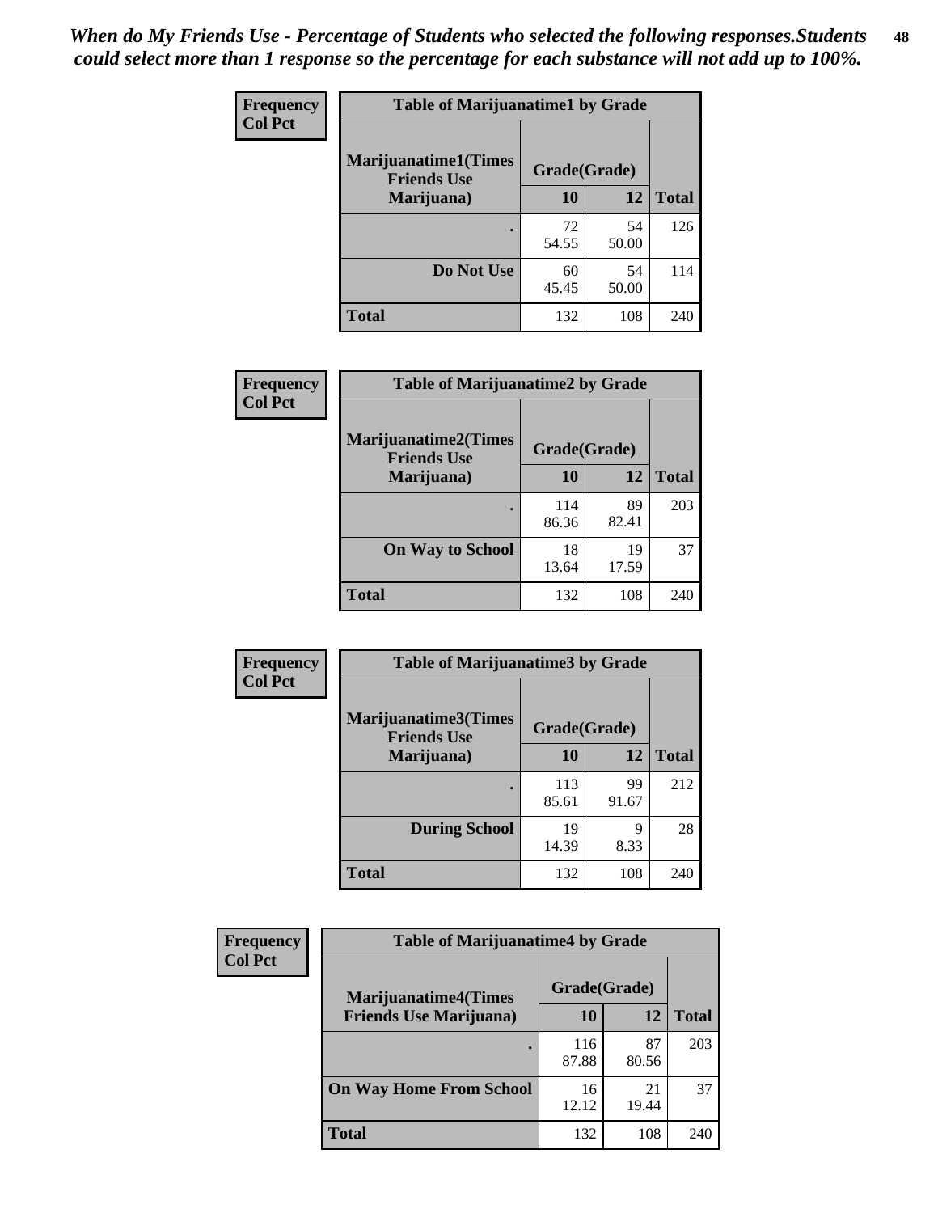*When do My Friends Use - Percentage of Students who selected the following responses.Students could select more than 1 response so the percentage for each substance will not add up to 100%.*

**Frequency**
**Col Pct**

| Table of Marijuanatime1 by Grade | | | |
|---|---|---|---|
| Marijuanatime1(Times Friends Use Marijuana) | Grade(Grade) | | |
| | 10 | 12 | Total |
| . | 72<br>54.55 | 54<br>50.00 | 126 |
| Do Not Use | 60<br>45.45 | 54<br>50.00 | 114 |
| Total | 132 | 108 | 240 |

**Frequency**
**Col Pct**

| Table of Marijuanatime2 by Grade | | | |
|---|---|---|---|
| Marijuanatime2(Times Friends Use Marijuana) | Grade(Grade) | | |
| | 10 | 12 | Total |
| . | 114<br>86.36 | 89<br>82.41 | 203 |
| On Way to School | 18<br>13.64 | 19<br>17.59 | 37 |
| Total | 132 | 108 | 240 |

**Frequency**
**Col Pct**

| Table of Marijuanatime3 by Grade | | | |
|---|---|---|---|
| Marijuanatime3(Times Friends Use Marijuana) | Grade(Grade) | | |
| | 10 | 12 | Total |
| . | 113<br>85.61 | 99<br>91.67 | 212 |
| During School | 19<br>14.39 | 9<br>8.33 | 28 |
| Total | 132 | 108 | 240 |

**Frequency**
**Col Pct**

| Table of Marijuanatime4 by Grade | | | |
|---|---|---|---|
| Marijuanatime4(Times Friends Use Marijuana) | Grade(Grade) | | |
| | 10 | 12 | Total |
| . | 116<br>87.88 | 87<br>80.56 | 203 |
| On Way Home From School | 16<br>12.12 | 21<br>19.44 | 37 |
| Total | 132 | 108 | 240 |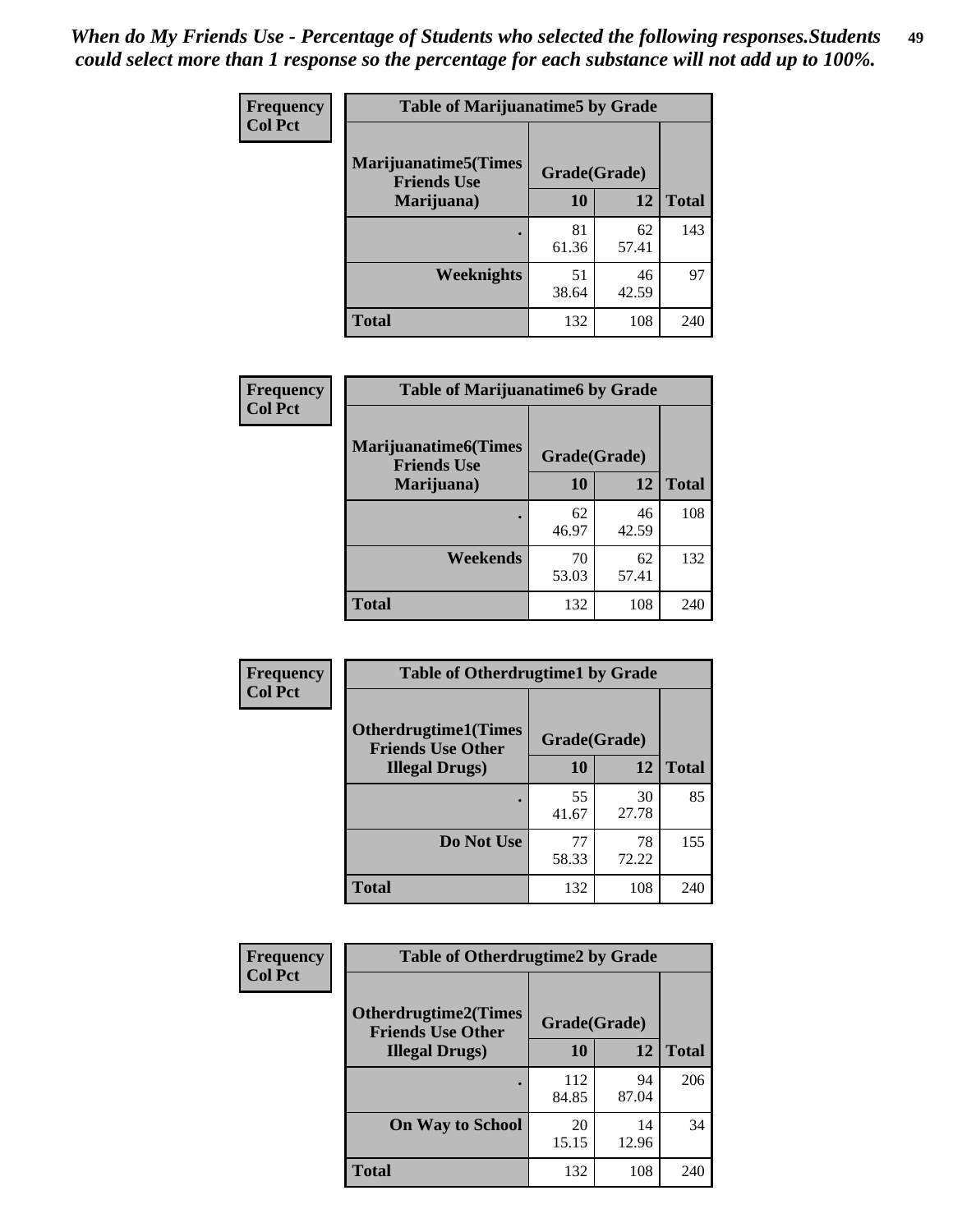*When do My Friends Use - Percentage of Students who selected the following responses.Students could select more than 1 response so the percentage for each substance will not add up to 100%.*

**Frequency**
**Col Pct**

| Table of Marijuanatime5 by Grade | | | |
|---|---|---|---|
| **Marijuanatime5(Times Friends Use Marijuana)** | **Grade(Grade)** | | **Total** |
| | **10** | **12** | |
| **.** | 81<br>61.36 | 62<br>57.41 | 143 |
| **Weeknights** | 51<br>38.64 | 46<br>42.59 | 97 |
| **Total** | 132 | 108 | 240 |

**Frequency**
**Col Pct**

| Table of Marijuanatime6 by Grade | | | |
|---|---|---|---|
| **Marijuanatime6(Times Friends Use Marijuana)** | **Grade(Grade)** | | **Total** |
| | **10** | **12** | |
| **.** | 62<br>46.97 | 46<br>42.59 | 108 |
| **Weekends** | 70<br>53.03 | 62<br>57.41 | 132 |
| **Total** | 132 | 108 | 240 |

**Frequency**
**Col Pct**

| Table of Otherdrugtime1 by Grade | | | |
|---|---|---|---|
| **Otherdrugtime1(Times Friends Use Other Illegal Drugs)** | **Grade(Grade)** | | **Total** |
| | **10** | **12** | |
| **.** | 55<br>41.67 | 30<br>27.78 | 85 |
| **Do Not Use** | 77<br>58.33 | 78<br>72.22 | 155 |
| **Total** | 132 | 108 | 240 |

**Frequency**
**Col Pct**

| Table of Otherdrugtime2 by Grade | | | |
|---|---|---|---|
| **Otherdrugtime2(Times Friends Use Other Illegal Drugs)** | **Grade(Grade)** | | **Total** |
| | **10** | **12** | |
| **.** | 112<br>84.85 | 94<br>87.04 | 206 |
| **On Way to School** | 20<br>15.15 | 14<br>12.96 | 34 |
| **Total** | 132 | 108 | 240 |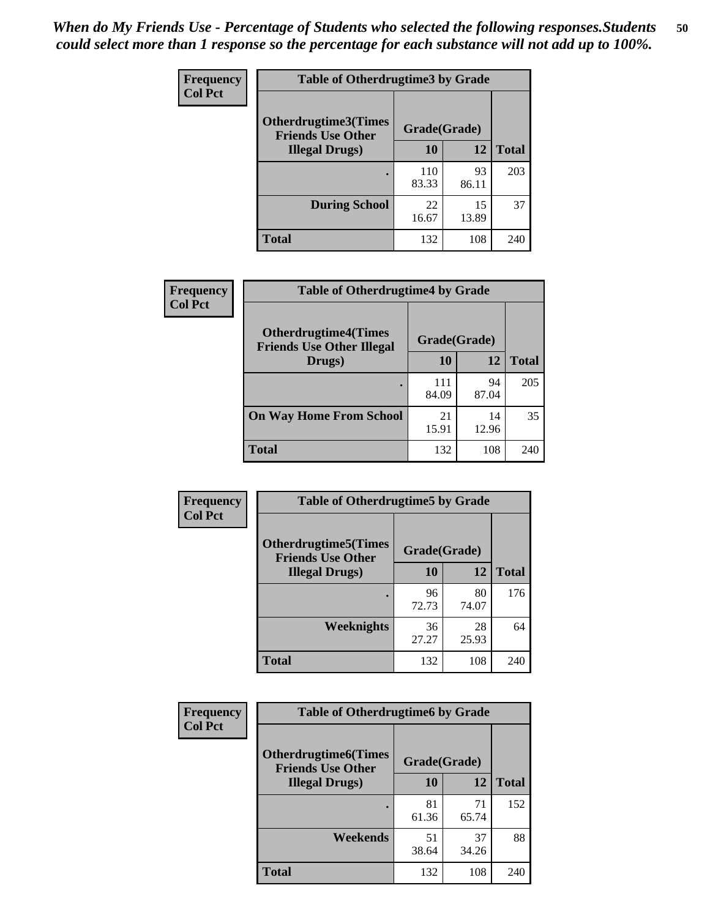*When do My Friends Use - Percentage of Students who selected the following responses.Students could select more than 1 response so the percentage for each substance will not add up to 100%.*

**Frequency**
**Col Pct**

| Table of Otherdrugtime3 by Grade | | | |
|---|---|---|---|
| **Otherdrugtime3(Times Friends Use Other Illegal Drugs)** | **Grade(Grade)** | | |
| | **10** | **12** | **Total** |
| **.** | 110<br>83.33 | 93<br>86.11 | 203 |
| **During School** | 22<br>16.67 | 15<br>13.89 | 37 |
| **Total** | 132 | 108 | 240 |

**Frequency**
**Col Pct**

| Table of Otherdrugtime4 by Grade | | | |
|---|---|---|---|
| **Otherdrugtime4(Times Friends Use Other Illegal Drugs)** | **Grade(Grade)** | | |
| | **10** | **12** | **Total** |
| **.** | 111<br>84.09 | 94<br>87.04 | 205 |
| **On Way Home From School** | 21<br>15.91 | 14<br>12.96 | 35 |
| **Total** | 132 | 108 | 240 |

**Frequency**
**Col Pct**

| Table of Otherdrugtime5 by Grade | | | |
|---|---|---|---|
| **Otherdrugtime5(Times Friends Use Other Illegal Drugs)** | **Grade(Grade)** | | |
| | **10** | **12** | **Total** |
| **.** | 96<br>72.73 | 80<br>74.07 | 176 |
| **Weeknights** | 36<br>27.27 | 28<br>25.93 | 64 |
| **Total** | 132 | 108 | 240 |

**Frequency**
**Col Pct**

| Table of Otherdrugtime6 by Grade | | | |
|---|---|---|---|
| **Otherdrugtime6(Times Friends Use Other Illegal Drugs)** | **Grade(Grade)** | | |
| | **10** | **12** | **Total** |
| **.** | 81<br>61.36 | 71<br>65.74 | 152 |
| **Weekends** | 51<br>38.64 | 37<br>34.26 | 88 |
| **Total** | 132 | 108 | 240 |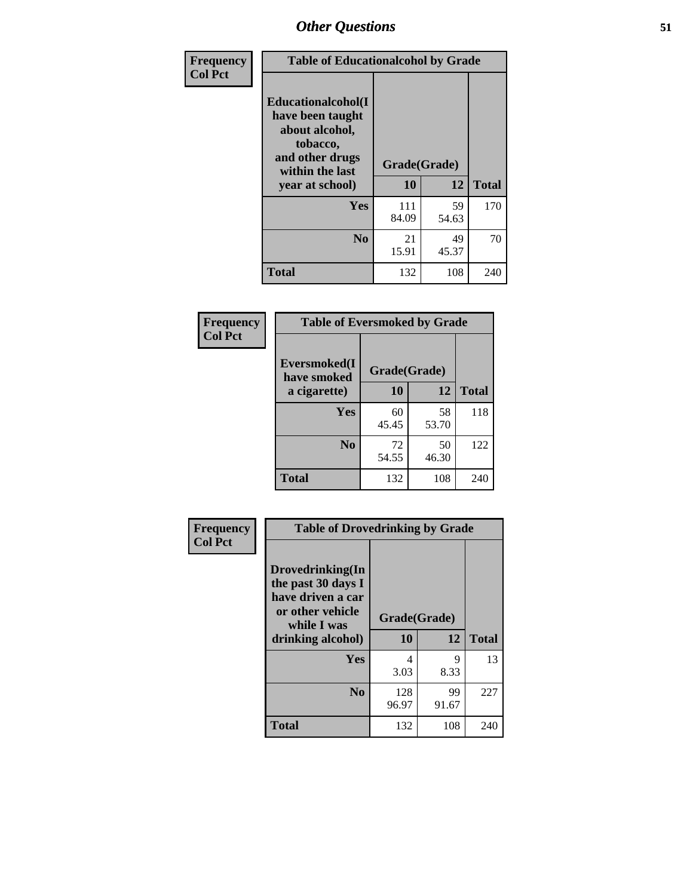## Other Questions

**Frequency**
**Col Pct**

| Table of Educationalcohol by Grade | | | |
|---|---|---|---|
| Educationalcohol(I have been taught about alcohol, tobacco, and other drugs within the last year at school) | Grade(Grade) | | |
| | 10 | 12 | Total |
| Yes | 111<br>84.09 | 59<br>54.63 | 170 |
| No | 21<br>15.91 | 49<br>45.37 | 70 |
| Total | 132 | 108 | 240 |

**Frequency**
**Col Pct**

| Table of Eversmoked by Grade | | | |
|---|---|---|---|
| Eversmoked(I have smoked a cigarette) | Grade(Grade) | | |
| | 10 | 12 | Total |
| Yes | 60<br>45.45 | 58<br>53.70 | 118 |
| No | 72<br>54.55 | 50<br>46.30 | 122 |
| Total | 132 | 108 | 240 |

**Frequency**
**Col Pct**

| Table of Drovedrinking by Grade | | | |
|---|---|---|---|
| Drovedrinking(In the past 30 days I have driven a car or other vehicle while I was drinking alcohol) | Grade(Grade) | | |
| | 10 | 12 | Total |
| Yes | 4<br>3.03 | 9<br>8.33 | 13 |
| No | 128<br>96.97 | 99<br>91.67 | 227 |
| Total | 132 | 108 | 240 |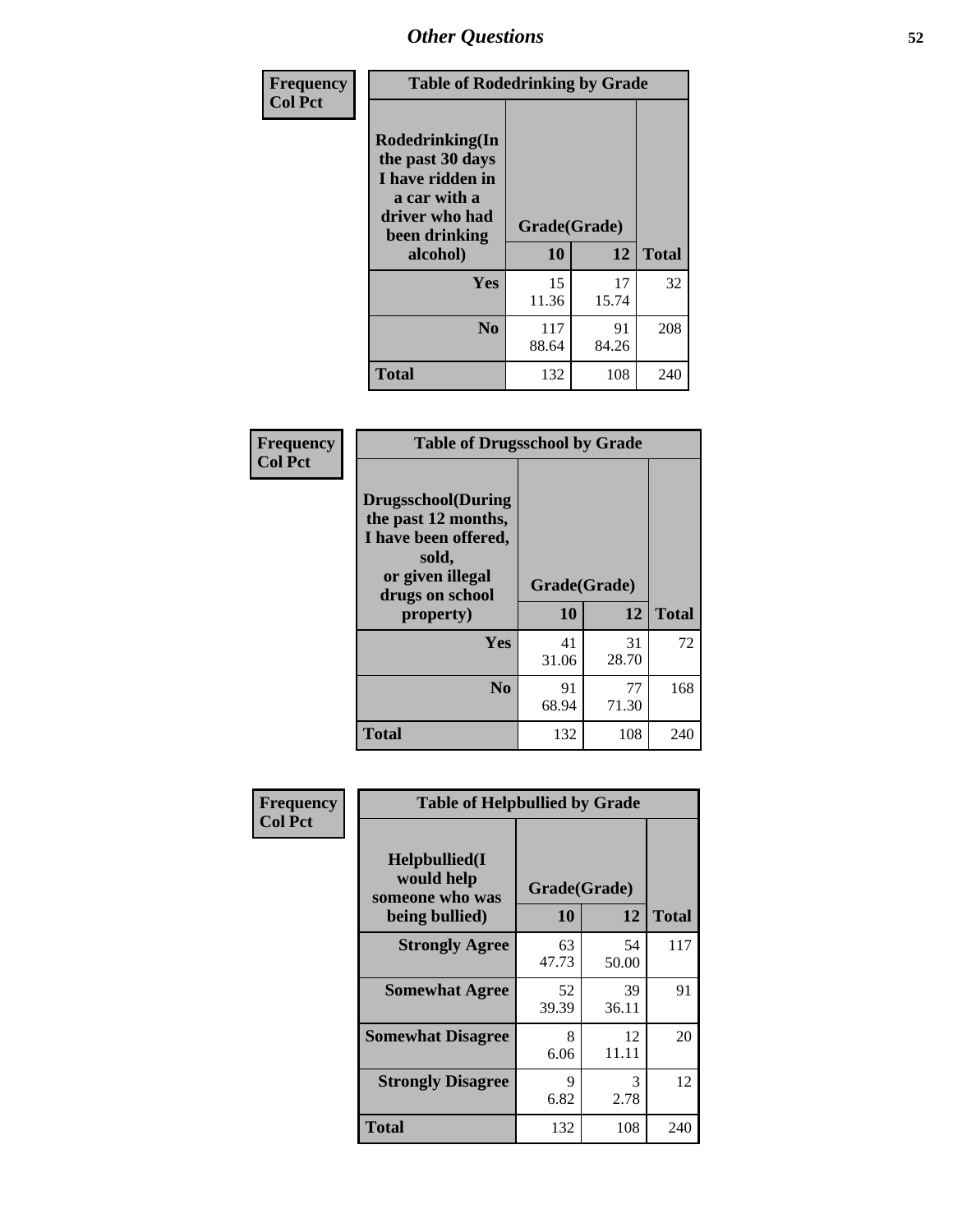# Other Questions

**Frequency**
**Col Pct**

| Table of Rodedrinking by Grade | | | |
|---|---|---|---|
| Rodedrinking(In the past 30 days I have ridden in a car with a driver who had been drinking alcohol) | Grade(Grade) | | |
| | 10 | 12 | Total |
| Yes | 15<br>11.36 | 17<br>15.74 | 32 |
| No | 117<br>88.64 | 91<br>84.26 | 208 |
| Total | 132 | 108 | 240 |

**Frequency**
**Col Pct**

| Table of Drugsschool by Grade | | | |
|---|---|---|---|
| Drugsschool(During the past 12 months, I have been offered, sold, or given illegal drugs on school property) | Grade(Grade) | | |
| | 10 | 12 | Total |
| Yes | 41<br>31.06 | 31<br>28.70 | 72 |
| No | 91<br>68.94 | 77<br>71.30 | 168 |
| Total | 132 | 108 | 240 |

**Frequency**
**Col Pct**

| Table of Helpbullied by Grade | | | |
|---|---|---|---|
| Helpbullied(I would help someone who was being bullied) | Grade(Grade) | | |
| | 10 | 12 | Total |
| Strongly Agree | 63<br>47.73 | 54<br>50.00 | 117 |
| Somewhat Agree | 52<br>39.39 | 39<br>36.11 | 91 |
| Somewhat Disagree | 8<br>6.06 | 12<br>11.11 | 20 |
| Strongly Disagree | 9<br>6.82 | 3<br>2.78 | 12 |
| Total | 132 | 108 | 240 |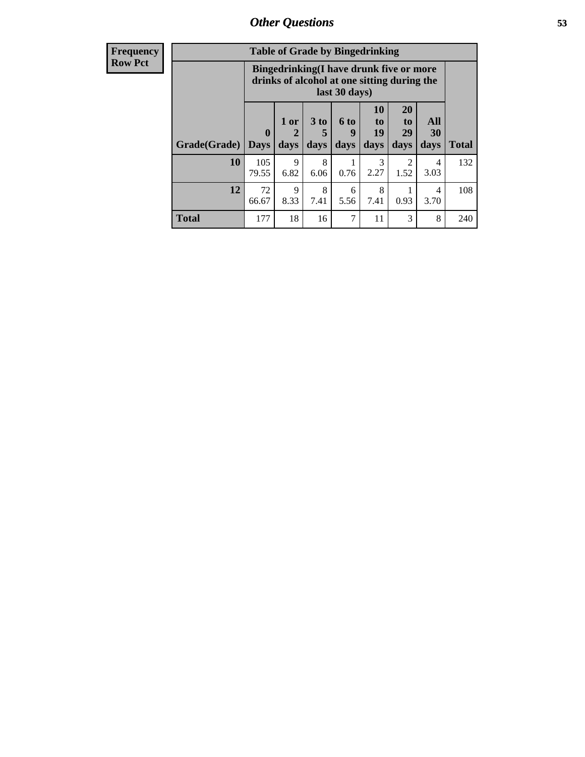| Frequency Row Pct | Table of Grade by Bingedrinking | | | | | | | |
|---|---|---|---|---|---|---|---|---|
| | Bingedrinking(I have drunk five or more drinks of alcohol at one sitting during the last 30 days) | | | | | | | |
| Grade(Grade) | 0 Days | 1 or 2 days | 3 to 5 days | 6 to 9 days | 10 to 19 days | 20 to 29 days | All 30 days | Total |
| 10 | 105 79.55 | 9 6.82 | 8 6.06 | 1 0.76 | 3 2.27 | 2 1.52 | 4 3.03 | 132 |
| 12 | 72 66.67 | 9 8.33 | 8 7.41 | 6 5.56 | 8 7.41 | 1 0.93 | 4 3.70 | 108 |
| Total | 177 | 18 | 16 | 7 | 11 | 3 | 8 | 240 |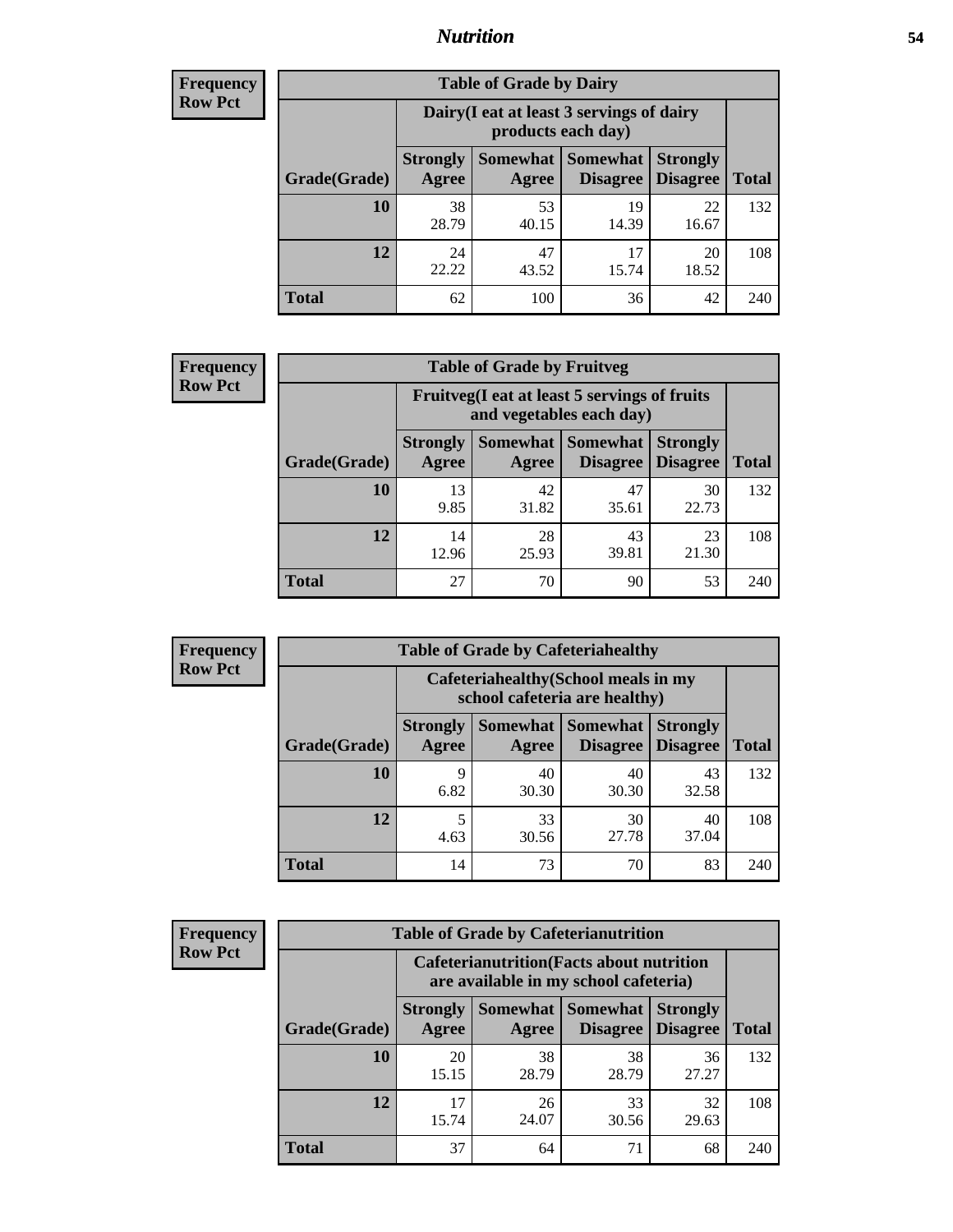# Nutrition

**Frequency**
**Row Pct**

| Table of Grade by Dairy | | | | | |
|---|---|---|---|---|---|
| | Dairy(I eat at least 3 servings of dairy products each day) | | | | |
| Grade(Grade) | Strongly Agree | Somewhat Agree | Somewhat Disagree | Strongly Disagree | Total |
| **10** | 38<br>28.79 | 53<br>40.15 | 19<br>14.39 | 22<br>16.67 | 132 |
| **12** | 24<br>22.22 | 47<br>43.52 | 17<br>15.74 | 20<br>18.52 | 108 |
| **Total** | 62 | 100 | 36 | 42 | 240 |

**Frequency**
**Row Pct**

| Table of Grade by Fruitveg | | | | | |
|---|---|---|---|---|---|
| | Fruitveg(I eat at least 5 servings of fruits and vegetables each day) | | | | |
| Grade(Grade) | Strongly Agree | Somewhat Agree | Somewhat Disagree | Strongly Disagree | Total |
| **10** | 13<br>9.85 | 42<br>31.82 | 47<br>35.61 | 30<br>22.73 | 132 |
| **12** | 14<br>12.96 | 28<br>25.93 | 43<br>39.81 | 23<br>21.30 | 108 |
| **Total** | 27 | 70 | 90 | 53 | 240 |

**Frequency**
**Row Pct**

| Table of Grade by Cafeteriahealthy | | | | | |
|---|---|---|---|---|---|
| | Cafeteriahealthy(School meals in my school cafeteria are healthy) | | | | |
| Grade(Grade) | Strongly Agree | Somewhat Agree | Somewhat Disagree | Strongly Disagree | Total |
| **10** | 9<br>6.82 | 40<br>30.30 | 40<br>30.30 | 43<br>32.58 | 132 |
| **12** | 5<br>4.63 | 33<br>30.56 | 30<br>27.78 | 40<br>37.04 | 108 |
| **Total** | 14 | 73 | 70 | 83 | 240 |

**Frequency**
**Row Pct**

| Table of Grade by Cafeterianutrition | | | | | |
|---|---|---|---|---|---|
| | Cafeterianutrition(Facts about nutrition are available in my school cafeteria) | | | | |
| Grade(Grade) | Strongly Agree | Somewhat Agree | Somewhat Disagree | Strongly Disagree | Total |
| **10** | 20<br>15.15 | 38<br>28.79 | 38<br>28.79 | 36<br>27.27 | 132 |
| **12** | 17<br>15.74 | 26<br>24.07 | 33<br>30.56 | 32<br>29.63 | 108 |
| **Total** | 37 | 64 | 71 | 68 | 240 |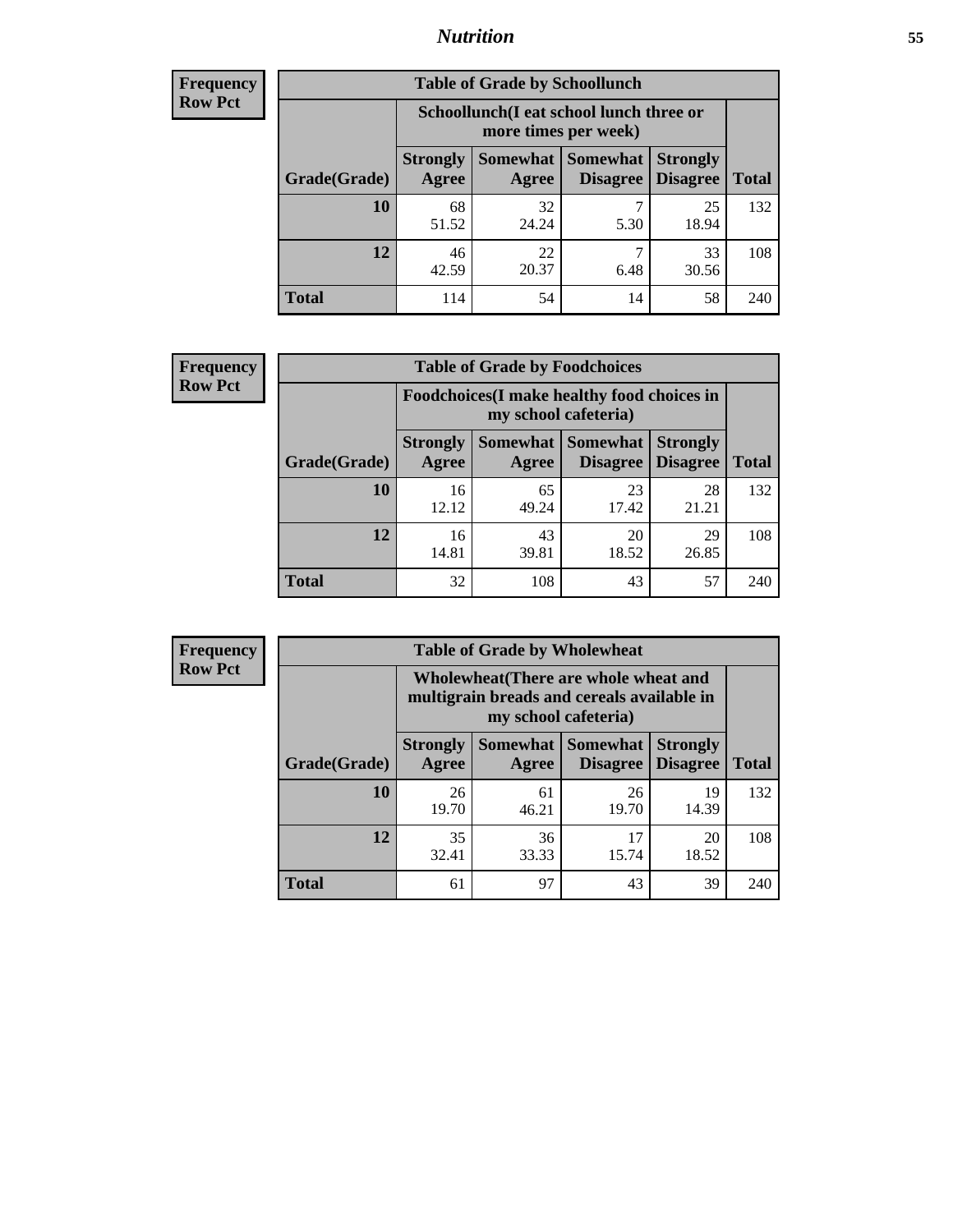**Frequency**
**Row Pct**

| Table of Grade by Schoollunch | | | | | |
|---|---|---|---|---|---|
| | Schoollunch(I eat school lunch three or more times per week) | | | | |
| Grade(Grade) | Strongly Agree | Somewhat Agree | Somewhat Disagree | Strongly Disagree | Total |
| **10** | 68<br>51.52 | 32<br>24.24 | 7<br>5.30 | 25<br>18.94 | 132 |
| **12** | 46<br>42.59 | 22<br>20.37 | 7<br>6.48 | 33<br>30.56 | 108 |
| **Total** | 114 | 54 | 14 | 58 | 240 |

**Frequency**
**Row Pct**

| Table of Grade by Foodchoices | | | | | |
|---|---|---|---|---|---|
| | Foodchoices(I make healthy food choices in my school cafeteria) | | | | |
| Grade(Grade) | Strongly Agree | Somewhat Agree | Somewhat Disagree | Strongly Disagree | Total |
| **10** | 16<br>12.12 | 65<br>49.24 | 23<br>17.42 | 28<br>21.21 | 132 |
| **12** | 16<br>14.81 | 43<br>39.81 | 20<br>18.52 | 29<br>26.85 | 108 |
| **Total** | 32 | 108 | 43 | 57 | 240 |

**Frequency**
**Row Pct**

| Table of Grade by Wholewheat | | | | | |
|---|---|---|---|---|---|
| | Wholewheat(There are whole wheat and multigrain breads and cereals available in my school cafeteria) | | | | |
| Grade(Grade) | Strongly Agree | Somewhat Agree | Somewhat Disagree | Strongly Disagree | Total |
| **10** | 26<br>19.70 | 61<br>46.21 | 26<br>19.70 | 19<br>14.39 | 132 |
| **12** | 35<br>32.41 | 36<br>33.33 | 17<br>15.74 | 20<br>18.52 | 108 |
| **Total** | 61 | 97 | 43 | 39 | 240 |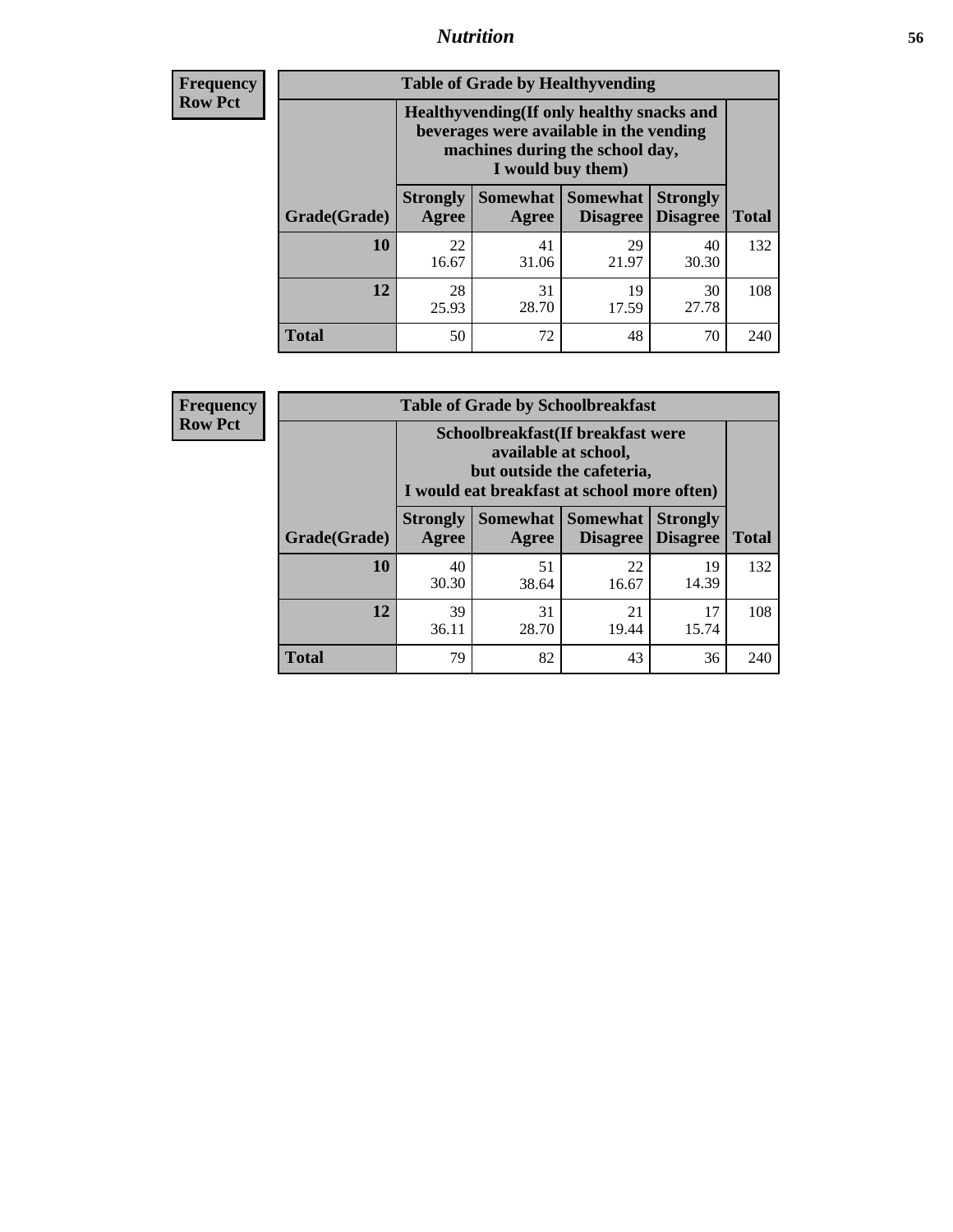| Frequency<br>Row Pct |
|---|

**Table of Grade by Healthyvending**

| Grade(Grade) | Healthyvending(If only healthy snacks and beverages were available in the vending machines during the school day, I would buy them) | | | | Total |
|---|---|---|---|---|---|
| | Strongly Agree | Somewhat Agree | Somewhat Disagree | Strongly Disagree | |
| 10 | 22<br>16.67 | 41<br>31.06 | 29<br>21.97 | 40<br>30.30 | 132 |
| 12 | 28<br>25.93 | 31<br>28.70 | 19<br>17.59 | 30<br>27.78 | 108 |
| Total | 50 | 72 | 48 | 70 | 240 |

| Frequency<br>Row Pct |
|---|

**Table of Grade by Schoolbreakfast**

| Grade(Grade) | Schoolbreakfast(If breakfast were available at school, but outside the cafeteria, I would eat breakfast at school more often) | | | | Total |
|---|---|---|---|---|---|
| | Strongly Agree | Somewhat Agree | Somewhat Disagree | Strongly Disagree | |
| 10 | 40<br>30.30 | 51<br>38.64 | 22<br>16.67 | 19<br>14.39 | 132 |
| 12 | 39<br>36.11 | 31<br>28.70 | 21<br>19.44 | 17<br>15.74 | 108 |
| Total | 79 | 82 | 43 | 36 | 240 |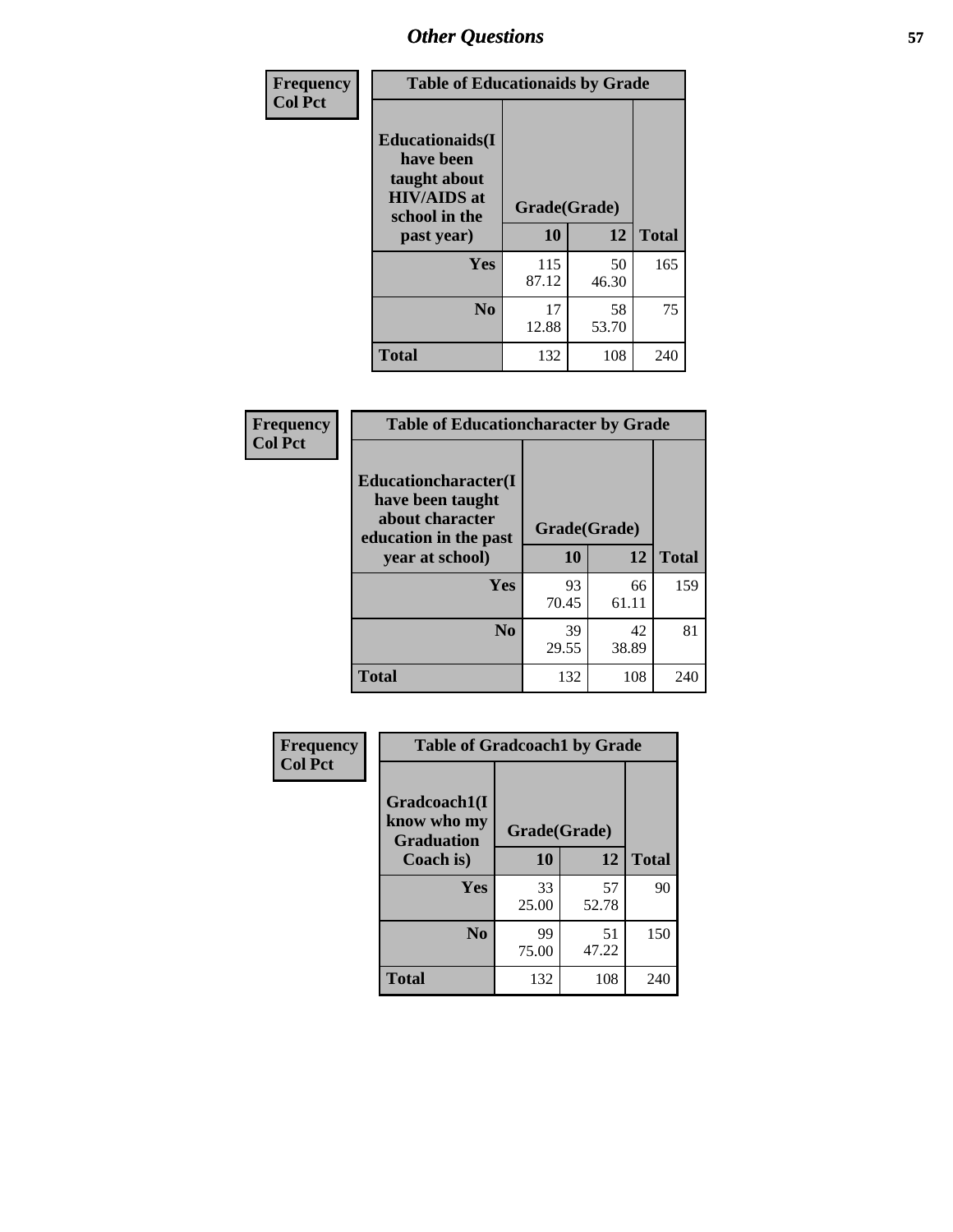## Other Questions

**Frequency**
**Col Pct**

| Table of Educationaids by Grade | | | |
|---|---|---|---|
| **Educationaids(I have been taught about HIV/AIDS at school in the past year)** | **Grade(Grade)** | | |
| | **10** | **12** | **Total** |
| **Yes** | 115<br>87.12 | 50<br>46.30 | 165 |
| **No** | 17<br>12.88 | 58<br>53.70 | 75 |
| **Total** | 132 | 108 | 240 |

**Frequency**
**Col Pct**

| Table of Educationcharacter by Grade | | | |
|---|---|---|---|
| **Educationcharacter(I have been taught about character education in the past year at school)** | **Grade(Grade)** | | |
| | **10** | **12** | **Total** |
| **Yes** | 93<br>70.45 | 66<br>61.11 | 159 |
| **No** | 39<br>29.55 | 42<br>38.89 | 81 |
| **Total** | 132 | 108 | 240 |

**Frequency**
**Col Pct**

| Table of Gradcoach1 by Grade | | | |
|---|---|---|---|
| **Gradcoach1(I know who my Graduation Coach is)** | **Grade(Grade)** | | |
| | **10** | **12** | **Total** |
| **Yes** | 33<br>25.00 | 57<br>52.78 | 90 |
| **No** | 99<br>75.00 | 51<br>47.22 | 150 |
| **Total** | 132 | 108 | 240 |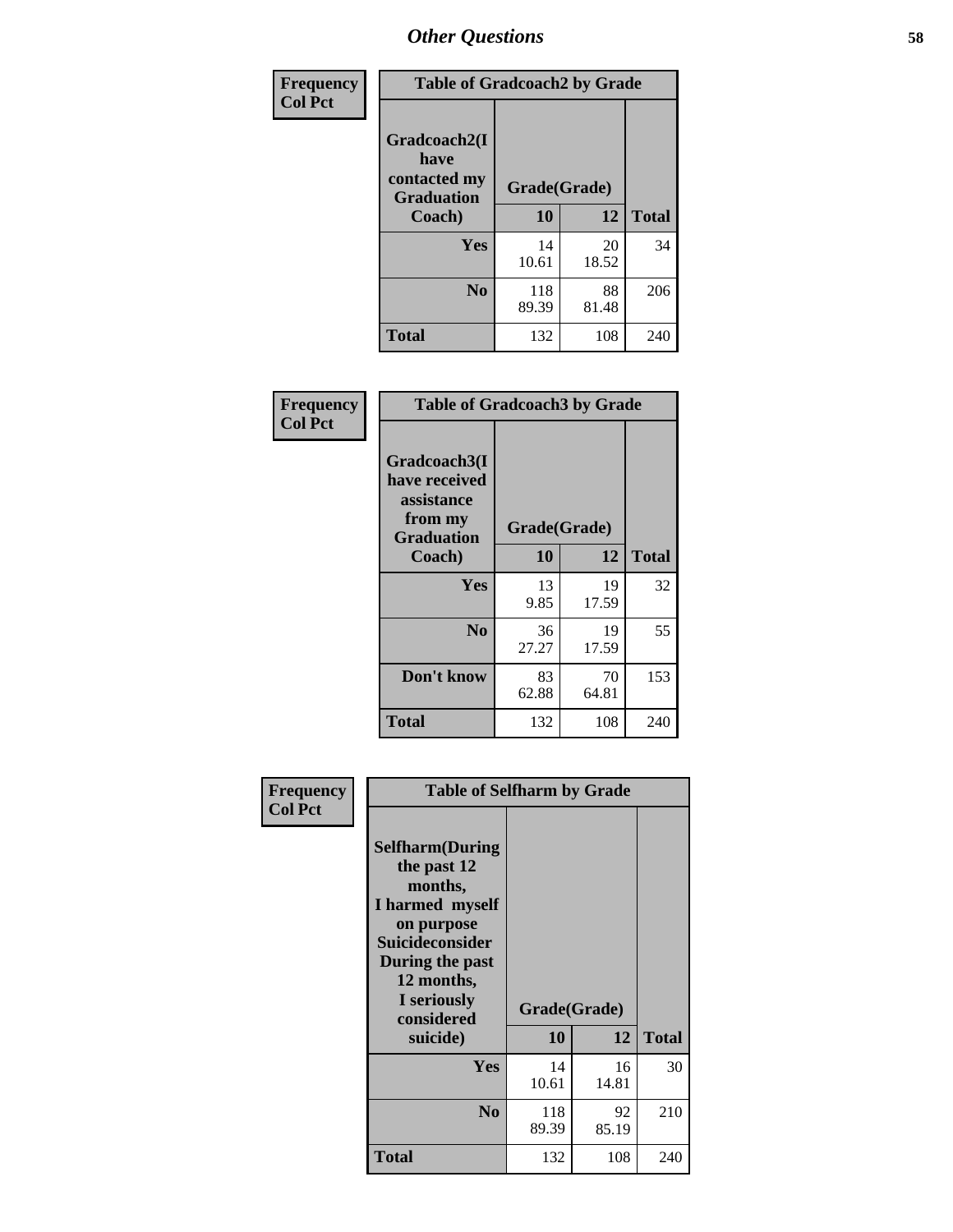# Other Questions

**Frequency**
**Col Pct**

| Table of Gradcoach2 by Grade | | | |
|---|---|---|---|
| Gradcoach2(I have contacted my Graduation Coach) | Grade(Grade) | | |
| | 10 | 12 | Total |
| **Yes** | 14<br>10.61 | 20<br>18.52 | 34 |
| **No** | 118<br>89.39 | 88<br>81.48 | 206 |
| **Total** | 132 | 108 | 240 |

**Frequency**
**Col Pct**

| Table of Gradcoach3 by Grade | | | |
|---|---|---|---|
| Gradcoach3(I have received assistance from my Graduation Coach) | Grade(Grade) | | |
| | 10 | 12 | Total |
| **Yes** | 13<br>9.85 | 19<br>17.59 | 32 |
| **No** | 36<br>27.27 | 19<br>17.59 | 55 |
| **Don't know** | 83<br>62.88 | 70<br>64.81 | 153 |
| **Total** | 132 | 108 | 240 |

**Frequency**
**Col Pct**

| Table of Selfharm by Grade | | | |
|---|---|---|---|
| Selfharm(During the past 12 months, I harmed myself on purpose Suicideconsider During the past 12 months, I seriously considered suicide) | Grade(Grade) | | |
| | 10 | 12 | Total |
| **Yes** | 14<br>10.61 | 16<br>14.81 | 30 |
| **No** | 118<br>89.39 | 92<br>85.19 | 210 |
| **Total** | 132 | 108 | 240 |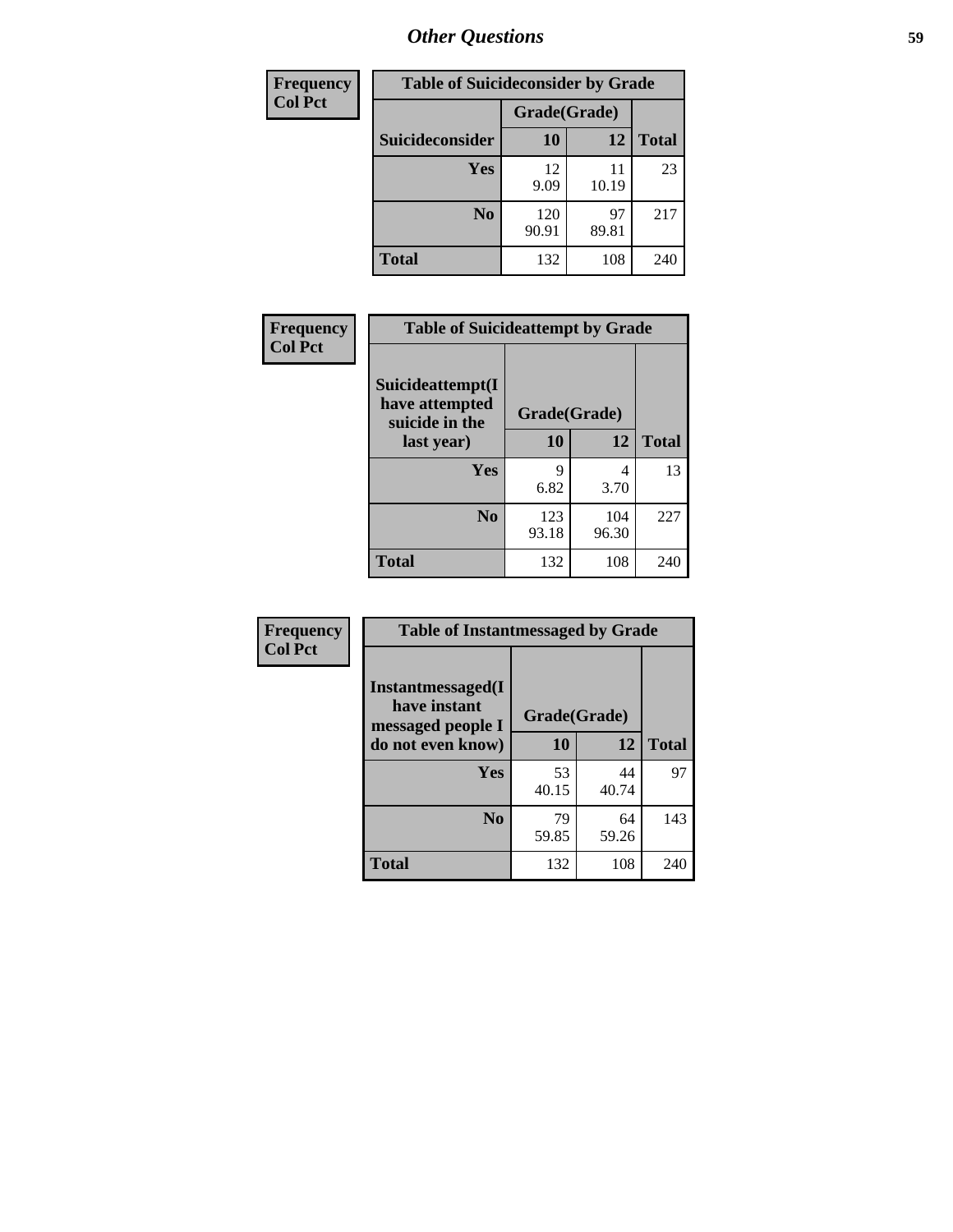# Other Questions

| Frequency<br>Col Pct | Table of Suicideconsider by Grade | | |
|---|---|---|---|
| | Grade(Grade) | | |
| Suicideconsider | 10 | 12 | Total |
| Yes | 12<br>9.09 | 11<br>10.19 | 23 |
| No | 120<br>90.91 | 97<br>89.81 | 217 |
| Total | 132 | 108 | 240 |

| Frequency<br>Col Pct | Table of Suicideattempt by Grade | | |
|---|---|---|---|
| | Grade(Grade) | | |
| Suicideattempt(I have attempted suicide in the last year) | 10 | 12 | Total |
| Yes | 9<br>6.82 | 4<br>3.70 | 13 |
| No | 123<br>93.18 | 104<br>96.30 | 227 |
| Total | 132 | 108 | 240 |

| Frequency<br>Col Pct | Table of Instantmessaged by Grade | | |
|---|---|---|---|
| | Grade(Grade) | | |
| Instantmessaged(I have instant messaged people I do not even know) | 10 | 12 | Total |
| Yes | 53<br>40.15 | 44<br>40.74 | 97 |
| No | 79<br>59.85 | 64<br>59.26 | 143 |
| Total | 132 | 108 | 240 |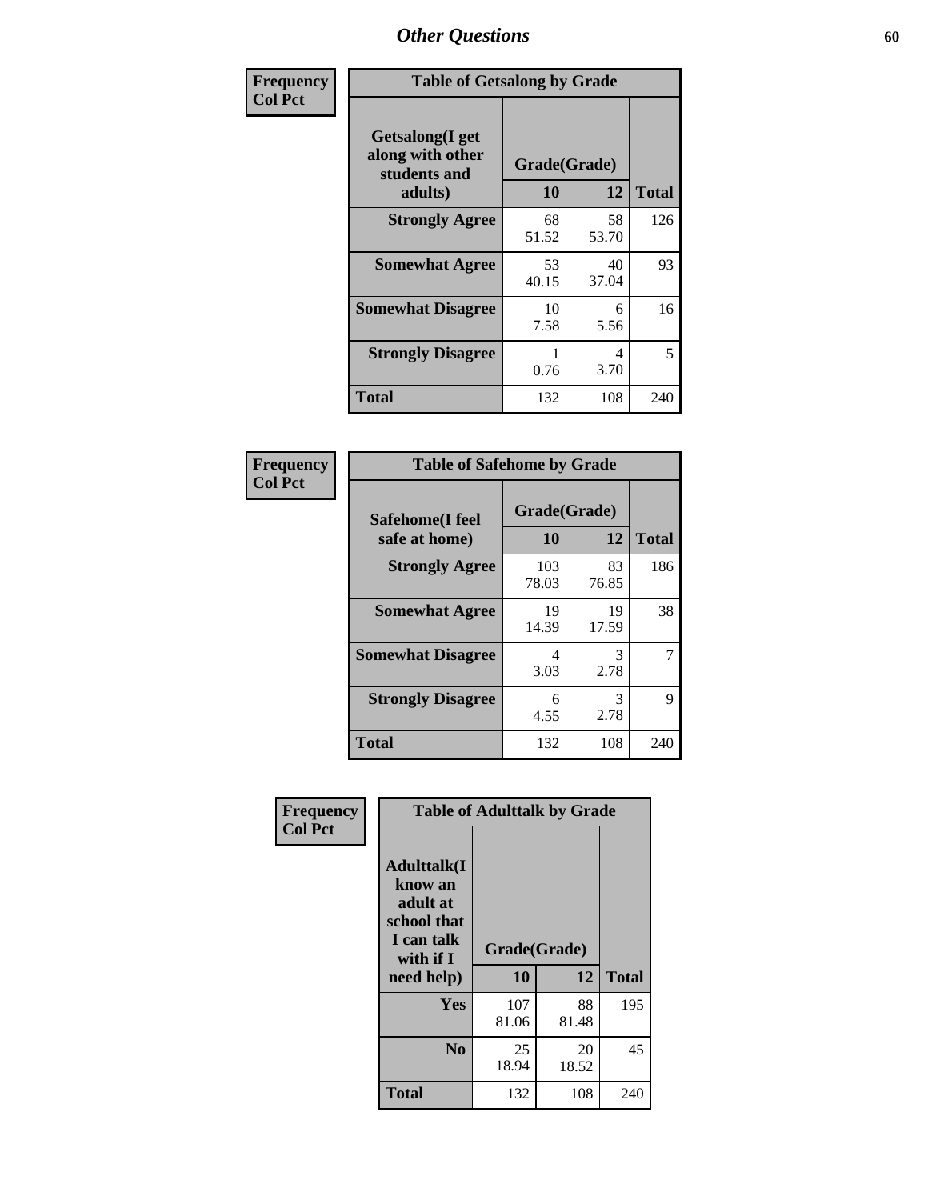# Other Questions

**Frequency**
**Col Pct**

| Table of Getsalong by Grade | | | |
|---|---|---|---|
| **Getsalong(I get along with other students and adults)** | **Grade(Grade)** | | |
| | **10** | **12** | **Total** |
| **Strongly Agree** | 68<br>51.52 | 58<br>53.70 | 126 |
| **Somewhat Agree** | 53<br>40.15 | 40<br>37.04 | 93 |
| **Somewhat Disagree** | 10<br>7.58 | 6<br>5.56 | 16 |
| **Strongly Disagree** | 1<br>0.76 | 4<br>3.70 | 5 |
| **Total** | 132 | 108 | 240 |

**Frequency**
**Col Pct**

| Table of Safehome by Grade | | | |
|---|---|---|---|
| **Safehome(I feel safe at home)** | **Grade(Grade)** | | |
| | **10** | **12** | **Total** |
| **Strongly Agree** | 103<br>78.03 | 83<br>76.85 | 186 |
| **Somewhat Agree** | 19<br>14.39 | 19<br>17.59 | 38 |
| **Somewhat Disagree** | 4<br>3.03 | 3<br>2.78 | 7 |
| **Strongly Disagree** | 6<br>4.55 | 3<br>2.78 | 9 |
| **Total** | 132 | 108 | 240 |

**Frequency**
**Col Pct**

| Table of Adulttalk by Grade | | | |
|---|---|---|---|
| **Adulttalk(I know an adult at school that I can talk with if I need help)** | **Grade(Grade)** | | |
| | **10** | **12** | **Total** |
| **Yes** | 107<br>81.06 | 88<br>81.48 | 195 |
| **No** | 25<br>18.94 | 20<br>18.52 | 45 |
| **Total** | 132 | 108 | 240 |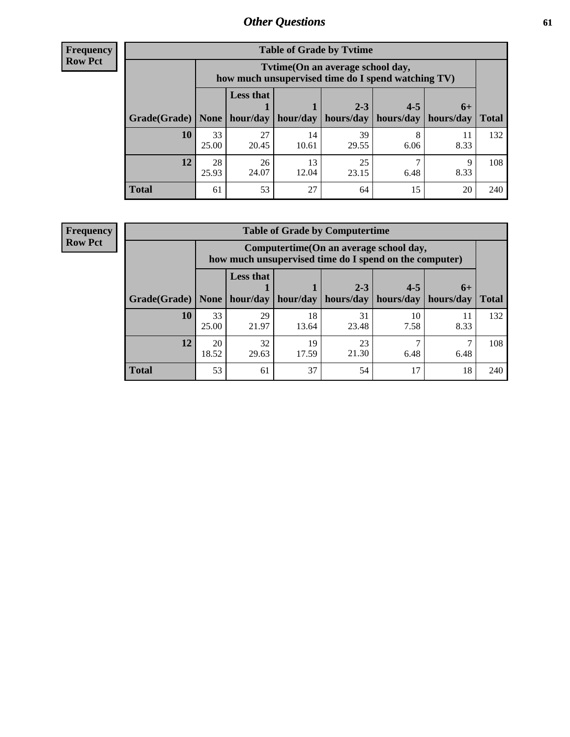# Other Questions

**Frequency**
**Row Pct**

| Table of Grade by Tvtime | | | | | | | |
|---|---|---|---|---|---|---|---|
| | Tvtime(On an average school day, how much unsupervised time do I spend watching TV) | | | | | | |
| Grade(Grade) | None | Less that 1 hour/day | 1 hour/day | 2-3 hours/day | 4-5 hours/day | 6+ hours/day | Total |
| **10** | 33<br>25.00 | 27<br>20.45 | 14<br>10.61 | 39<br>29.55 | 8<br>6.06 | 11<br>8.33 | 132 |
| **12** | 28<br>25.93 | 26<br>24.07 | 13<br>12.04 | 25<br>23.15 | 7<br>6.48 | 9<br>8.33 | 108 |
| **Total** | 61 | 53 | 27 | 64 | 15 | 20 | 240 |

**Frequency**
**Row Pct**

| Table of Grade by Computertime | | | | | | | |
|---|---|---|---|---|---|---|---|
| | Computertime(On an average school day, how much unsupervised time do I spend on the computer) | | | | | | |
| Grade(Grade) | None | Less that 1 hour/day | 1 hour/day | 2-3 hours/day | 4-5 hours/day | 6+ hours/day | Total |
| **10** | 33<br>25.00 | 29<br>21.97 | 18<br>13.64 | 31<br>23.48 | 10<br>7.58 | 11<br>8.33 | 132 |
| **12** | 20<br>18.52 | 32<br>29.63 | 19<br>17.59 | 23<br>21.30 | 7<br>6.48 | 7<br>6.48 | 108 |
| **Total** | 53 | 61 | 37 | 54 | 17 | 18 | 240 |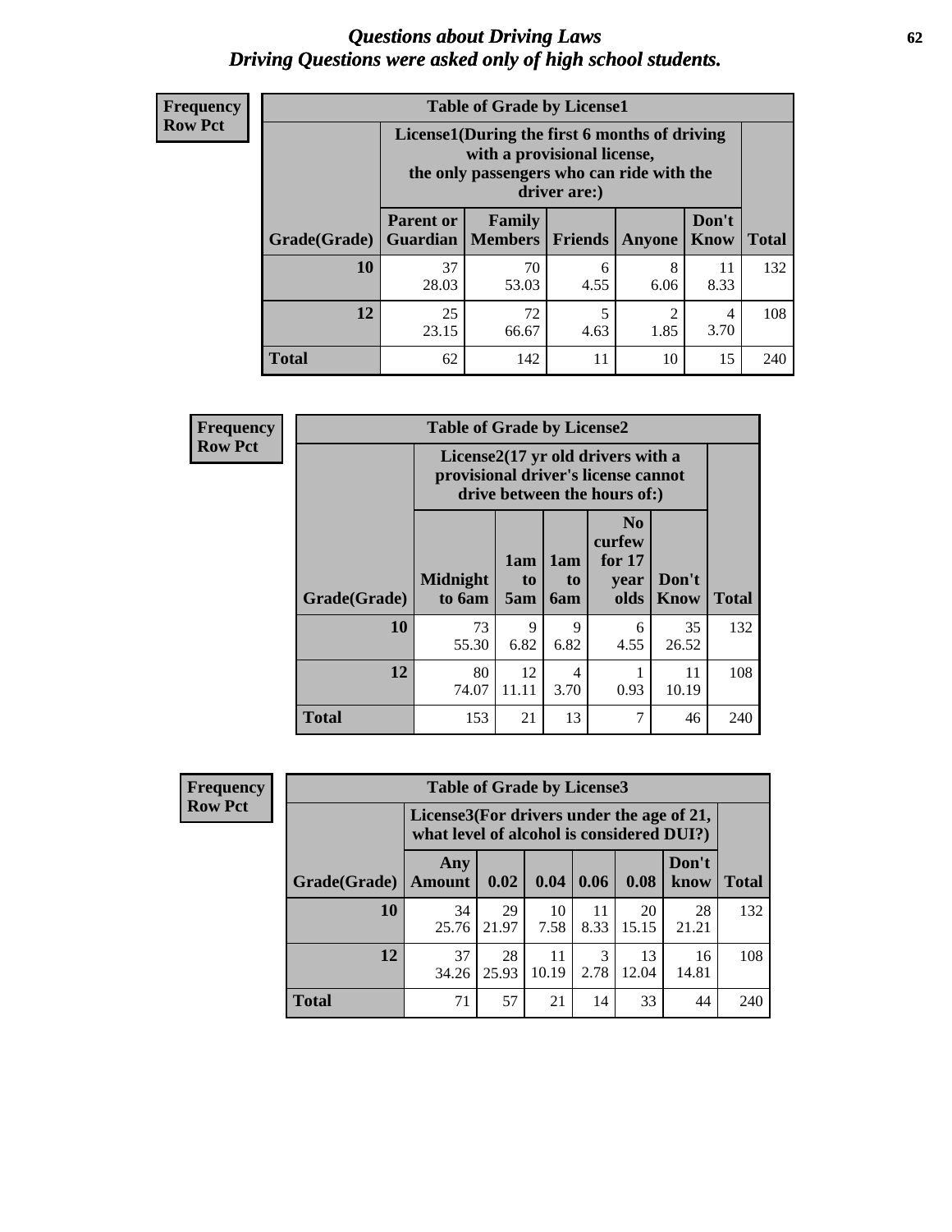# *Questions about Driving Laws*
## *Driving Questions were asked only of high school students.*

**Frequency**
**Row Pct**

| Table of Grade by License1 | | | | | | |
|---|---|---|---|---|---|---|
| | License1(During the first 6 months of driving with a provisional license, the only passengers who can ride with the driver are:) | | | | | |
| Grade(Grade) | Parent or Guardian | Family Members | Friends | Anyone | Don't Know | Total |
| 10 | 37<br>28.03 | 70<br>53.03 | 6<br>4.55 | 8<br>6.06 | 11<br>8.33 | 132 |
| 12 | 25<br>23.15 | 72<br>66.67 | 5<br>4.63 | 2<br>1.85 | 4<br>3.70 | 108 |
| Total | 62 | 142 | 11 | 10 | 15 | 240 |

**Frequency**
**Row Pct**

| Table of Grade by License2 | | | | | | |
|---|---|---|---|---|---|---|
| | License2(17 yr old drivers with a provisional driver's license cannot drive between the hours of:) | | | | | |
| Grade(Grade) | Midnight to 6am | 1am to 5am | 1am to 6am | No curfew for 17 year olds | Don't Know | Total |
| 10 | 73<br>55.30 | 9<br>6.82 | 9<br>6.82 | 6<br>4.55 | 35<br>26.52 | 132 |
| 12 | 80<br>74.07 | 12<br>11.11 | 4<br>3.70 | 1<br>0.93 | 11<br>10.19 | 108 |
| Total | 153 | 21 | 13 | 7 | 46 | 240 |

**Frequency**
**Row Pct**

| Table of Grade by License3 | | | | | | | |
|---|---|---|---|---|---|---|---|
| | License3(For drivers under the age of 21, what level of alcohol is considered DUI?) | | | | | | |
| Grade(Grade) | Any Amount | 0.02 | 0.04 | 0.06 | 0.08 | Don't know | Total |
| 10 | 34<br>25.76 | 29<br>21.97 | 10<br>7.58 | 11<br>8.33 | 20<br>15.15 | 28<br>21.21 | 132 |
| 12 | 37<br>34.26 | 28<br>25.93 | 11<br>10.19 | 3<br>2.78 | 13<br>12.04 | 16<br>14.81 | 108 |
| Total | 71 | 57 | 21 | 14 | 33 | 44 | 240 |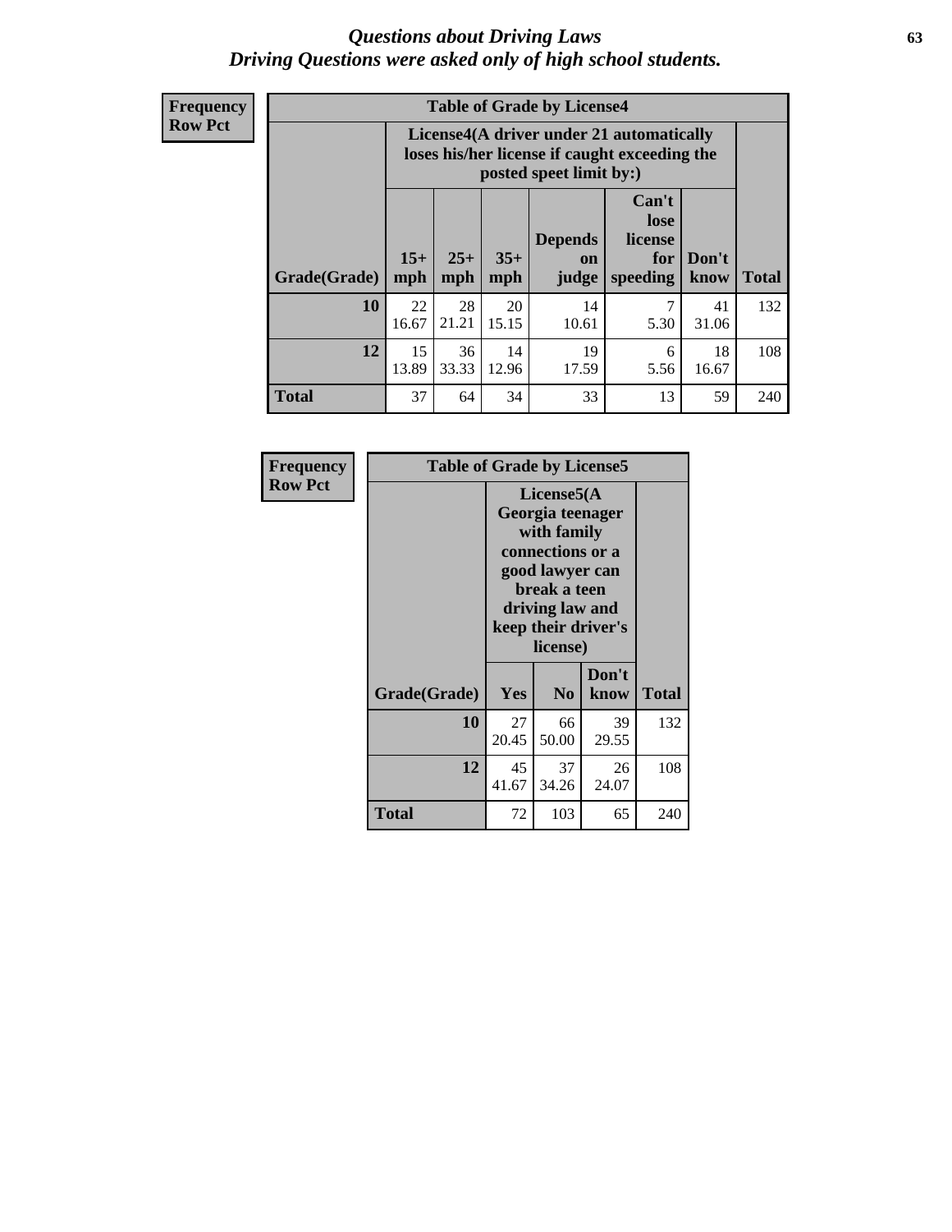# *Questions about Driving Laws*
# *Driving Questions were asked only of high school students.*

**Frequency**
**Row Pct**

| Table of Grade by License4 | | | | | | | |
|---|---|---|---|---|---|---|---|
| | License4(A driver under 21 automatically loses his/her license if caught exceeding the posted speet limit by:) | | | | | | |
| Grade(Grade) | 15+ mph | 25+ mph | 35+ mph | Depends on judge | Can't lose license for speeding | Don't know | Total |
| **10** | 22<br>16.67 | 28<br>21.21 | 20<br>15.15 | 14<br>10.61 | 7<br>5.30 | 41<br>31.06 | 132 |
| **12** | 15<br>13.89 | 36<br>33.33 | 14<br>12.96 | 19<br>17.59 | 6<br>5.56 | 18<br>16.67 | 108 |
| **Total** | 37 | 64 | 34 | 33 | 13 | 59 | 240 |

**Frequency**
**Row Pct**

| Table of Grade by License5 | | | | |
|---|---|---|---|---|
| | License5(A Georgia teenager with family connections or a good lawyer can break a teen driving law and keep their driver's license) | | | |
| Grade(Grade) | Yes | No | Don't know | Total |
| **10** | 27<br>20.45 | 66<br>50.00 | 39<br>29.55 | 132 |
| **12** | 45<br>41.67 | 37<br>34.26 | 26<br>24.07 | 108 |
| **Total** | 72 | 103 | 65 | 240 |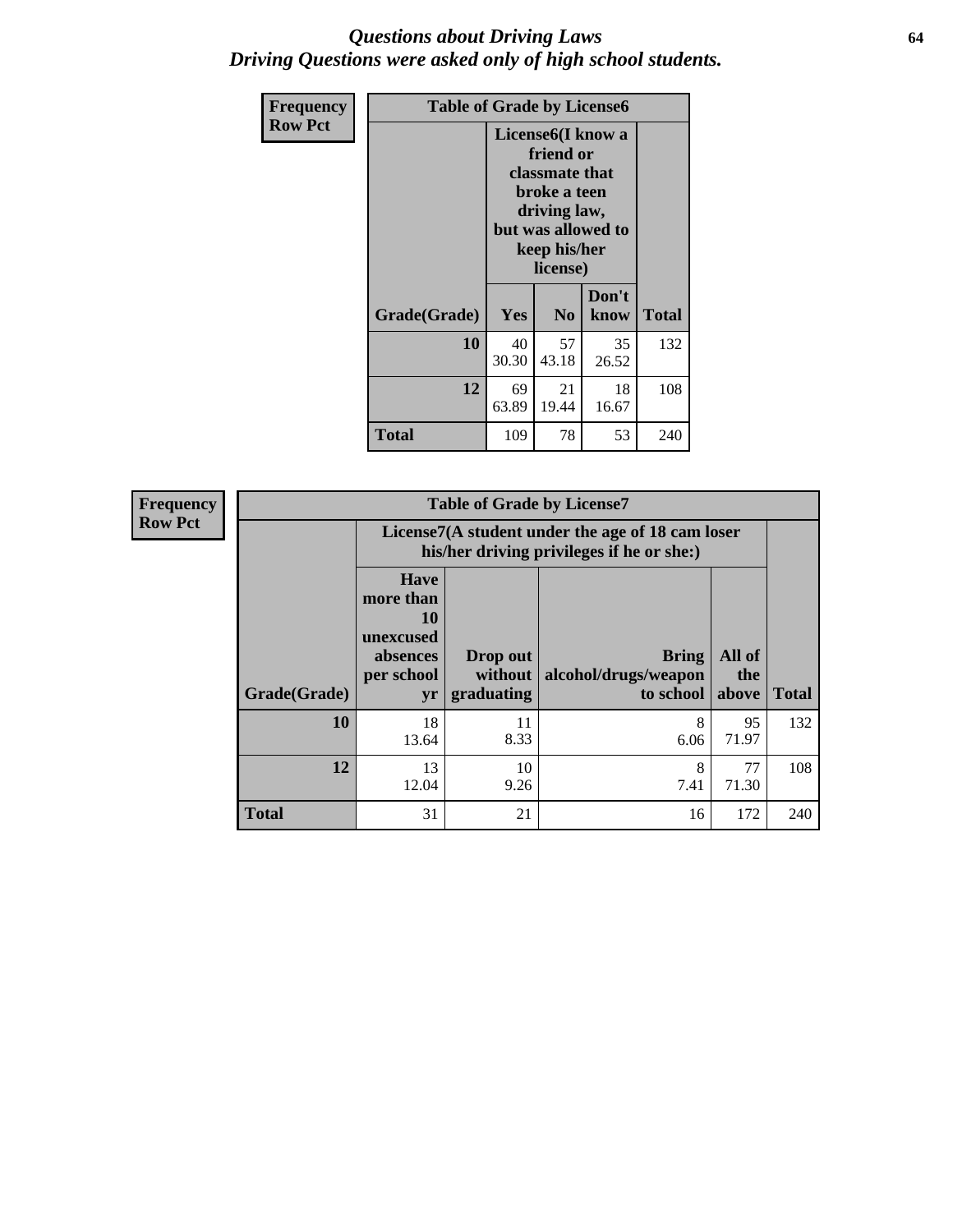# *Questions about Driving Laws*
# *Driving Questions were asked only of high school students.*

| Frequency Row Pct | | | | |
|---|---|---|---|---|
| **Table of Grade by License6** | | | | |
| | **License6(I know a friend or classmate that broke a teen driving law, but was allowed to keep his/her license)** | | | |
| **Grade(Grade)** | **Yes** | **No** | **Don't know** | **Total** |
| **10** | 40<br>30.30 | 57<br>43.18 | 35<br>26.52 | 132 |
| **12** | 69<br>63.89 | 21<br>19.44 | 18<br>16.67 | 108 |
| **Total** | 109 | 78 | 53 | 240 |

| Frequency Row Pct | | | | | |
|---|---|---|---|---|---|
| **Table of Grade by License7** | | | | | |
| | **License7(A student under the age of 18 cam loser his/her driving privileges if he or she:)** | | | | |
| **Grade(Grade)** | **Have more than 10 unexcused absences per school yr** | **Drop out without graduating** | **Bring alcohol/drugs/weapon to school** | **All of the above** | **Total** |
| **10** | 18<br>13.64 | 11<br>8.33 | 8<br>6.06 | 95<br>71.97 | 132 |
| **12** | 13<br>12.04 | 10<br>9.26 | 8<br>7.41 | 77<br>71.30 | 108 |
| **Total** | 31 | 21 | 16 | 172 | 240 |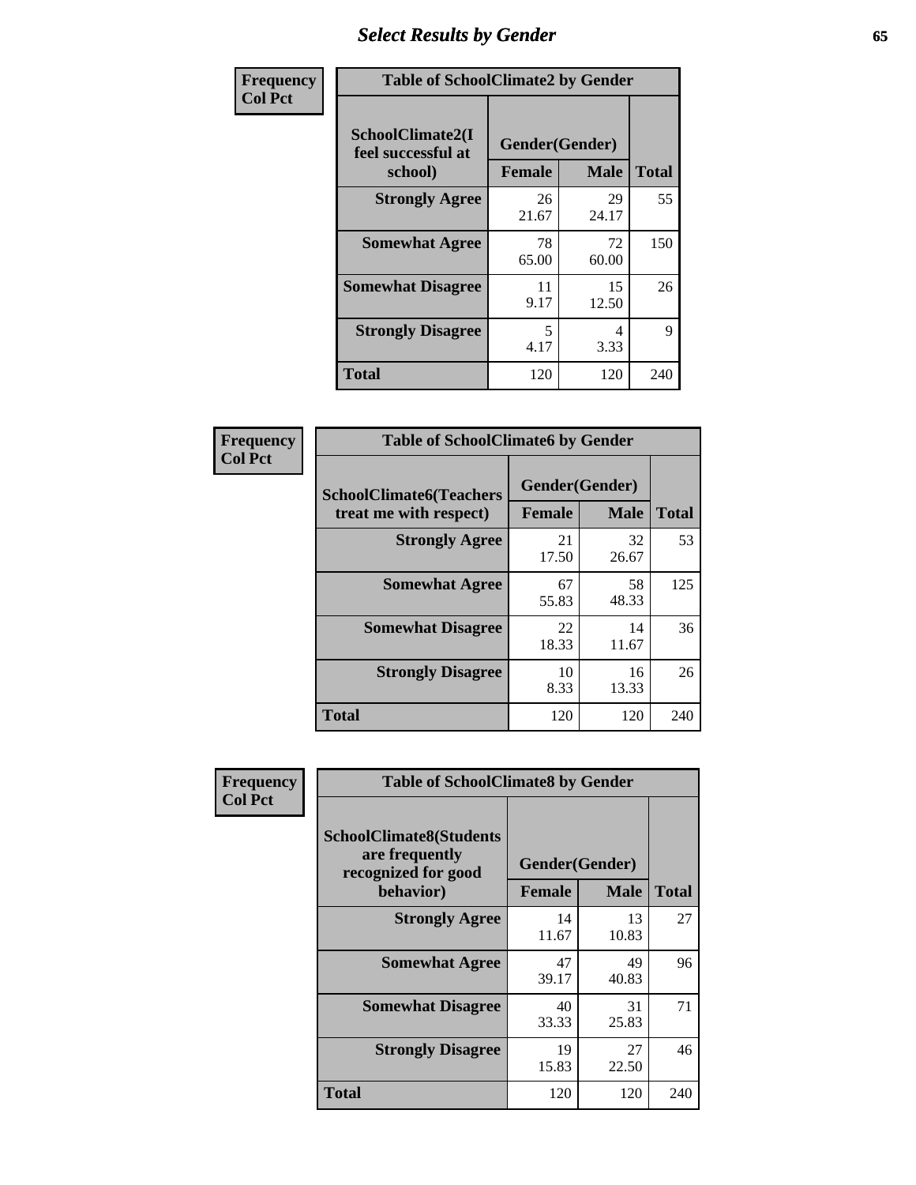## Select Results by Gender

**Frequency**
**Col Pct**

| Table of SchoolClimate2 by Gender | | | |
|---|---|---|---|
| SchoolClimate2(I feel successful at school) | Gender(Gender) | | |
| | Female | Male | Total |
| Strongly Agree | 26<br>21.67 | 29<br>24.17 | 55 |
| Somewhat Agree | 78<br>65.00 | 72<br>60.00 | 150 |
| Somewhat Disagree | 11<br>9.17 | 15<br>12.50 | 26 |
| Strongly Disagree | 5<br>4.17 | 4<br>3.33 | 9 |
| Total | 120 | 120 | 240 |

**Frequency**
**Col Pct**

| Table of SchoolClimate6 by Gender | | | |
|---|---|---|---|
| SchoolClimate6(Teachers treat me with respect) | Gender(Gender) | | |
| | Female | Male | Total |
| Strongly Agree | 21<br>17.50 | 32<br>26.67 | 53 |
| Somewhat Agree | 67<br>55.83 | 58<br>48.33 | 125 |
| Somewhat Disagree | 22<br>18.33 | 14<br>11.67 | 36 |
| Strongly Disagree | 10<br>8.33 | 16<br>13.33 | 26 |
| Total | 120 | 120 | 240 |

**Frequency**
**Col Pct**

| Table of SchoolClimate8 by Gender | | | |
|---|---|---|---|
| SchoolClimate8(Students are frequently recognized for good behavior) | Gender(Gender) | | |
| | Female | Male | Total |
| Strongly Agree | 14<br>11.67 | 13<br>10.83 | 27 |
| Somewhat Agree | 47<br>39.17 | 49<br>40.83 | 96 |
| Somewhat Disagree | 40<br>33.33 | 31<br>25.83 | 71 |
| Strongly Disagree | 19<br>15.83 | 27<br>22.50 | 46 |
| Total | 120 | 120 | 240 |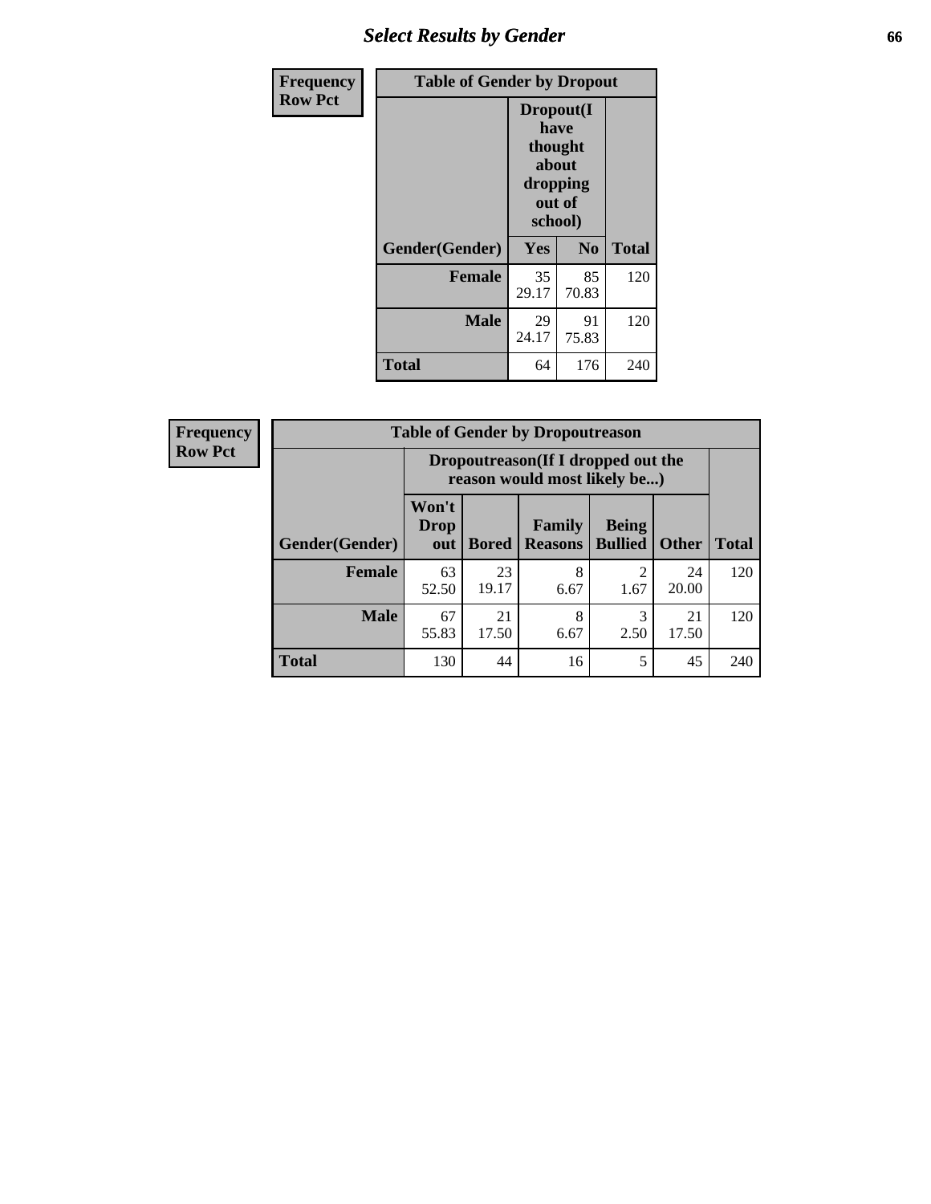| Frequency<br>Row Pct | Table of Gender by Dropout | | |
|---|---|---|---|
| | Dropout(I have thought about dropping out of school) | | |
| Gender(Gender) | Yes | No | Total |
| Female | 35<br>29.17 | 85<br>70.83 | 120 |
| Male | 29<br>24.17 | 91<br>75.83 | 120 |
| Total | 64 | 176 | 240 |

| Frequency<br>Row Pct | Table of Gender by Dropoutreason | | | | | |
|---|---|---|---|---|---|---|
| | Dropoutreason(If I dropped out the reason would most likely be...) | | | | | |
| Gender(Gender) | Won't Drop out | Bored | Family Reasons | Being Bullied | Other | Total |
| Female | 63<br>52.50 | 23<br>19.17 | 8<br>6.67 | 2<br>1.67 | 24<br>20.00 | 120 |
| Male | 67<br>55.83 | 21<br>17.50 | 8<br>6.67 | 3<br>2.50 | 21<br>17.50 | 120 |
| Total | 130 | 44 | 16 | 5 | 45 | 240 |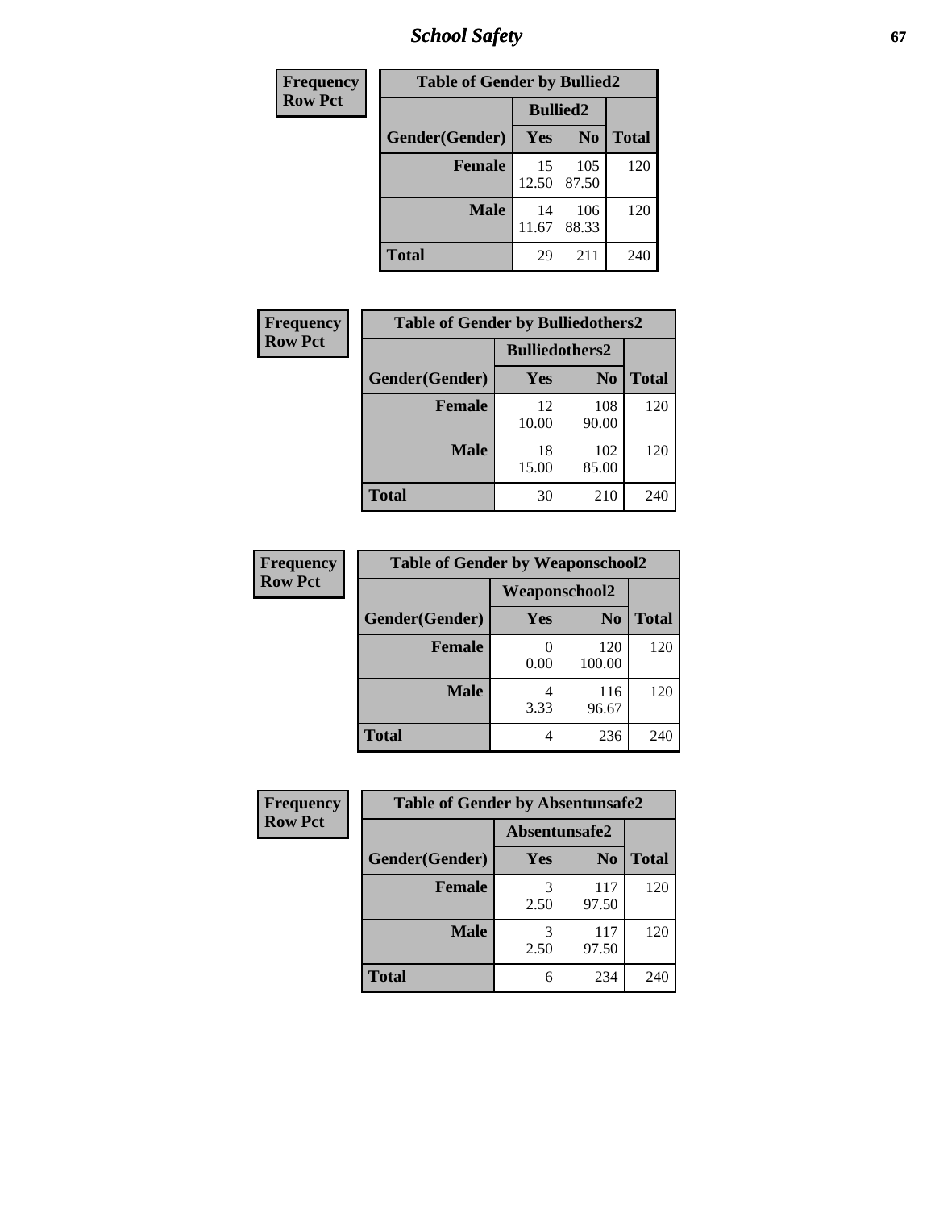| Frequency Row Pct |
|---|

| Table of Gender by Bullied2 | | | |
|---|---|---|---|
| | Bullied2 | | |
| Gender(Gender) | Yes | No | Total |
| Female | 15 12.50 | 105 87.50 | 120 |
| Male | 14 11.67 | 106 88.33 | 120 |
| Total | 29 | 211 | 240 |

| Frequency Row Pct |
|---|

| Table of Gender by Bulliedothers2 | | | |
|---|---|---|---|
| | Bulliedothers2 | | |
| Gender(Gender) | Yes | No | Total |
| Female | 12 10.00 | 108 90.00 | 120 |
| Male | 18 15.00 | 102 85.00 | 120 |
| Total | 30 | 210 | 240 |

| Frequency Row Pct |
|---|

| Table of Gender by Weaponschool2 | | | |
|---|---|---|---|
| | Weaponschool2 | | |
| Gender(Gender) | Yes | No | Total |
| Female | 0 0.00 | 120 100.00 | 120 |
| Male | 4 3.33 | 116 96.67 | 120 |
| Total | 4 | 236 | 240 |

| Frequency Row Pct |
|---|

| Table of Gender by Absentunsafe2 | | | |
|---|---|---|---|
| | Absentunsafe2 | | |
| Gender(Gender) | Yes | No | Total |
| Female | 3 2.50 | 117 97.50 | 120 |
| Male | 3 2.50 | 117 97.50 | 120 |
| Total | 6 | 234 | 240 |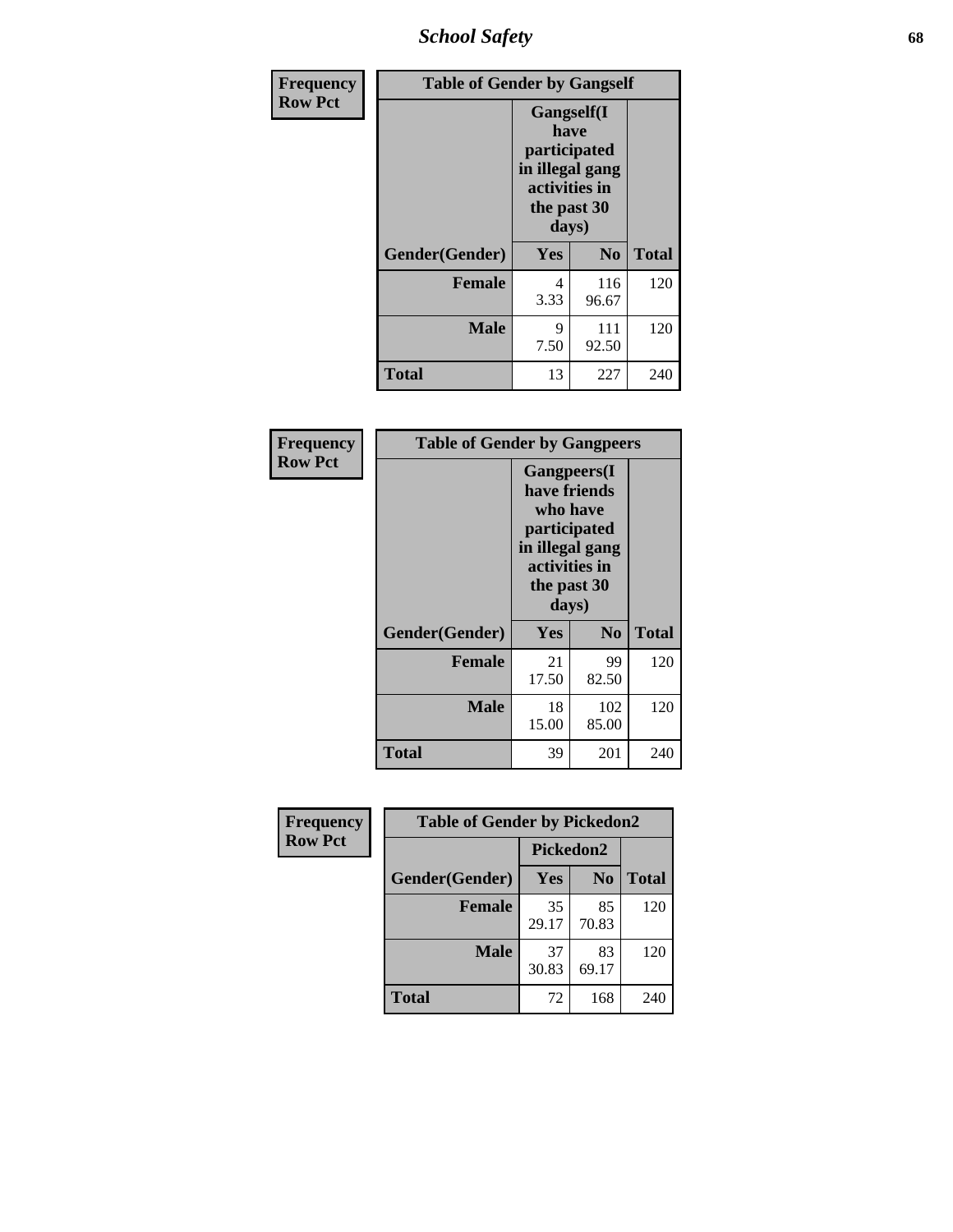| Frequency Row Pct | Table of Gender by Gangself | | |
|---|---|---|---|
| | Gangself(I have participated in illegal gang activities in the past 30 days) | | |
| Gender(Gender) | Yes | No | Total |
| Female | 4<br>3.33 | 116<br>96.67 | 120 |
| Male | 9<br>7.50 | 111<br>92.50 | 120 |
| Total | 13 | 227 | 240 |

| Frequency Row Pct | Table of Gender by Gangpeers | | |
|---|---|---|---|
| | Gangpeers(I have friends who have participated in illegal gang activities in the past 30 days) | | |
| Gender(Gender) | Yes | No | Total |
| Female | 21<br>17.50 | 99<br>82.50 | 120 |
| Male | 18<br>15.00 | 102<br>85.00 | 120 |
| Total | 39 | 201 | 240 |

| Frequency Row Pct | Table of Gender by Pickedon2 | | |
|---|---|---|---|
| | Pickedon2 | | |
| Gender(Gender) | Yes | No | Total |
| Female | 35<br>29.17 | 85<br>70.83 | 120 |
| Male | 37<br>30.83 | 83<br>69.17 | 120 |
| Total | 72 | 168 | 240 |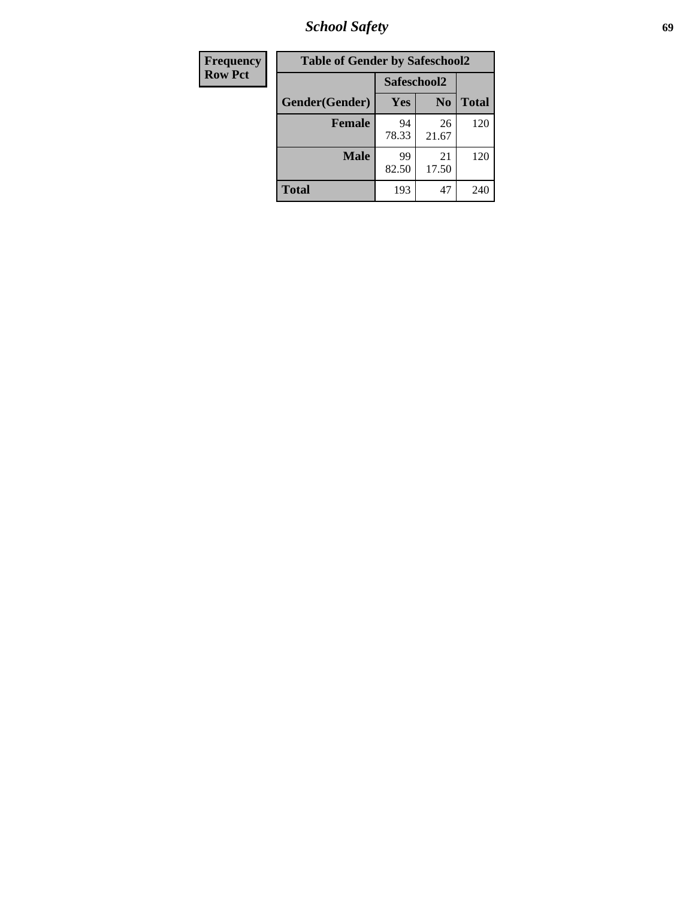| Frequency |
|---|
| Row Pct |

| Table of Gender by Safeschool2 | | | |
|---|---|---|---|
| | Safeschool2 | | |
| Gender(Gender) | Yes | No | Total |
| Female | 94<br>78.33 | 26<br>21.67 | 120 |
| Male | 99<br>82.50 | 21<br>17.50 | 120 |
| Total | 193 | 47 | 240 |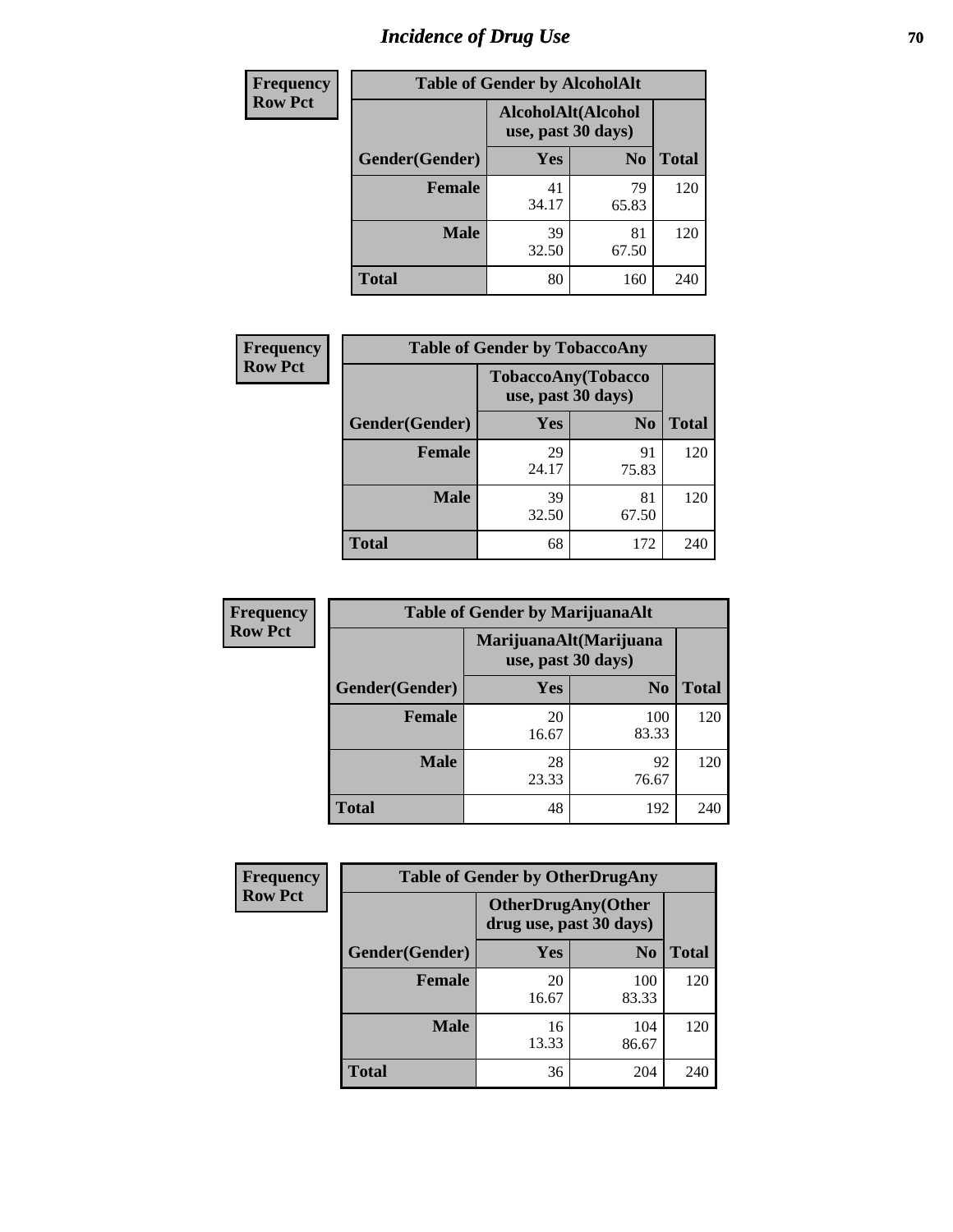# Incidence of Drug Use

| Frequency<br>Row Pct | | | |
|---|---|---|---|
| **Table of Gender by AlcoholAlt** | | | |
| | **AlcoholAlt(Alcohol use, past 30 days)** | | |
| **Gender(Gender)** | **Yes** | **No** | **Total** |
| **Female** | 41<br>34.17 | 79<br>65.83 | 120 |
| **Male** | 39<br>32.50 | 81<br>67.50 | 120 |
| **Total** | 80 | 160 | 240 |

| Frequency<br>Row Pct | | | |
|---|---|---|---|
| **Table of Gender by TobaccoAny** | | | |
| | **TobaccoAny(Tobacco use, past 30 days)** | | |
| **Gender(Gender)** | **Yes** | **No** | **Total** |
| **Female** | 29<br>24.17 | 91<br>75.83 | 120 |
| **Male** | 39<br>32.50 | 81<br>67.50 | 120 |
| **Total** | 68 | 172 | 240 |

| Frequency<br>Row Pct | | | |
|---|---|---|---|
| **Table of Gender by MarijuanaAlt** | | | |
| | **MarijuanaAlt(Marijuana use, past 30 days)** | | |
| **Gender(Gender)** | **Yes** | **No** | **Total** |
| **Female** | 20<br>16.67 | 100<br>83.33 | 120 |
| **Male** | 28<br>23.33 | 92<br>76.67 | 120 |
| **Total** | 48 | 192 | 240 |

| Frequency<br>Row Pct | | | |
|---|---|---|---|
| **Table of Gender by OtherDrugAny** | | | |
| | **OtherDrugAny(Other drug use, past 30 days)** | | |
| **Gender(Gender)** | **Yes** | **No** | **Total** |
| **Female** | 20<br>16.67 | 100<br>83.33 | 120 |
| **Male** | 16<br>13.33 | 104<br>86.67 | 120 |
| **Total** | 36 | 204 | 240 |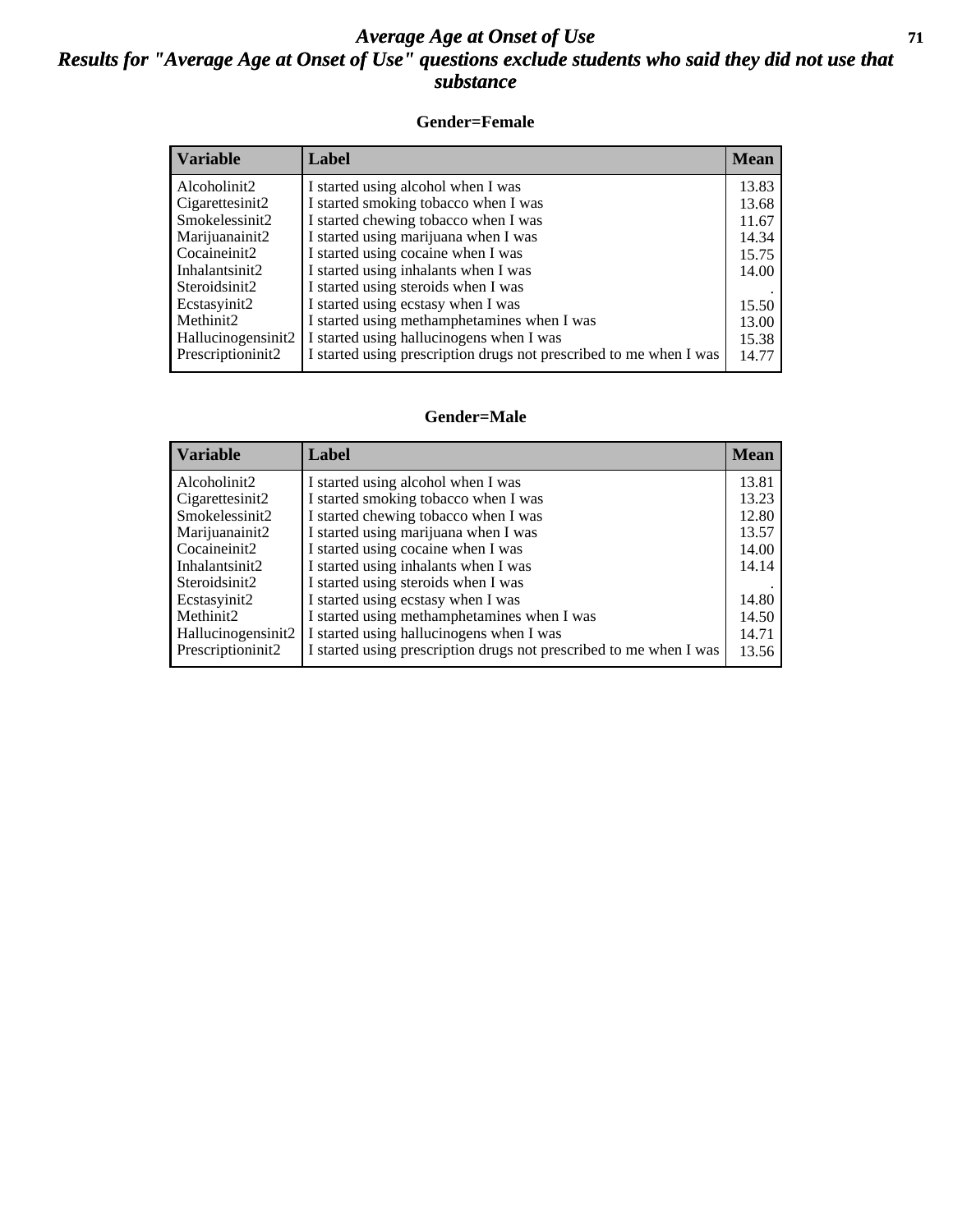# *Average Age at Onset of Use*

## *Results for "Average Age at Onset of Use" questions exclude students who said they did not use that substance*

### Gender=Female

| Variable | Label | Mean |
|---|---|---|
| Alcoholinit2 | I started using alcohol when I was | 13.83 |
| Cigarettesinit2 | I started smoking tobacco when I was | 13.68 |
| Smokelessinit2 | I started chewing tobacco when I was | 11.67 |
| Marijuanainit2 | I started using marijuana when I was | 14.34 |
| Cocaineinit2 | I started using cocaine when I was | 15.75 |
| Inhalantsinit2 | I started using inhalants when I was | 14.00 |
| Steroidsinit2 | I started using steroids when I was | . |
| Ecstasyinit2 | I started using ecstasy when I was | 15.50 |
| Methinit2 | I started using methamphetamines when I was | 13.00 |
| Hallucinogensinit2 | I started using hallucinogens when I was | 15.38 |
| Prescriptioninit2 | I started using prescription drugs not prescribed to me when I was | 14.77 |

### Gender=Male

| Variable | Label | Mean |
|---|---|---|
| Alcoholinit2 | I started using alcohol when I was | 13.81 |
| Cigarettesinit2 | I started smoking tobacco when I was | 13.23 |
| Smokelessinit2 | I started chewing tobacco when I was | 12.80 |
| Marijuanainit2 | I started using marijuana when I was | 13.57 |
| Cocaineinit2 | I started using cocaine when I was | 14.00 |
| Inhalantsinit2 | I started using inhalants when I was | 14.14 |
| Steroidsinit2 | I started using steroids when I was | . |
| Ecstasyinit2 | I started using ecstasy when I was | 14.80 |
| Methinit2 | I started using methamphetamines when I was | 14.50 |
| Hallucinogensinit2 | I started using hallucinogens when I was | 14.71 |
| Prescriptioninit2 | I started using prescription drugs not prescribed to me when I was | 13.56 |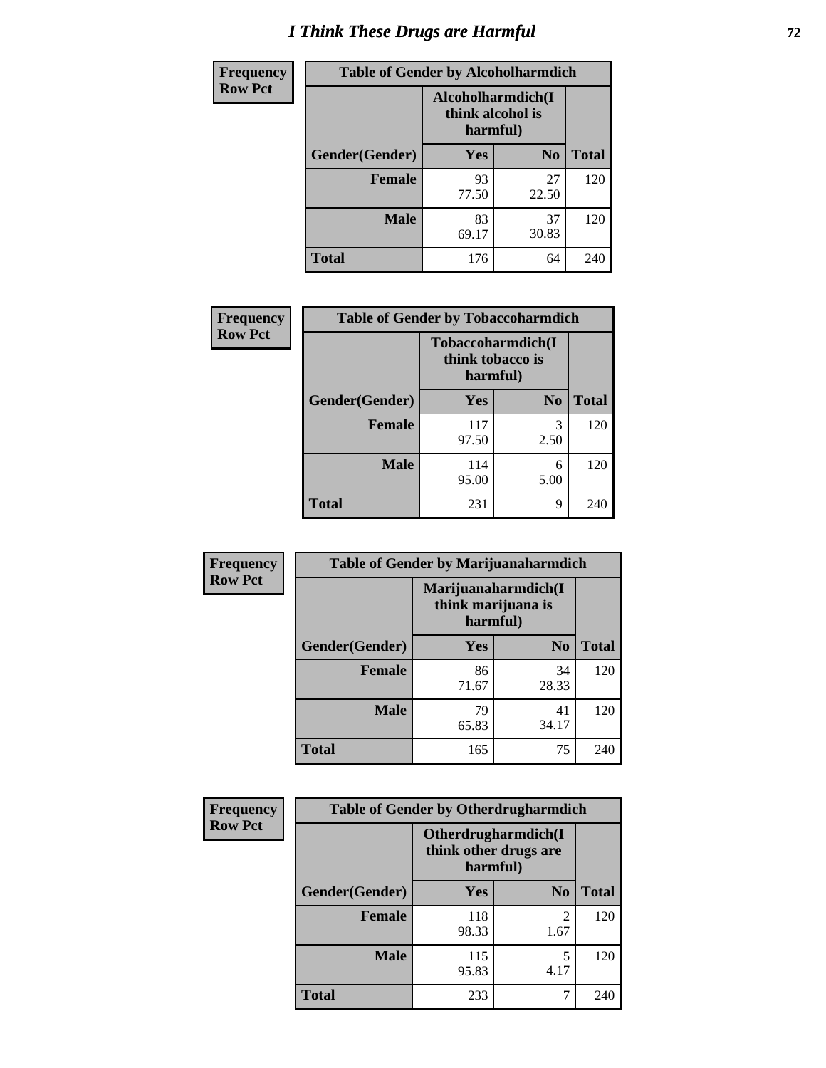# I Think These Drugs are Harmful

**Frequency**
**Row Pct**

**Table of Gender by Alcoholharmdich**

| Gender(Gender) | Alcoholharmdich(I think alcohol is harmful) | | Total |
|---|---|---|---|
| | Yes | No | |
| Female | 93<br>77.50 | 27<br>22.50 | 120 |
| Male | 83<br>69.17 | 37<br>30.83 | 120 |
| Total | 176 | 64 | 240 |

**Frequency**
**Row Pct**

**Table of Gender by Tobaccoharmdich**

| Gender(Gender) | Tobaccoharmdich(I think tobacco is harmful) | | Total |
|---|---|---|---|
| | Yes | No | |
| Female | 117<br>97.50 | 3<br>2.50 | 120 |
| Male | 114<br>95.00 | 6<br>5.00 | 120 |
| Total | 231 | 9 | 240 |

**Frequency**
**Row Pct**

**Table of Gender by Marijuanaharmdich**

| Gender(Gender) | Marijuanaharmdich(I think marijuana is harmful) | | Total |
|---|---|---|---|
| | Yes | No | |
| Female | 86<br>71.67 | 34<br>28.33 | 120 |
| Male | 79<br>65.83 | 41<br>34.17 | 120 |
| Total | 165 | 75 | 240 |

**Frequency**
**Row Pct**

**Table of Gender by Otherdrugharmdich**

| Gender(Gender) | Otherdrugharmdich(I think other drugs are harmful) | | Total |
|---|---|---|---|
| | Yes | No | |
| Female | 118<br>98.33 | 2<br>1.67 | 120 |
| Male | 115<br>95.83 | 5<br>4.17 | 120 |
| Total | 233 | 7 | 240 |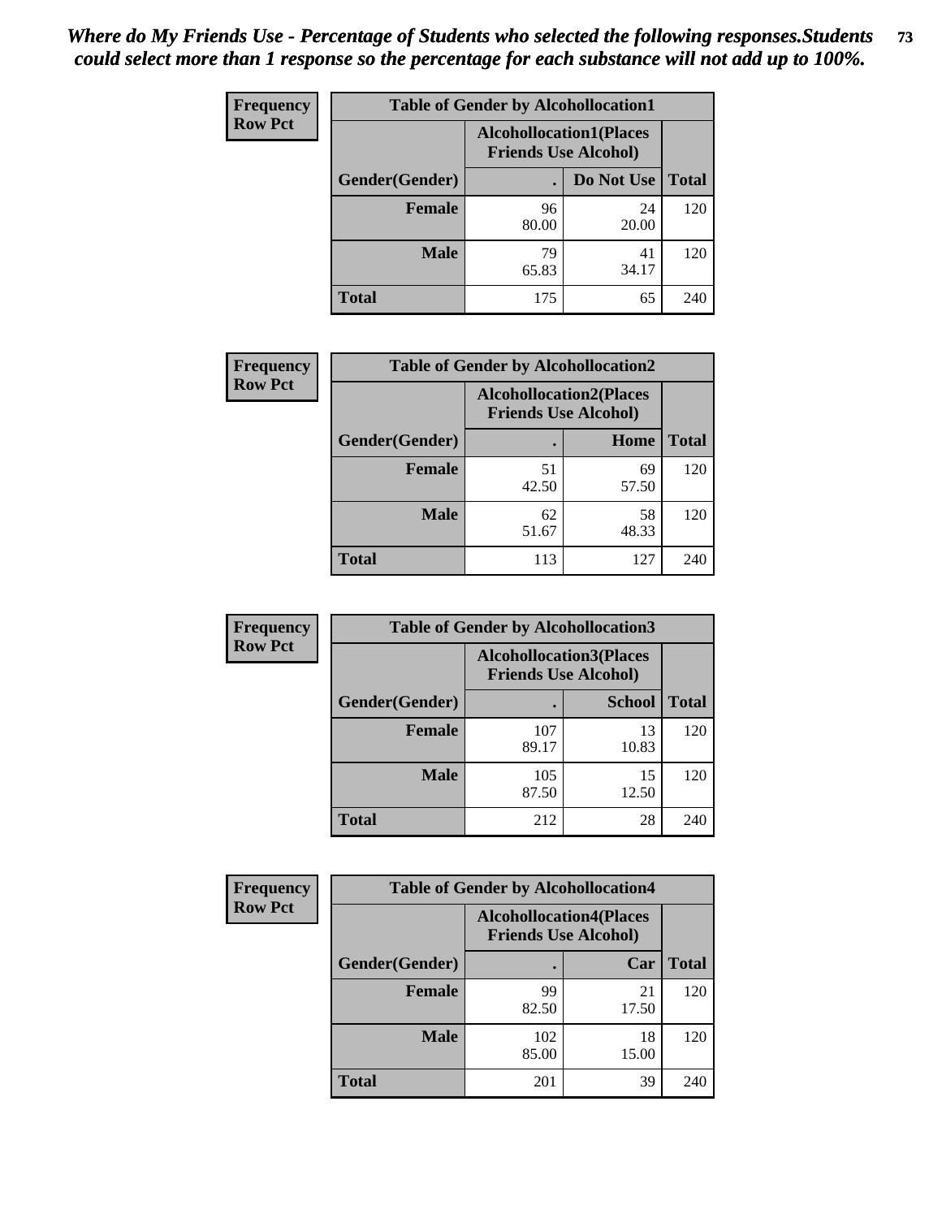*Where do My Friends Use - Percentage of Students who selected the following responses.Students could select more than 1 response so the percentage for each substance will not add up to 100%.*

**Frequency**
**Row Pct**

| Table of Gender by Alcohollocation1 | | | |
|---|---|---|---|
| | Alcohollocation1(Places Friends Use Alcohol) | | |
| Gender(Gender) | . | Do Not Use | Total |
| Female | 96<br>80.00 | 24<br>20.00 | 120 |
| Male | 79<br>65.83 | 41<br>34.17 | 120 |
| Total | 175 | 65 | 240 |

**Frequency**
**Row Pct**

| Table of Gender by Alcohollocation2 | | | |
|---|---|---|---|
| | Alcohollocation2(Places Friends Use Alcohol) | | |
| Gender(Gender) | . | Home | Total |
| Female | 51<br>42.50 | 69<br>57.50 | 120 |
| Male | 62<br>51.67 | 58<br>48.33 | 120 |
| Total | 113 | 127 | 240 |

**Frequency**
**Row Pct**

| Table of Gender by Alcohollocation3 | | | |
|---|---|---|---|
| | Alcohollocation3(Places Friends Use Alcohol) | | |
| Gender(Gender) | . | School | Total |
| Female | 107<br>89.17 | 13<br>10.83 | 120 |
| Male | 105<br>87.50 | 15<br>12.50 | 120 |
| Total | 212 | 28 | 240 |

**Frequency**
**Row Pct**

| Table of Gender by Alcohollocation4 | | | |
|---|---|---|---|
| | Alcohollocation4(Places Friends Use Alcohol) | | |
| Gender(Gender) | . | Car | Total |
| Female | 99<br>82.50 | 21<br>17.50 | 120 |
| Male | 102<br>85.00 | 18<br>15.00 | 120 |
| Total | 201 | 39 | 240 |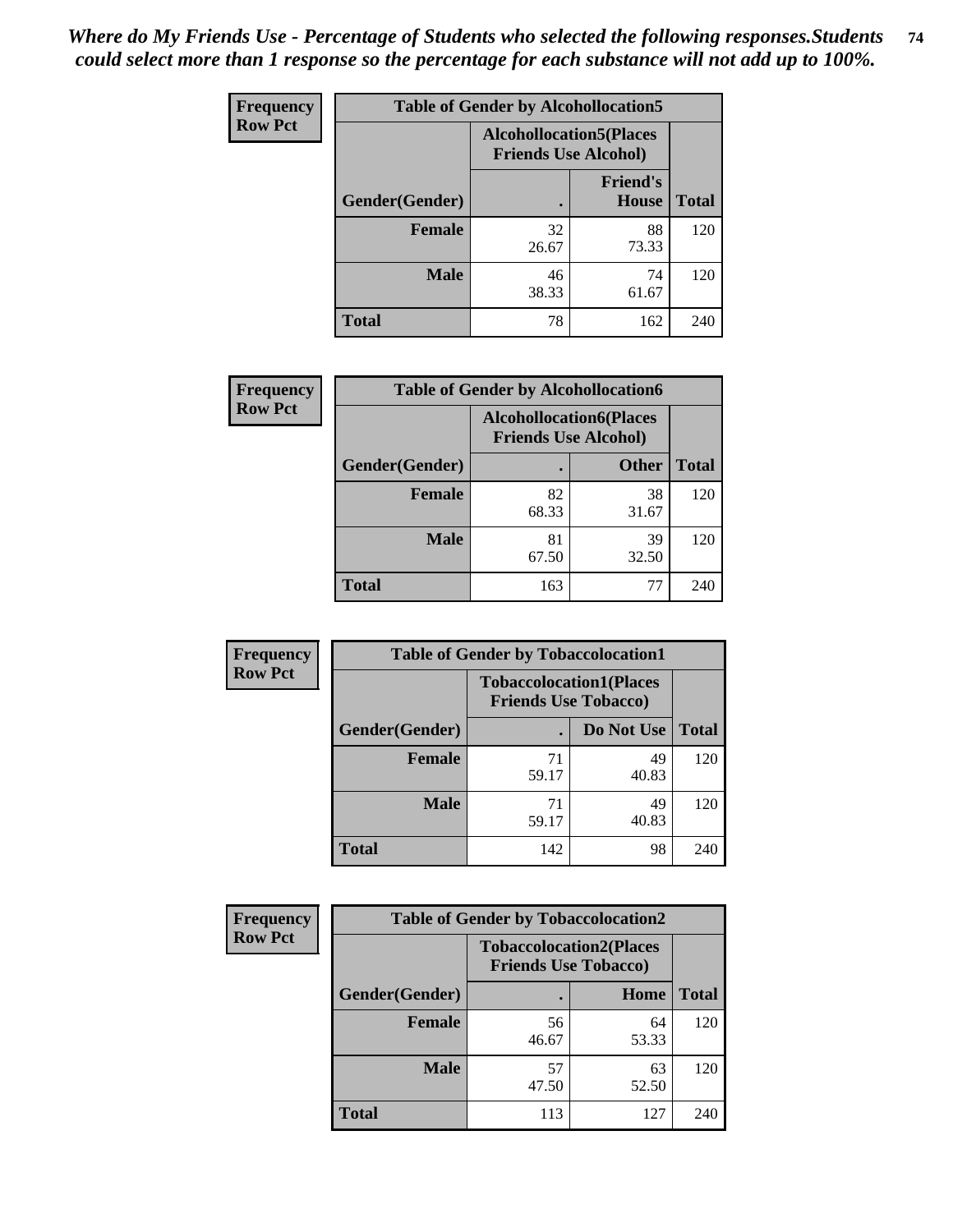*Where do My Friends Use - Percentage of Students who selected the following responses.Students could select more than 1 response so the percentage for each substance will not add up to 100%.*

**Frequency Row Pct**

| Table of Gender by Alcohollocation5 | | | |
|---|---|---|---|
| | Alcohollocation5(Places Friends Use Alcohol) | | |
| Gender(Gender) | . | Friend's House | Total |
| **Female** | 32<br>26.67 | 88<br>73.33 | 120 |
| **Male** | 46<br>38.33 | 74<br>61.67 | 120 |
| **Total** | 78 | 162 | 240 |

**Frequency Row Pct**

| Table of Gender by Alcohollocation6 | | | |
|---|---|---|---|
| | Alcohollocation6(Places Friends Use Alcohol) | | |
| Gender(Gender) | . | Other | Total |
| **Female** | 82<br>68.33 | 38<br>31.67 | 120 |
| **Male** | 81<br>67.50 | 39<br>32.50 | 120 |
| **Total** | 163 | 77 | 240 |

**Frequency Row Pct**

| Table of Gender by Tobaccolocation1 | | | |
|---|---|---|---|
| | Tobaccolocation1(Places Friends Use Tobacco) | | |
| Gender(Gender) | . | Do Not Use | Total |
| **Female** | 71<br>59.17 | 49<br>40.83 | 120 |
| **Male** | 71<br>59.17 | 49<br>40.83 | 120 |
| **Total** | 142 | 98 | 240 |

**Frequency Row Pct**

| Table of Gender by Tobaccolocation2 | | | |
|---|---|---|---|
| | Tobaccolocation2(Places Friends Use Tobacco) | | |
| Gender(Gender) | . | Home | Total |
| **Female** | 56<br>46.67 | 64<br>53.33 | 120 |
| **Male** | 57<br>47.50 | 63<br>52.50 | 120 |
| **Total** | 113 | 127 | 240 |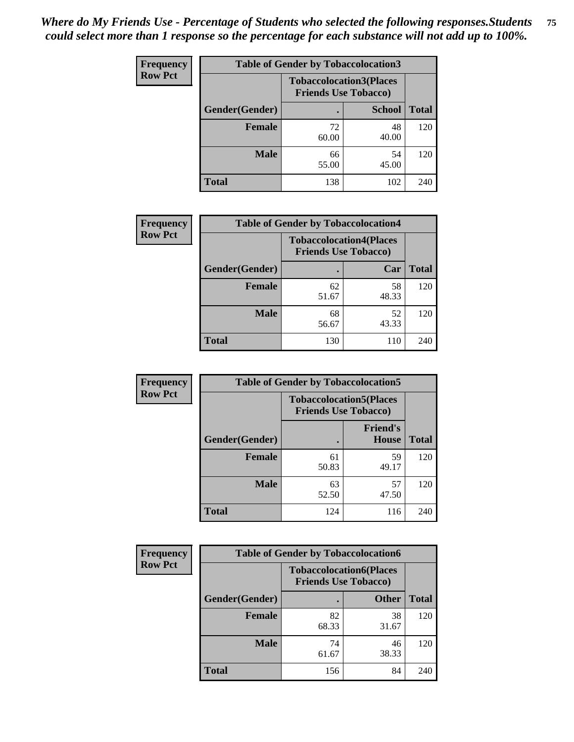*Where do My Friends Use - Percentage of Students who selected the following responses.Students could select more than 1 response so the percentage for each substance will not add up to 100%.*

**Frequency / Row Pct**

| Table of Gender by Tobaccolocation3 | | | |
|---|---|---|---|
| | Tobaccolocation3(Places Friends Use Tobacco) | | |
| Gender(Gender) | . | School | Total |
| Female | 72<br>60.00 | 48<br>40.00 | 120 |
| Male | 66<br>55.00 | 54<br>45.00 | 120 |
| Total | 138 | 102 | 240 |

**Frequency / Row Pct**

| Table of Gender by Tobaccolocation4 | | | |
|---|---|---|---|
| | Tobaccolocation4(Places Friends Use Tobacco) | | |
| Gender(Gender) | . | Car | Total |
| Female | 62<br>51.67 | 58<br>48.33 | 120 |
| Male | 68<br>56.67 | 52<br>43.33 | 120 |
| Total | 130 | 110 | 240 |

**Frequency / Row Pct**

| Table of Gender by Tobaccolocation5 | | | |
|---|---|---|---|
| | Tobaccolocation5(Places Friends Use Tobacco) | | |
| Gender(Gender) | . | Friend's House | Total |
| Female | 61<br>50.83 | 59<br>49.17 | 120 |
| Male | 63<br>52.50 | 57<br>47.50 | 120 |
| Total | 124 | 116 | 240 |

**Frequency / Row Pct**

| Table of Gender by Tobaccolocation6 | | | |
|---|---|---|---|
| | Tobaccolocation6(Places Friends Use Tobacco) | | |
| Gender(Gender) | . | Other | Total |
| Female | 82<br>68.33 | 38<br>31.67 | 120 |
| Male | 74<br>61.67 | 46<br>38.33 | 120 |
| Total | 156 | 84 | 240 |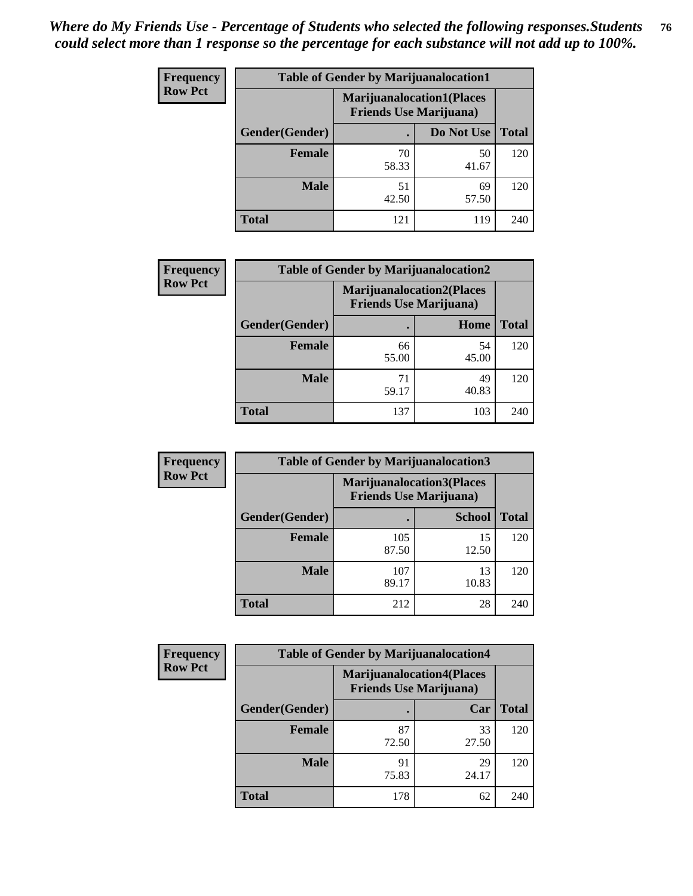*Where do My Friends Use - Percentage of Students who selected the following responses.Students could select more than 1 response so the percentage for each substance will not add up to 100%.*

**Frequency**
**Row Pct**

| Table of Gender by Marijuanalocation1 | | | |
|---|---|---|---|
| | Marijuanalocation1(Places Friends Use Marijuana) | | |
| Gender(Gender) | . | Do Not Use | Total |
| **Female** | 70<br>58.33 | 50<br>41.67 | 120 |
| **Male** | 51<br>42.50 | 69<br>57.50 | 120 |
| **Total** | 121 | 119 | 240 |

**Frequency**
**Row Pct**

| Table of Gender by Marijuanalocation2 | | | |
|---|---|---|---|
| | Marijuanalocation2(Places Friends Use Marijuana) | | |
| Gender(Gender) | . | Home | Total |
| **Female** | 66<br>55.00 | 54<br>45.00 | 120 |
| **Male** | 71<br>59.17 | 49<br>40.83 | 120 |
| **Total** | 137 | 103 | 240 |

**Frequency**
**Row Pct**

| Table of Gender by Marijuanalocation3 | | | |
|---|---|---|---|
| | Marijuanalocation3(Places Friends Use Marijuana) | | |
| Gender(Gender) | . | School | Total |
| **Female** | 105<br>87.50 | 15<br>12.50 | 120 |
| **Male** | 107<br>89.17 | 13<br>10.83 | 120 |
| **Total** | 212 | 28 | 240 |

**Frequency**
**Row Pct**

| Table of Gender by Marijuanalocation4 | | | |
|---|---|---|---|
| | Marijuanalocation4(Places Friends Use Marijuana) | | |
| Gender(Gender) | . | Car | Total |
| **Female** | 87<br>72.50 | 33<br>27.50 | 120 |
| **Male** | 91<br>75.83 | 29<br>24.17 | 120 |
| **Total** | 178 | 62 | 240 |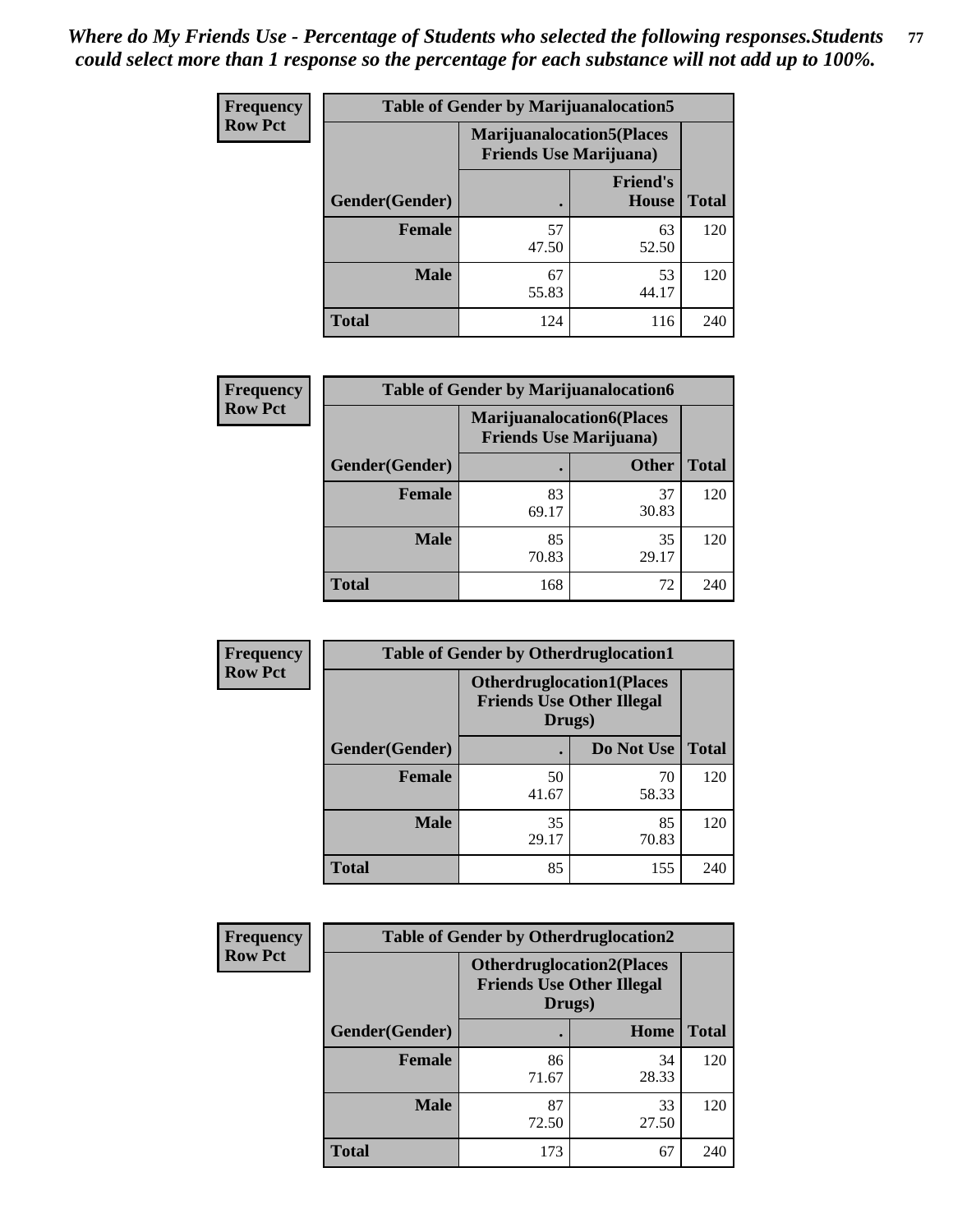*Where do My Friends Use - Percentage of Students who selected the following responses.Students could select more than 1 response so the percentage for each substance will not add up to 100%.*

**Frequency**
**Row Pct**

| Table of Gender by Marijuanalocation5 | | | |
|---|---|---|---|
| | Marijuanalocation5(Places Friends Use Marijuana) | | |
| Gender(Gender) | . | Friend's House | Total |
| **Female** | 57<br>47.50 | 63<br>52.50 | 120 |
| **Male** | 67<br>55.83 | 53<br>44.17 | 120 |
| **Total** | 124 | 116 | 240 |

**Frequency**
**Row Pct**

| Table of Gender by Marijuanalocation6 | | | |
|---|---|---|---|
| | Marijuanalocation6(Places Friends Use Marijuana) | | |
| Gender(Gender) | . | Other | Total |
| **Female** | 83<br>69.17 | 37<br>30.83 | 120 |
| **Male** | 85<br>70.83 | 35<br>29.17 | 120 |
| **Total** | 168 | 72 | 240 |

**Frequency**
**Row Pct**

| Table of Gender by Otherdruglocation1 | | | |
|---|---|---|---|
| | Otherdruglocation1(Places Friends Use Other Illegal Drugs) | | |
| Gender(Gender) | . | Do Not Use | Total |
| **Female** | 50<br>41.67 | 70<br>58.33 | 120 |
| **Male** | 35<br>29.17 | 85<br>70.83 | 120 |
| **Total** | 85 | 155 | 240 |

**Frequency**
**Row Pct**

| Table of Gender by Otherdruglocation2 | | | |
|---|---|---|---|
| | Otherdruglocation2(Places Friends Use Other Illegal Drugs) | | |
| Gender(Gender) | . | Home | Total |
| **Female** | 86<br>71.67 | 34<br>28.33 | 120 |
| **Male** | 87<br>72.50 | 33<br>27.50 | 120 |
| **Total** | 173 | 67 | 240 |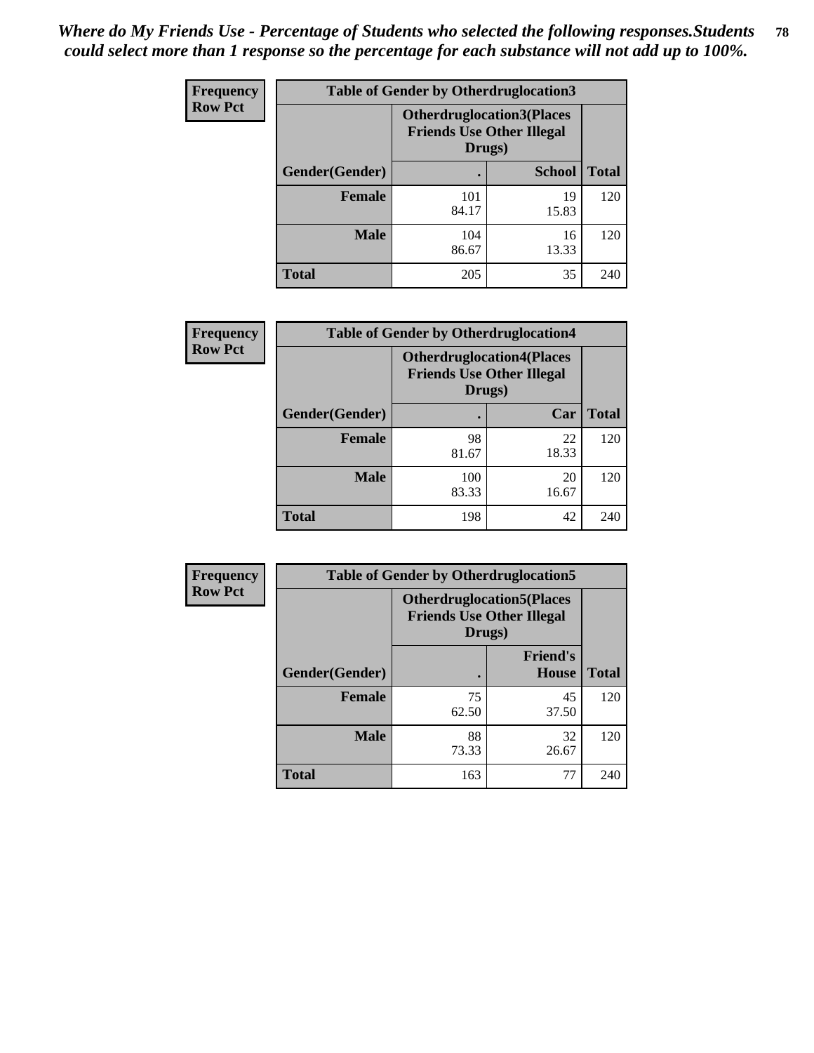*Where do My Friends Use - Percentage of Students who selected the following responses.Students could select more than 1 response so the percentage for each substance will not add up to 100%.*

**Frequency**
**Row Pct**

| Table of Gender by Otherdruglocation3 | | | |
|---|---|---|---|
| | Otherdruglocation3(Places Friends Use Other Illegal Drugs) | | |
| Gender(Gender) | . | School | Total |
| Female | 101<br>84.17 | 19<br>15.83 | 120 |
| Male | 104<br>86.67 | 16<br>13.33 | 120 |
| Total | 205 | 35 | 240 |

**Frequency**
**Row Pct**

| Table of Gender by Otherdruglocation4 | | | |
|---|---|---|---|
| | Otherdruglocation4(Places Friends Use Other Illegal Drugs) | | |
| Gender(Gender) | . | Car | Total |
| Female | 98<br>81.67 | 22<br>18.33 | 120 |
| Male | 100<br>83.33 | 20<br>16.67 | 120 |
| Total | 198 | 42 | 240 |

**Frequency**
**Row Pct**

| Table of Gender by Otherdruglocation5 | | | |
|---|---|---|---|
| | Otherdruglocation5(Places Friends Use Other Illegal Drugs) | | |
| Gender(Gender) | . | Friend's House | Total |
| Female | 75<br>62.50 | 45<br>37.50 | 120 |
| Male | 88<br>73.33 | 32<br>26.67 | 120 |
| Total | 163 | 77 | 240 |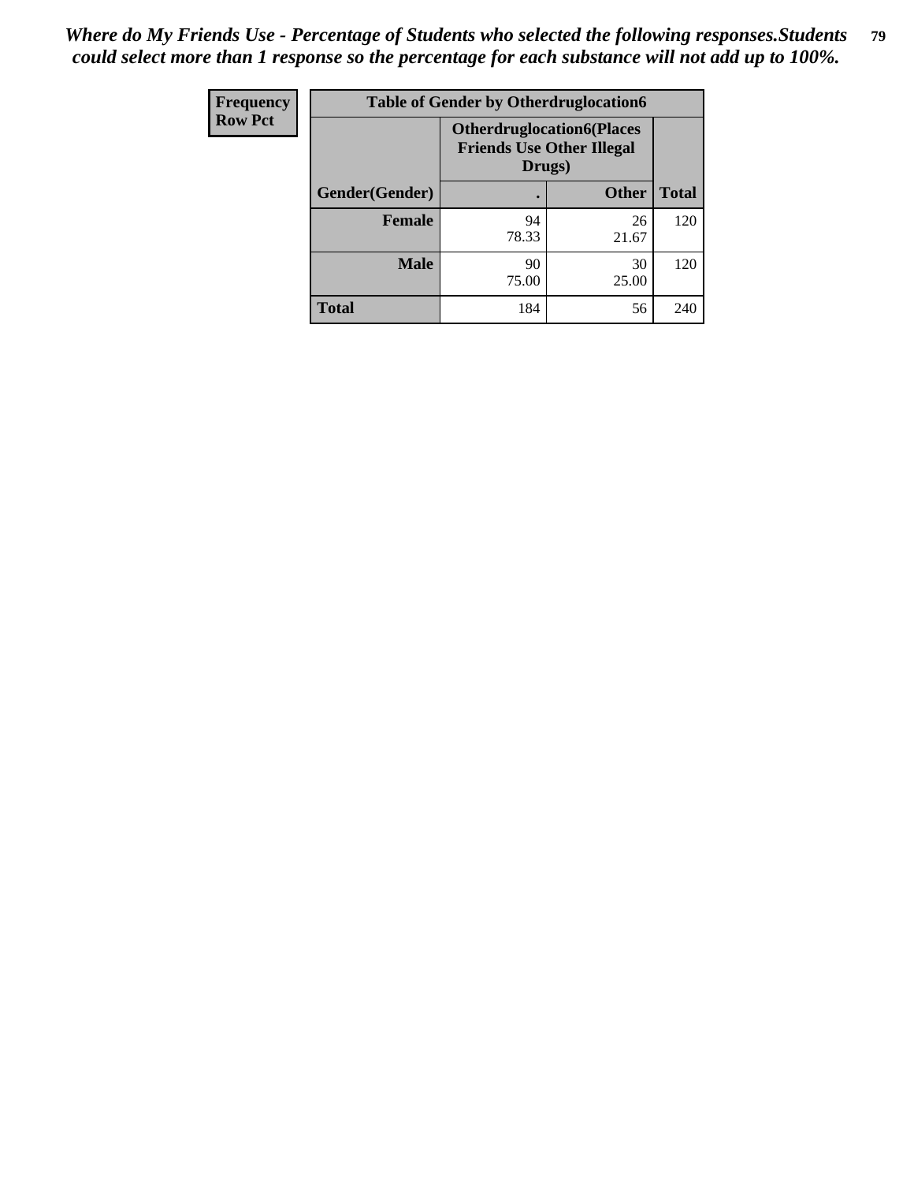*Where do My Friends Use - Percentage of Students who selected the following responses.Students could select more than 1 response so the percentage for each substance will not add up to 100%.*

| Frequency<br>Row Pct | Table of Gender by Otherdruglocation6 | | |
|---|---|---|---|
| | Otherdruglocation6(Places Friends Use Other Illegal Drugs) | | |
| Gender(Gender) | . | Other | Total |
| Female | 94<br>78.33 | 26<br>21.67 | 120 |
| Male | 90<br>75.00 | 30<br>25.00 | 120 |
| Total | 184 | 56 | 240 |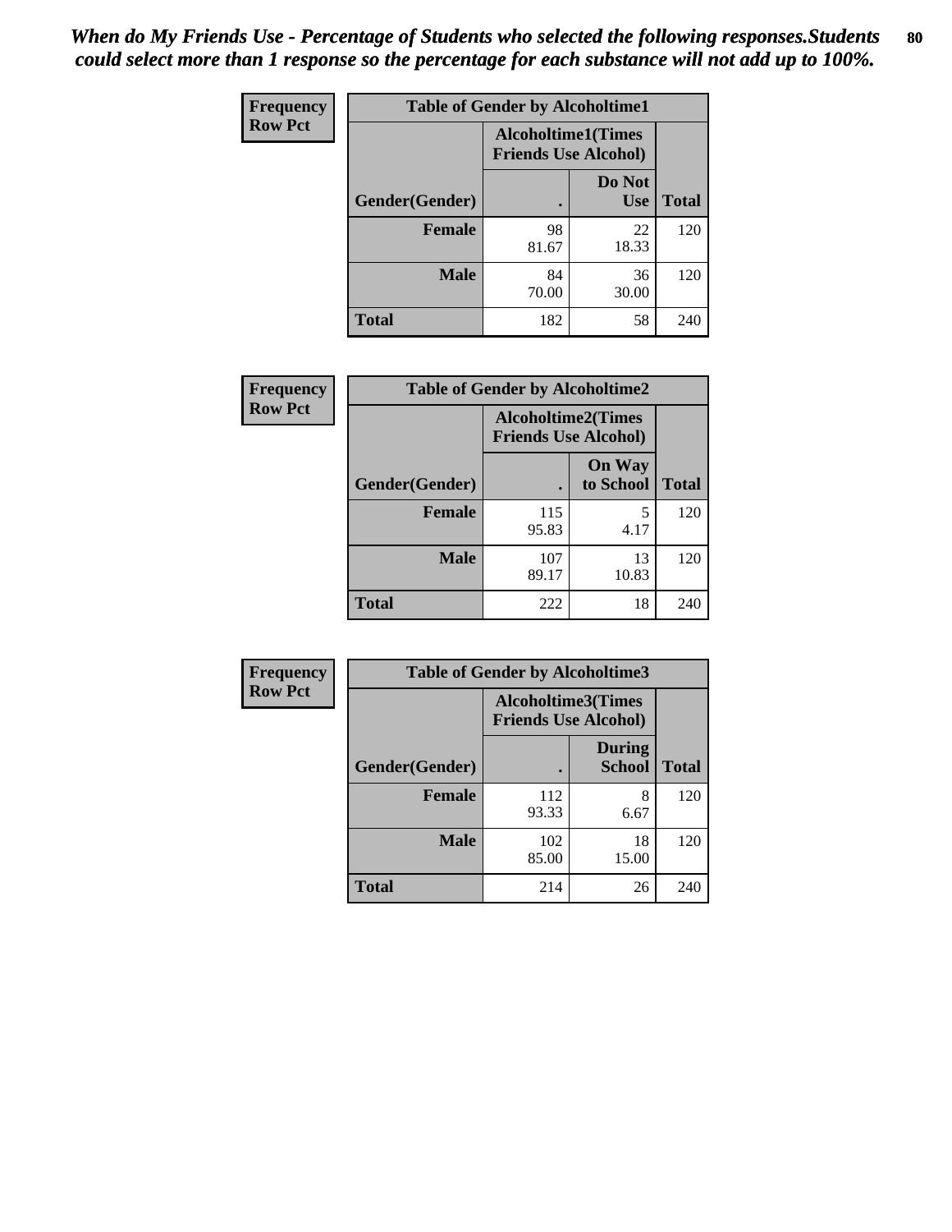*When do My Friends Use - Percentage of Students who selected the following responses.Students could select more than 1 response so the percentage for each substance will not add up to 100%.*

**Frequency**
**Row Pct**

| Table of Gender by Alcoholtime1 | | | |
|---|---|---|---|
| | Alcoholtime1(Times Friends Use Alcohol) | | |
| Gender(Gender) | . | Do Not Use | Total |
| **Female** | 98<br>81.67 | 22<br>18.33 | 120 |
| **Male** | 84<br>70.00 | 36<br>30.00 | 120 |
| **Total** | 182 | 58 | 240 |

**Frequency**
**Row Pct**

| Table of Gender by Alcoholtime2 | | | |
|---|---|---|---|
| | Alcoholtime2(Times Friends Use Alcohol) | | |
| Gender(Gender) | . | On Way to School | Total |
| **Female** | 115<br>95.83 | 5<br>4.17 | 120 |
| **Male** | 107<br>89.17 | 13<br>10.83 | 120 |
| **Total** | 222 | 18 | 240 |

**Frequency**
**Row Pct**

| Table of Gender by Alcoholtime3 | | | |
|---|---|---|---|
| | Alcoholtime3(Times Friends Use Alcohol) | | |
| Gender(Gender) | . | During School | Total |
| **Female** | 112<br>93.33 | 8<br>6.67 | 120 |
| **Male** | 102<br>85.00 | 18<br>15.00 | 120 |
| **Total** | 214 | 26 | 240 |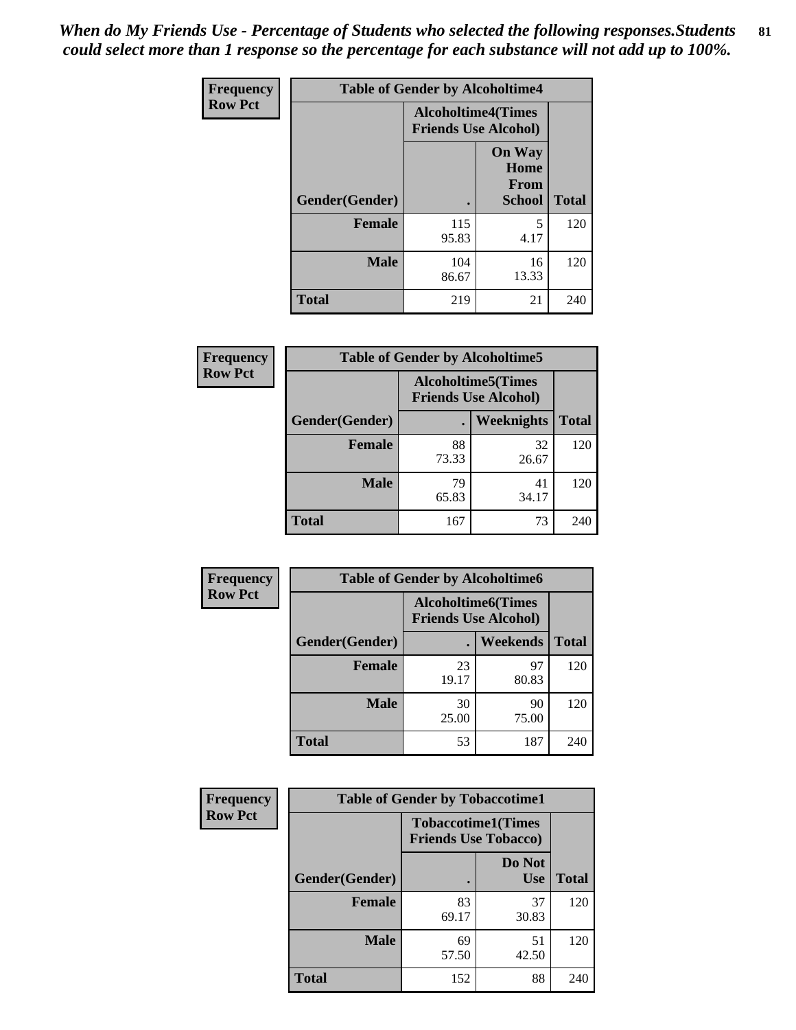*When do My Friends Use - Percentage of Students who selected the following responses.Students could select more than 1 response so the percentage for each substance will not add up to 100%.*

**Frequency Row Pct**

| Table of Gender by Alcoholtime4 | | | |
|---|---|---|---|
| | Alcoholtime4(Times Friends Use Alcohol) | | |
| Gender(Gender) | . | On Way Home From School | Total |
| **Female** | 115<br>95.83 | 5<br>4.17 | 120 |
| **Male** | 104<br>86.67 | 16<br>13.33 | 120 |
| **Total** | 219 | 21 | 240 |

**Frequency Row Pct**

| Table of Gender by Alcoholtime5 | | | |
|---|---|---|---|
| | Alcoholtime5(Times Friends Use Alcohol) | | |
| Gender(Gender) | . | Weeknights | Total |
| **Female** | 88<br>73.33 | 32<br>26.67 | 120 |
| **Male** | 79<br>65.83 | 41<br>34.17 | 120 |
| **Total** | 167 | 73 | 240 |

**Frequency Row Pct**

| Table of Gender by Alcoholtime6 | | | |
|---|---|---|---|
| | Alcoholtime6(Times Friends Use Alcohol) | | |
| Gender(Gender) | . | Weekends | Total |
| **Female** | 23<br>19.17 | 97<br>80.83 | 120 |
| **Male** | 30<br>25.00 | 90<br>75.00 | 120 |
| **Total** | 53 | 187 | 240 |

**Frequency Row Pct**

| Table of Gender by Tobaccotime1 | | | |
|---|---|---|---|
| | Tobaccotime1(Times Friends Use Tobacco) | | |
| Gender(Gender) | . | Do Not Use | Total |
| **Female** | 83<br>69.17 | 37<br>30.83 | 120 |
| **Male** | 69<br>57.50 | 51<br>42.50 | 120 |
| **Total** | 152 | 88 | 240 |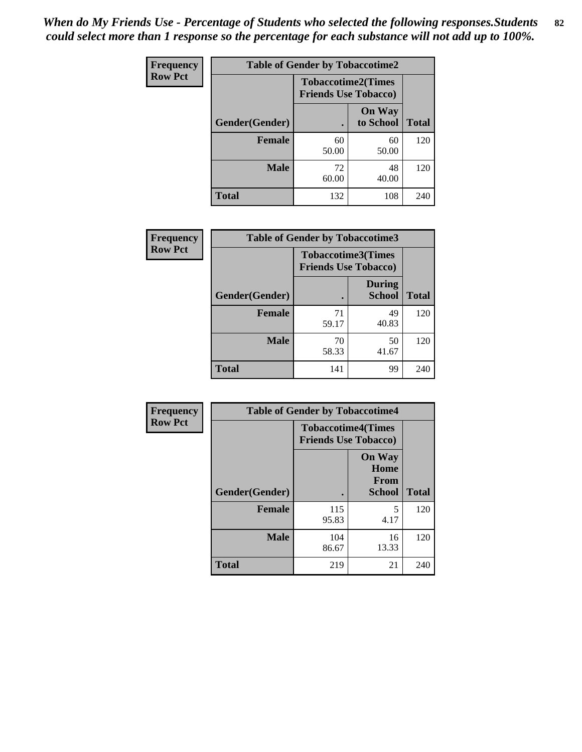*When do My Friends Use - Percentage of Students who selected the following responses.Students could select more than 1 response so the percentage for each substance will not add up to 100%.*

**Frequency**
**Row Pct**

| Table of Gender by Tobaccotime2 | | | |
|---|---|---|---|
| | Tobaccotime2(Times Friends Use Tobacco) | | |
| Gender(Gender) | . | On Way to School | Total |
| **Female** | 60<br>50.00 | 60<br>50.00 | 120 |
| **Male** | 72<br>60.00 | 48<br>40.00 | 120 |
| **Total** | 132 | 108 | 240 |

**Frequency**
**Row Pct**

| Table of Gender by Tobaccotime3 | | | |
|---|---|---|---|
| | Tobaccotime3(Times Friends Use Tobacco) | | |
| Gender(Gender) | . | During School | Total |
| **Female** | 71<br>59.17 | 49<br>40.83 | 120 |
| **Male** | 70<br>58.33 | 50<br>41.67 | 120 |
| **Total** | 141 | 99 | 240 |

**Frequency**
**Row Pct**

| Table of Gender by Tobaccotime4 | | | |
|---|---|---|---|
| | Tobaccotime4(Times Friends Use Tobacco) | | |
| Gender(Gender) | . | On Way Home From School | Total |
| **Female** | 115<br>95.83 | 5<br>4.17 | 120 |
| **Male** | 104<br>86.67 | 16<br>13.33 | 120 |
| **Total** | 219 | 21 | 240 |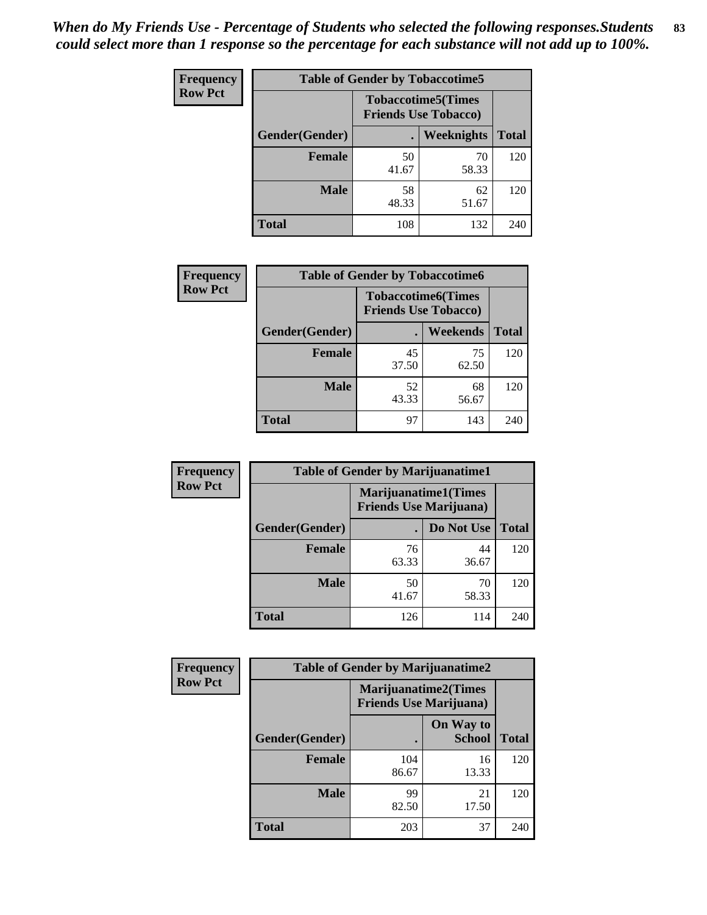*When do My Friends Use - Percentage of Students who selected the following responses.Students could select more than 1 response so the percentage for each substance will not add up to 100%.*

**Frequency**
**Row Pct**

| Table of Gender by Tobaccotime5 | | | |
|---|---|---|---|
| | Tobaccotime5(Times Friends Use Tobacco) | | |
| Gender(Gender) | . | Weeknights | Total |
| **Female** | 50<br>41.67 | 70<br>58.33 | 120 |
| **Male** | 58<br>48.33 | 62<br>51.67 | 120 |
| **Total** | 108 | 132 | 240 |

**Frequency**
**Row Pct**

| Table of Gender by Tobaccotime6 | | | |
|---|---|---|---|
| | Tobaccotime6(Times Friends Use Tobacco) | | |
| Gender(Gender) | . | Weekends | Total |
| **Female** | 45<br>37.50 | 75<br>62.50 | 120 |
| **Male** | 52<br>43.33 | 68<br>56.67 | 120 |
| **Total** | 97 | 143 | 240 |

**Frequency**
**Row Pct**

| Table of Gender by Marijuanatime1 | | | |
|---|---|---|---|
| | Marijuanatime1(Times Friends Use Marijuana) | | |
| Gender(Gender) | . | Do Not Use | Total |
| **Female** | 76<br>63.33 | 44<br>36.67 | 120 |
| **Male** | 50<br>41.67 | 70<br>58.33 | 120 |
| **Total** | 126 | 114 | 240 |

**Frequency**
**Row Pct**

| Table of Gender by Marijuanatime2 | | | |
|---|---|---|---|
| | Marijuanatime2(Times Friends Use Marijuana) | | |
| Gender(Gender) | . | On Way to School | Total |
| **Female** | 104<br>86.67 | 16<br>13.33 | 120 |
| **Male** | 99<br>82.50 | 21<br>17.50 | 120 |
| **Total** | 203 | 37 | 240 |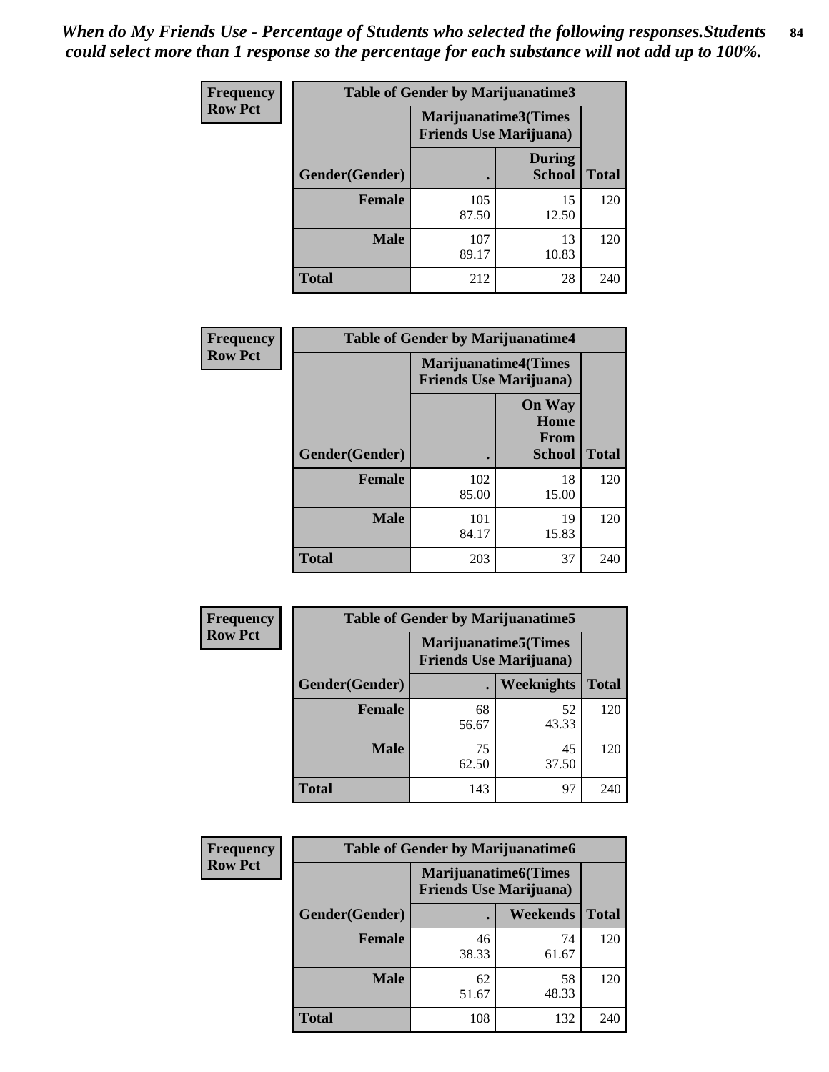*When do My Friends Use - Percentage of Students who selected the following responses.Students could select more than 1 response so the percentage for each substance will not add up to 100%.*

**Frequency**
**Row Pct**

| Table of Gender by Marijuanatime3 | | | |
|---|---|---|---|
| | Marijuanatime3(Times Friends Use Marijuana) | | |
| Gender(Gender) | . | During School | Total |
| **Female** | 105<br>87.50 | 15<br>12.50 | 120 |
| **Male** | 107<br>89.17 | 13<br>10.83 | 120 |
| **Total** | 212 | 28 | 240 |

**Frequency**
**Row Pct**

| Table of Gender by Marijuanatime4 | | | |
|---|---|---|---|
| | Marijuanatime4(Times Friends Use Marijuana) | | |
| Gender(Gender) | . | On Way Home From School | Total |
| **Female** | 102<br>85.00 | 18<br>15.00 | 120 |
| **Male** | 101<br>84.17 | 19<br>15.83 | 120 |
| **Total** | 203 | 37 | 240 |

**Frequency**
**Row Pct**

| Table of Gender by Marijuanatime5 | | | |
|---|---|---|---|
| | Marijuanatime5(Times Friends Use Marijuana) | | |
| Gender(Gender) | . | Weeknights | Total |
| **Female** | 68<br>56.67 | 52<br>43.33 | 120 |
| **Male** | 75<br>62.50 | 45<br>37.50 | 120 |
| **Total** | 143 | 97 | 240 |

**Frequency**
**Row Pct**

| Table of Gender by Marijuanatime6 | | | |
|---|---|---|---|
| | Marijuanatime6(Times Friends Use Marijuana) | | |
| Gender(Gender) | . | Weekends | Total |
| **Female** | 46<br>38.33 | 74<br>61.67 | 120 |
| **Male** | 62<br>51.67 | 58<br>48.33 | 120 |
| **Total** | 108 | 132 | 240 |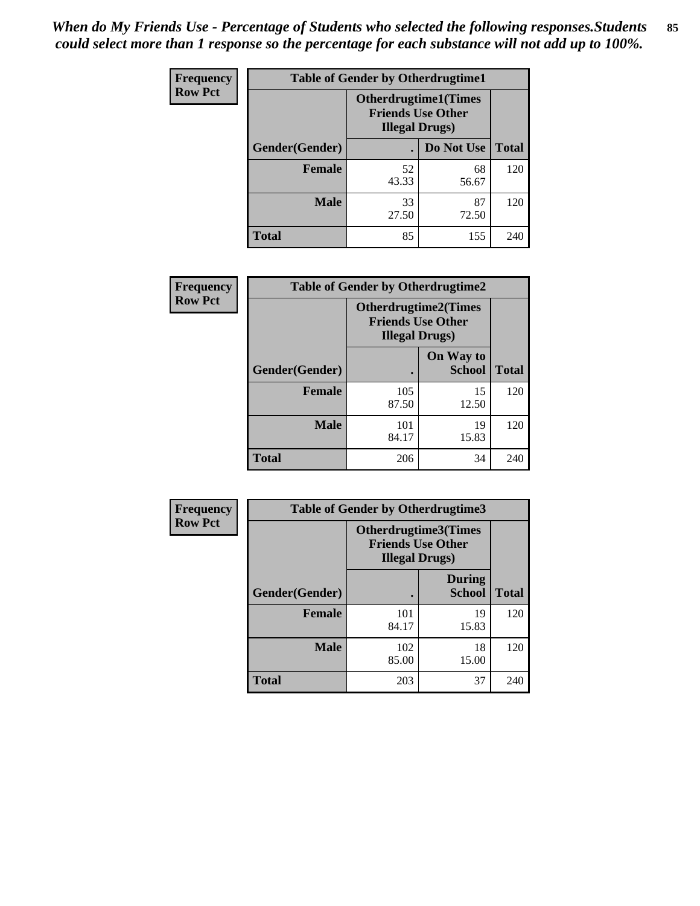*When do My Friends Use - Percentage of Students who selected the following responses.Students could select more than 1 response so the percentage for each substance will not add up to 100%.*

**Frequency**
**Row Pct**

| Table of Gender by Otherdrugtime1 | | | |
|---|---|---|---|
| | Otherdrugtime1(Times Friends Use Other Illegal Drugs) | | |
| Gender(Gender) | . | Do Not Use | Total |
| Female | 52<br>43.33 | 68<br>56.67 | 120 |
| Male | 33<br>27.50 | 87<br>72.50 | 120 |
| Total | 85 | 155 | 240 |

**Frequency**
**Row Pct**

| Table of Gender by Otherdrugtime2 | | | |
|---|---|---|---|
| | Otherdrugtime2(Times Friends Use Other Illegal Drugs) | | |
| Gender(Gender) | . | On Way to School | Total |
| Female | 105<br>87.50 | 15<br>12.50 | 120 |
| Male | 101<br>84.17 | 19<br>15.83 | 120 |
| Total | 206 | 34 | 240 |

**Frequency**
**Row Pct**

| Table of Gender by Otherdrugtime3 | | | |
|---|---|---|---|
| | Otherdrugtime3(Times Friends Use Other Illegal Drugs) | | |
| Gender(Gender) | . | During School | Total |
| Female | 101<br>84.17 | 19<br>15.83 | 120 |
| Male | 102<br>85.00 | 18<br>15.00 | 120 |
| Total | 203 | 37 | 240 |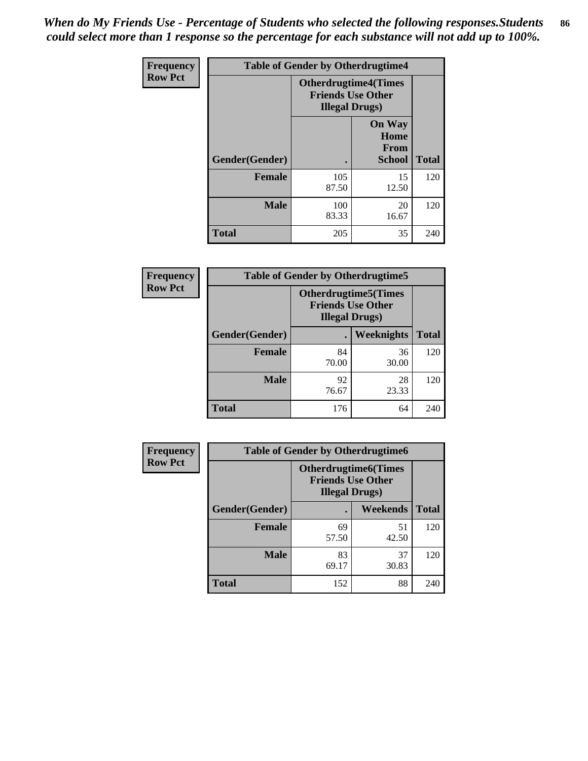*When do My Friends Use - Percentage of Students who selected the following responses.Students could select more than 1 response so the percentage for each substance will not add up to 100%.*

**Frequency**
**Row Pct**

| Table of Gender by Otherdrugtime4 | | | |
|---|---|---|---|
| | Otherdrugtime4(Times Friends Use Other Illegal Drugs) | | |
| Gender(Gender) | . | On Way Home From School | Total |
| **Female** | 105<br>87.50 | 15<br>12.50 | 120 |
| **Male** | 100<br>83.33 | 20<br>16.67 | 120 |
| **Total** | 205 | 35 | 240 |

**Frequency**
**Row Pct**

| Table of Gender by Otherdrugtime5 | | | |
|---|---|---|---|
| | Otherdrugtime5(Times Friends Use Other Illegal Drugs) | | |
| Gender(Gender) | . | Weeknights | Total |
| **Female** | 84<br>70.00 | 36<br>30.00 | 120 |
| **Male** | 92<br>76.67 | 28<br>23.33 | 120 |
| **Total** | 176 | 64 | 240 |

**Frequency**
**Row Pct**

| Table of Gender by Otherdrugtime6 | | | |
|---|---|---|---|
| | Otherdrugtime6(Times Friends Use Other Illegal Drugs) | | |
| Gender(Gender) | . | Weekends | Total |
| **Female** | 69<br>57.50 | 51<br>42.50 | 120 |
| **Male** | 83<br>69.17 | 37<br>30.83 | 120 |
| **Total** | 152 | 88 | 240 |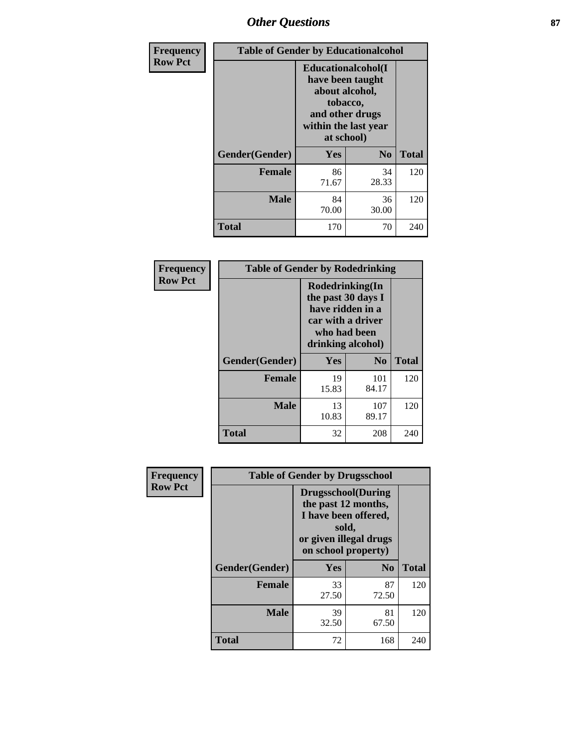| Frequency Row Pct | Table of Gender by Educationalcohol | | |
|---|---|---|---|
| | Educationalcohol(I have been taught about alcohol, tobacco, and other drugs within the last year at school) | | |
| Gender(Gender) | Yes | No | Total |
| Female | 86<br>71.67 | 34<br>28.33 | 120 |
| Male | 84<br>70.00 | 36<br>30.00 | 120 |
| Total | 170 | 70 | 240 |

| Frequency Row Pct | Table of Gender by Rodedrinking | | |
|---|---|---|---|
| | Rodedrinking(In the past 30 days I have ridden in a car with a driver who had been drinking alcohol) | | |
| Gender(Gender) | Yes | No | Total |
| Female | 19<br>15.83 | 101<br>84.17 | 120 |
| Male | 13<br>10.83 | 107<br>89.17 | 120 |
| Total | 32 | 208 | 240 |

| Frequency Row Pct | Table of Gender by Drugsschool | | |
|---|---|---|---|
| | Drugsschool(During the past 12 months, I have been offered, sold, or given illegal drugs on school property) | | |
| Gender(Gender) | Yes | No | Total |
| Female | 33<br>27.50 | 87<br>72.50 | 120 |
| Male | 39<br>32.50 | 81<br>67.50 | 120 |
| Total | 72 | 168 | 240 |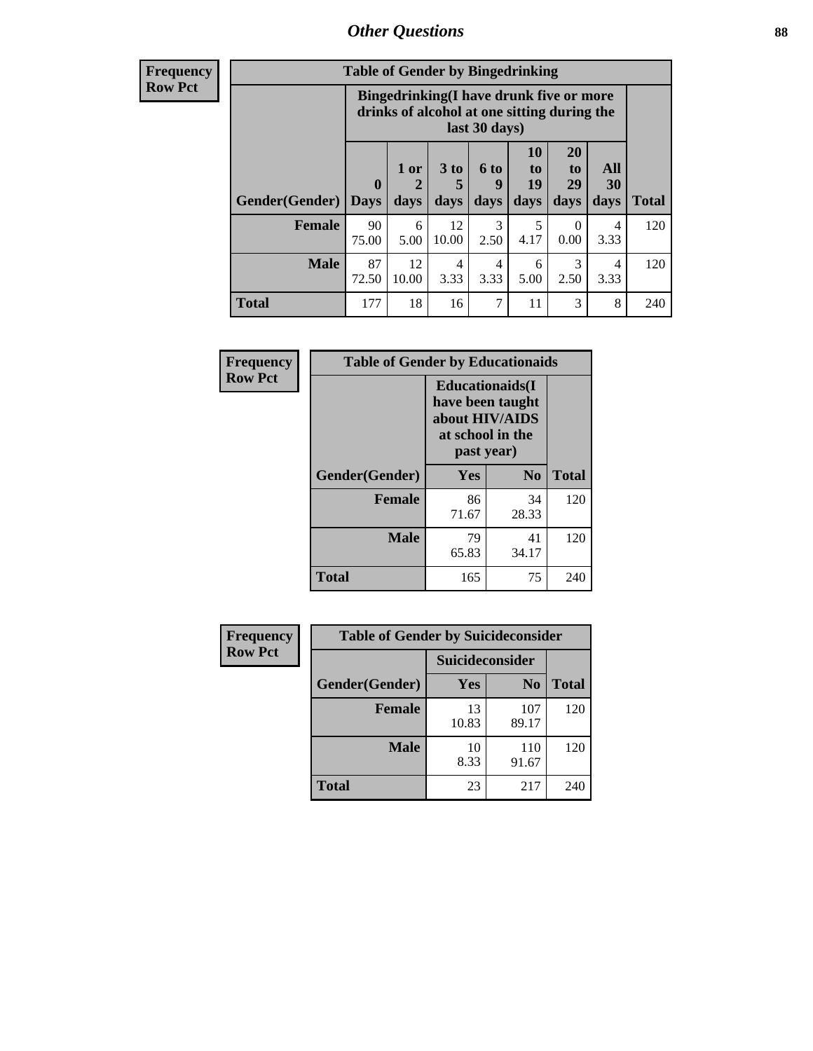| Frequency<br>Row Pct | Table of Gender by Bingedrinking | | | | | | | |
|---|---|---|---|---|---|---|---|---|
| | Bingedrinking(I have drunk five or more drinks of alcohol at one sitting during the last 30 days) | | | | | | | |
| Gender(Gender) | 0 Days | 1 or 2 days | 3 to 5 days | 6 to 9 days | 10 to 19 days | 20 to 29 days | All 30 days | Total |
| Female | 90<br>75.00 | 6<br>5.00 | 12<br>10.00 | 3<br>2.50 | 5<br>4.17 | 0<br>0.00 | 4<br>3.33 | 120 |
| Male | 87<br>72.50 | 12<br>10.00 | 4<br>3.33 | 4<br>3.33 | 6<br>5.00 | 3<br>2.50 | 4<br>3.33 | 120 |
| Total | 177 | 18 | 16 | 7 | 11 | 3 | 8 | 240 |

| Frequency<br>Row Pct | Table of Gender by Educationaids | | |
|---|---|---|---|
| | Educationaids(I have been taught about HIV/AIDS at school in the past year) | | |
| Gender(Gender) | Yes | No | Total |
| Female | 86<br>71.67 | 34<br>28.33 | 120 |
| Male | 79<br>65.83 | 41<br>34.17 | 120 |
| Total | 165 | 75 | 240 |

| Frequency<br>Row Pct | Table of Gender by Suicideconsider | | |
|---|---|---|---|
| | Suicideconsider | | |
| Gender(Gender) | Yes | No | Total |
| Female | 13<br>10.83 | 107<br>89.17 | 120 |
| Male | 10<br>8.33 | 110<br>91.67 | 120 |
| Total | 23 | 217 | 240 |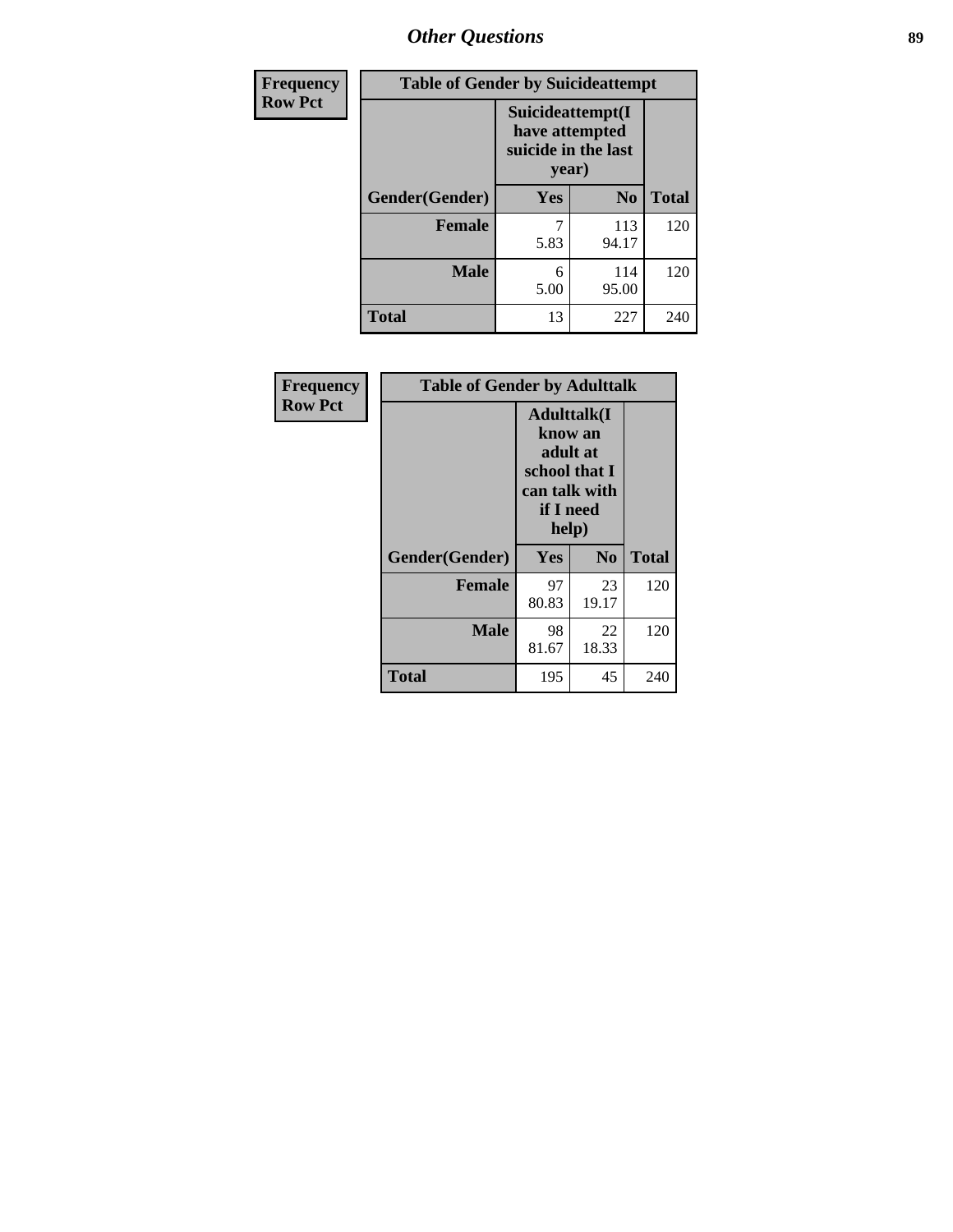| Frequency<br>Row Pct | Table of Gender by Suicideattempt | | |
|---|---|---|---|
| | Suicideattempt(I have attempted suicide in the last year) | | |
| Gender(Gender) | Yes | No | Total |
| Female | 7<br>5.83 | 113<br>94.17 | 120 |
| Male | 6<br>5.00 | 114<br>95.00 | 120 |
| Total | 13 | 227 | 240 |

| Frequency<br>Row Pct | Table of Gender by Adulttalk | | |
|---|---|---|---|
| | Adulttalk(I know an adult at school that I can talk with if I need help) | | |
| Gender(Gender) | Yes | No | Total |
| Female | 97<br>80.83 | 23<br>19.17 | 120 |
| Male | 98<br>81.67 | 22<br>18.33 | 120 |
| Total | 195 | 45 | 240 |